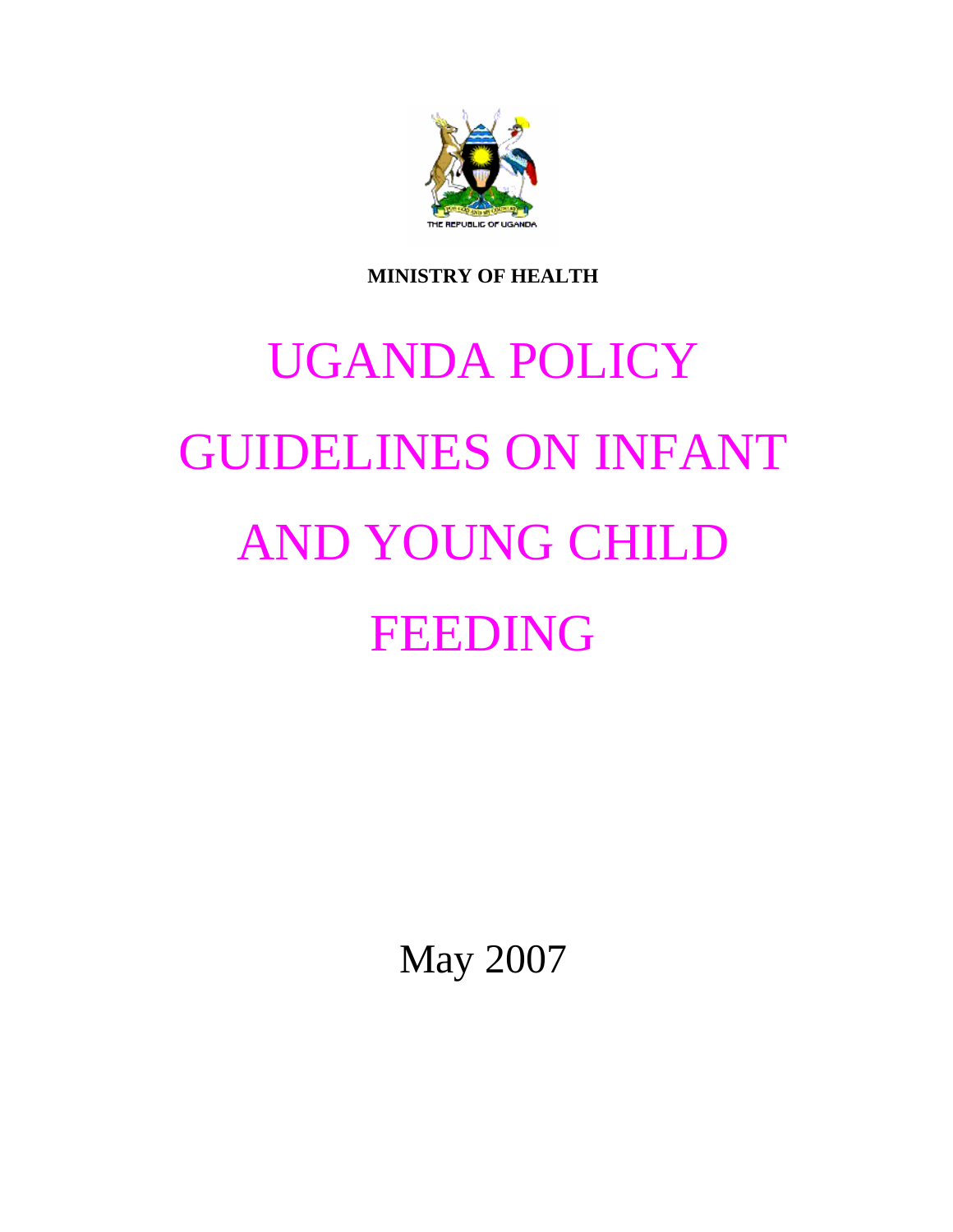THE REPUBLIC OF UGANDA

**MINISTRY OF HEALTH**

# UGANDA POLICY GUIDELINES ON INFANT AND YOUNG CHILD FEEDING

May 2007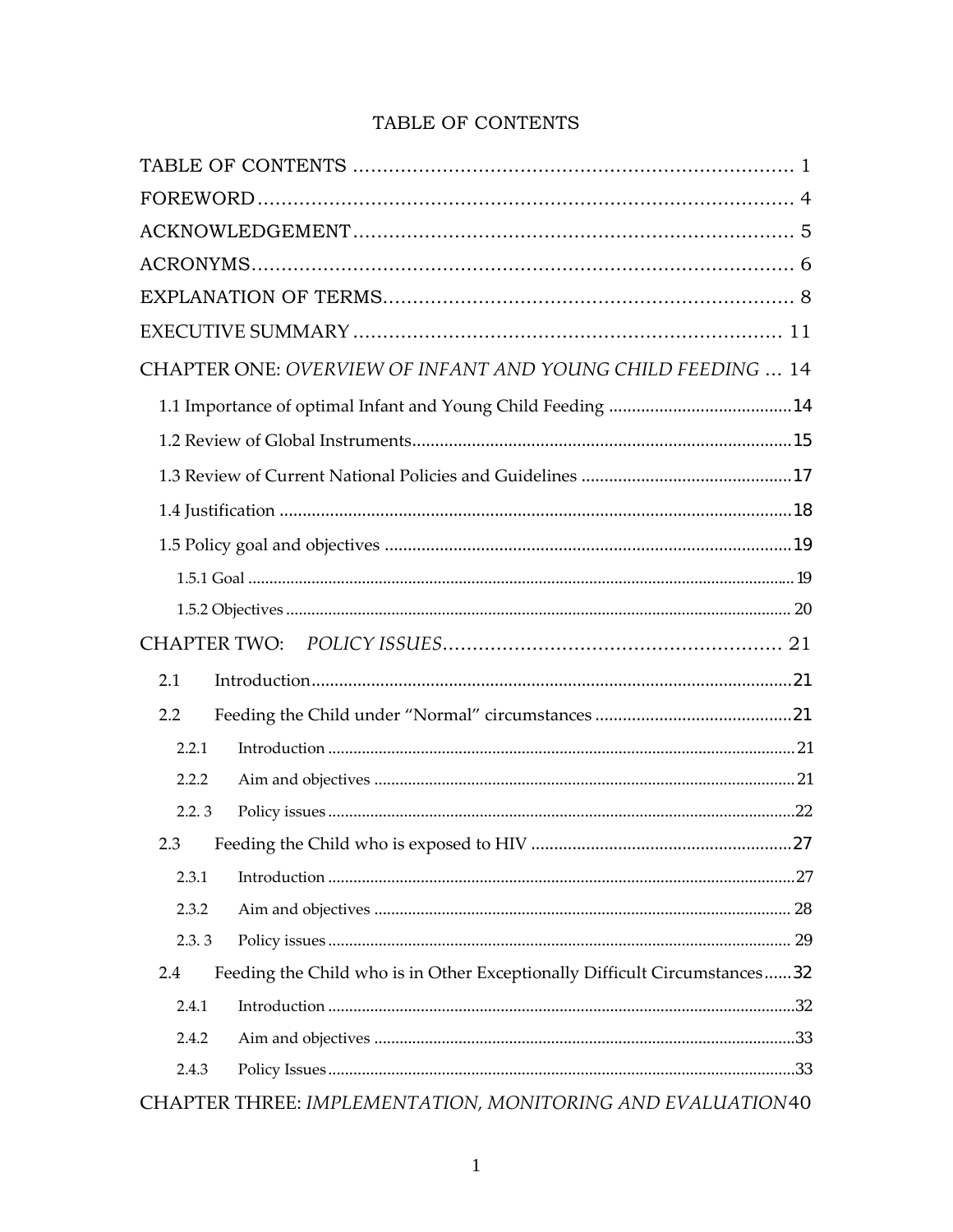# TABLE OF CONTENTS

TABLE OF CONTENTS ........................................................................ 1

FOREWORD........................................................................................ 4

ACKNOWLEDGEMENT........................................................................ 5

ACRONYMS......................................................................................... 6

EXPLANATION OF TERMS.................................................................... 8

EXECUTIVE SUMMARY ...................................................................... 11

CHAPTER ONE: *OVERVIEW OF INFANT AND YOUNG CHILD FEEDING* ... 14

- 1.1 Importance of optimal Infant and Young Child Feeding ........................................ 14
- 1.2 Review of Global Instruments.................................................................................. 15
- 1.3 Review of Current National Policies and Guidelines ............................................. 17
- 1.4 Justification ............................................................................................................... 18
- 1.5 Policy goal and objectives ......................................................................................... 19
  - 1.5.1 Goal ...................................................................................................................... 19
  - 1.5.2 Objectives ............................................................................................................ 20

CHAPTER TWO: *POLICY ISSUES*........................................................ 21

- 2.1 Introduction........................................................................................................ 21
- 2.2 Feeding the Child under "Normal" circumstances ........................................... 21
  - 2.2.1 Introduction ........................................................................................................... 21
  - 2.2.2 Aim and objectives ............................................................................................... 21
  - 2.2. 3 Policy issues ......................................................................................................... 22
- 2.3 Feeding the Child who is exposed to HIV ........................................................ 27
  - 2.3.1 Introduction ........................................................................................................... 27
  - 2.3.2 Aim and objectives ............................................................................................... 28
  - 2.3. 3 Policy issues ......................................................................................................... 29
- 2.4 Feeding the Child who is in Other Exceptionally Difficult Circumstances...... 32
  - 2.4.1 Introduction ........................................................................................................... 32
  - 2.4.2 Aim and objectives ............................................................................................... 33
  - 2.4.3 Policy Issues ......................................................................................................... 33

CHAPTER THREE: *IMPLEMENTATION, MONITORING AND EVALUATION* 40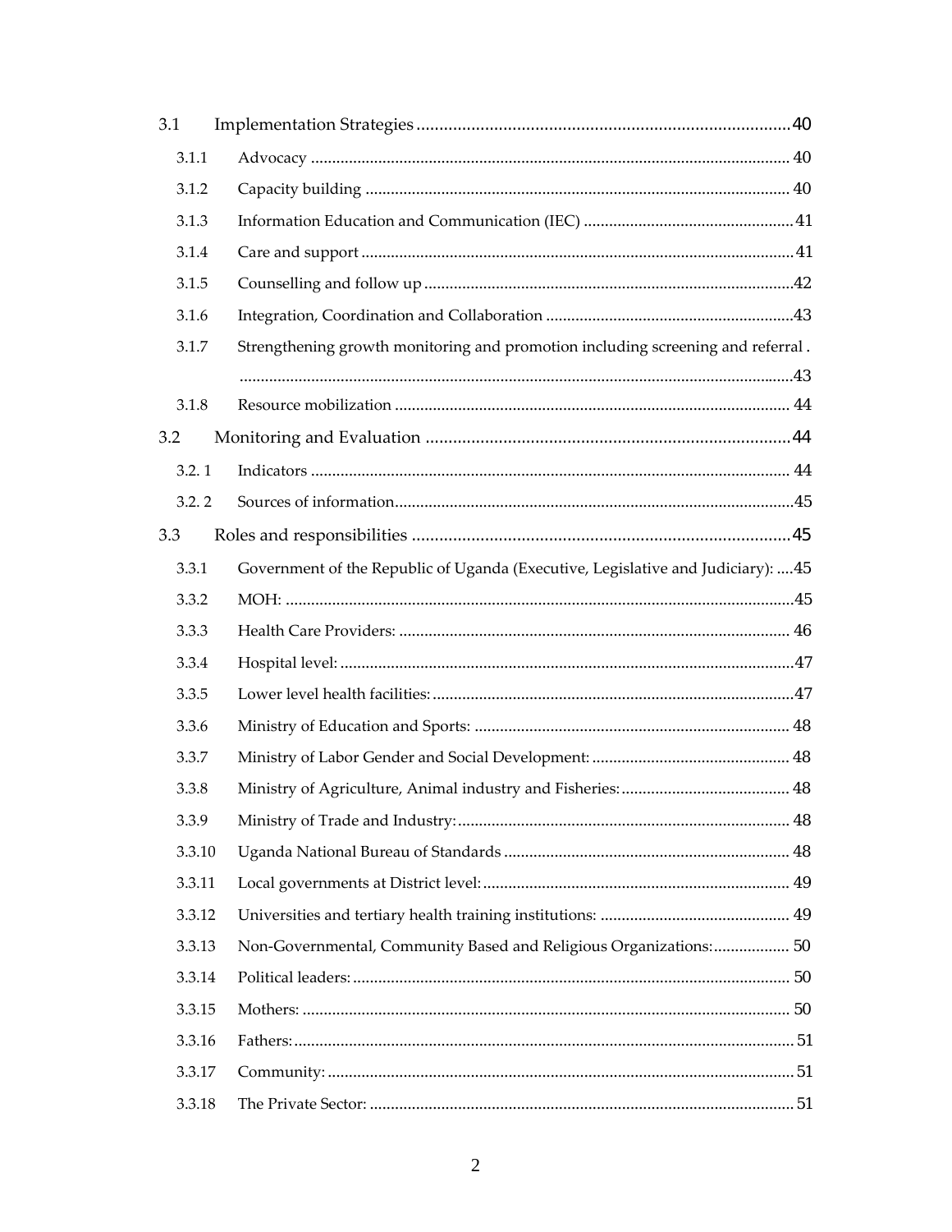| | | |
|---|---|---|
| 3.1 | Implementation Strategies | 40 |
| 3.1.1 | Advocacy | 40 |
| 3.1.2 | Capacity building | 40 |
| 3.1.3 | Information Education and Communication (IEC) | 41 |
| 3.1.4 | Care and support | 41 |
| 3.1.5 | Counselling and follow up | 42 |
| 3.1.6 | Integration, Coordination and Collaboration | 43 |
| 3.1.7 | Strengthening growth monitoring and promotion including screening and referral . | 43 |
| 3.1.8 | Resource mobilization | 44 |
| 3.2 | Monitoring and Evaluation | 44 |
| 3.2. 1 | Indicators | 44 |
| 3.2. 2 | Sources of information | 45 |
| 3.3 | Roles and responsibilities | 45 |
| 3.3.1 | Government of the Republic of Uganda (Executive, Legislative and Judiciary): | 45 |
| 3.3.2 | MOH: | 45 |
| 3.3.3 | Health Care Providers: | 46 |
| 3.3.4 | Hospital level: | 47 |
| 3.3.5 | Lower level health facilities: | 47 |
| 3.3.6 | Ministry of Education and Sports: | 48 |
| 3.3.7 | Ministry of Labor Gender and Social Development: | 48 |
| 3.3.8 | Ministry of Agriculture, Animal industry and Fisheries: | 48 |
| 3.3.9 | Ministry of Trade and Industry: | 48 |
| 3.3.10 | Uganda National Bureau of Standards | 48 |
| 3.3.11 | Local governments at District level: | 49 |
| 3.3.12 | Universities and tertiary health training institutions: | 49 |
| 3.3.13 | Non-Governmental, Community Based and Religious Organizations: | 50 |
| 3.3.14 | Political leaders: | 50 |
| 3.3.15 | Mothers: | 50 |
| 3.3.16 | Fathers: | 51 |
| 3.3.17 | Community: | 51 |
| 3.3.18 | The Private Sector: | 51 |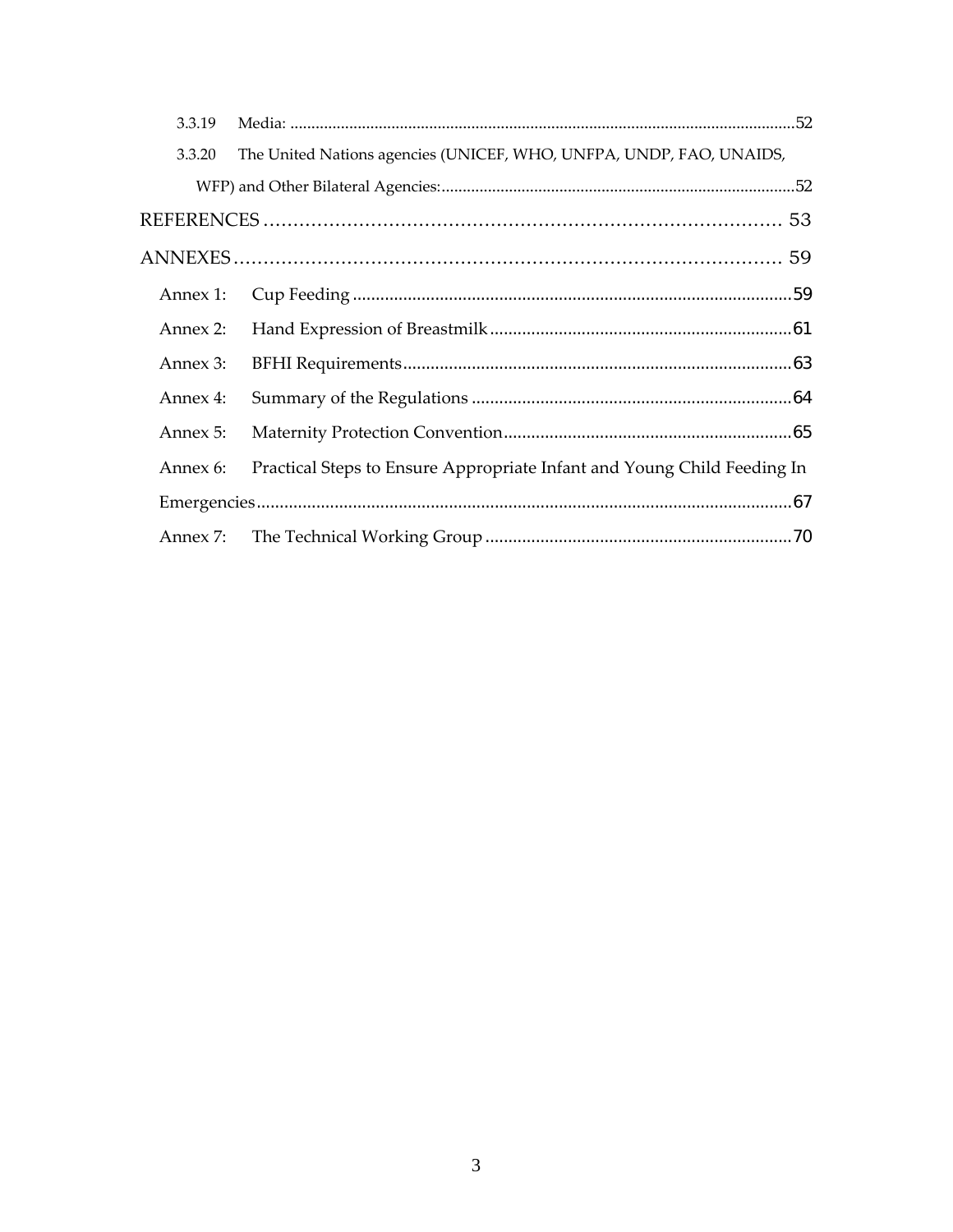3.3.19 Media: ........................................................................................................................52

3.3.20 The United Nations agencies (UNICEF, WHO, UNFPA, UNDP, FAO, UNAIDS, WFP) and Other Bilateral Agencies:....................................................................................52

REFERENCES ........................................................................................ 53

ANNEXES................................................................................................ 59

Annex 1: Cup Feeding ..................................................................................................59

Annex 2: Hand Expression of Breastmilk ...................................................................61

Annex 3: BFHI Requirements......................................................................................63

Annex 4: Summary of the Regulations .......................................................................64

Annex 5: Maternity Protection Convention................................................................65

Annex 6: Practical Steps to Ensure Appropriate Infant and Young Child Feeding In Emergencies......................................................................................................................67

Annex 7: The Technical Working Group ....................................................................70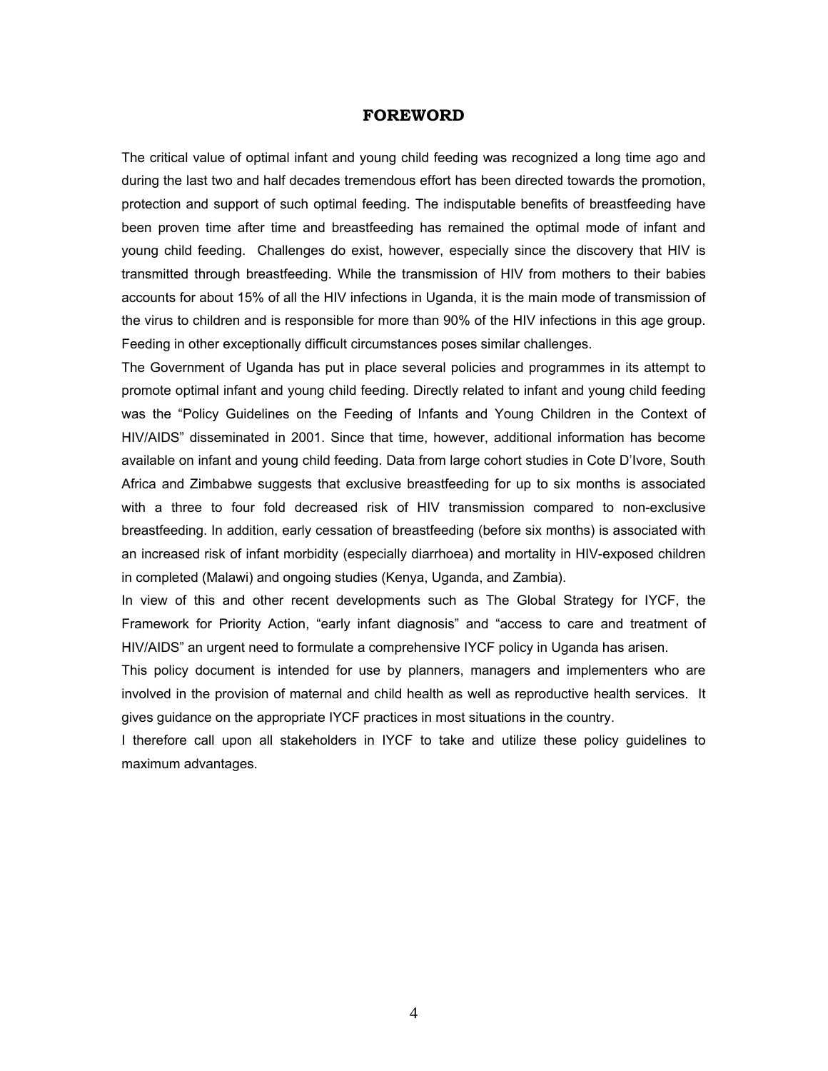# FOREWORD

The critical value of optimal infant and young child feeding was recognized a long time ago and during the last two and half decades tremendous effort has been directed towards the promotion, protection and support of such optimal feeding. The indisputable benefits of breastfeeding have been proven time after time and breastfeeding has remained the optimal mode of infant and young child feeding. Challenges do exist, however, especially since the discovery that HIV is transmitted through breastfeeding. While the transmission of HIV from mothers to their babies accounts for about 15% of all the HIV infections in Uganda, it is the main mode of transmission of the virus to children and is responsible for more than 90% of the HIV infections in this age group. Feeding in other exceptionally difficult circumstances poses similar challenges.

The Government of Uganda has put in place several policies and programmes in its attempt to promote optimal infant and young child feeding. Directly related to infant and young child feeding was the "Policy Guidelines on the Feeding of Infants and Young Children in the Context of HIV/AIDS" disseminated in 2001. Since that time, however, additional information has become available on infant and young child feeding. Data from large cohort studies in Cote D'Ivore, South Africa and Zimbabwe suggests that exclusive breastfeeding for up to six months is associated with a three to four fold decreased risk of HIV transmission compared to non-exclusive breastfeeding. In addition, early cessation of breastfeeding (before six months) is associated with an increased risk of infant morbidity (especially diarrhoea) and mortality in HIV-exposed children in completed (Malawi) and ongoing studies (Kenya, Uganda, and Zambia).

In view of this and other recent developments such as The Global Strategy for IYCF, the Framework for Priority Action, "early infant diagnosis" and "access to care and treatment of HIV/AIDS" an urgent need to formulate a comprehensive IYCF policy in Uganda has arisen.

This policy document is intended for use by planners, managers and implementers who are involved in the provision of maternal and child health as well as reproductive health services. It gives guidance on the appropriate IYCF practices in most situations in the country.

I therefore call upon all stakeholders in IYCF to take and utilize these policy guidelines to maximum advantages.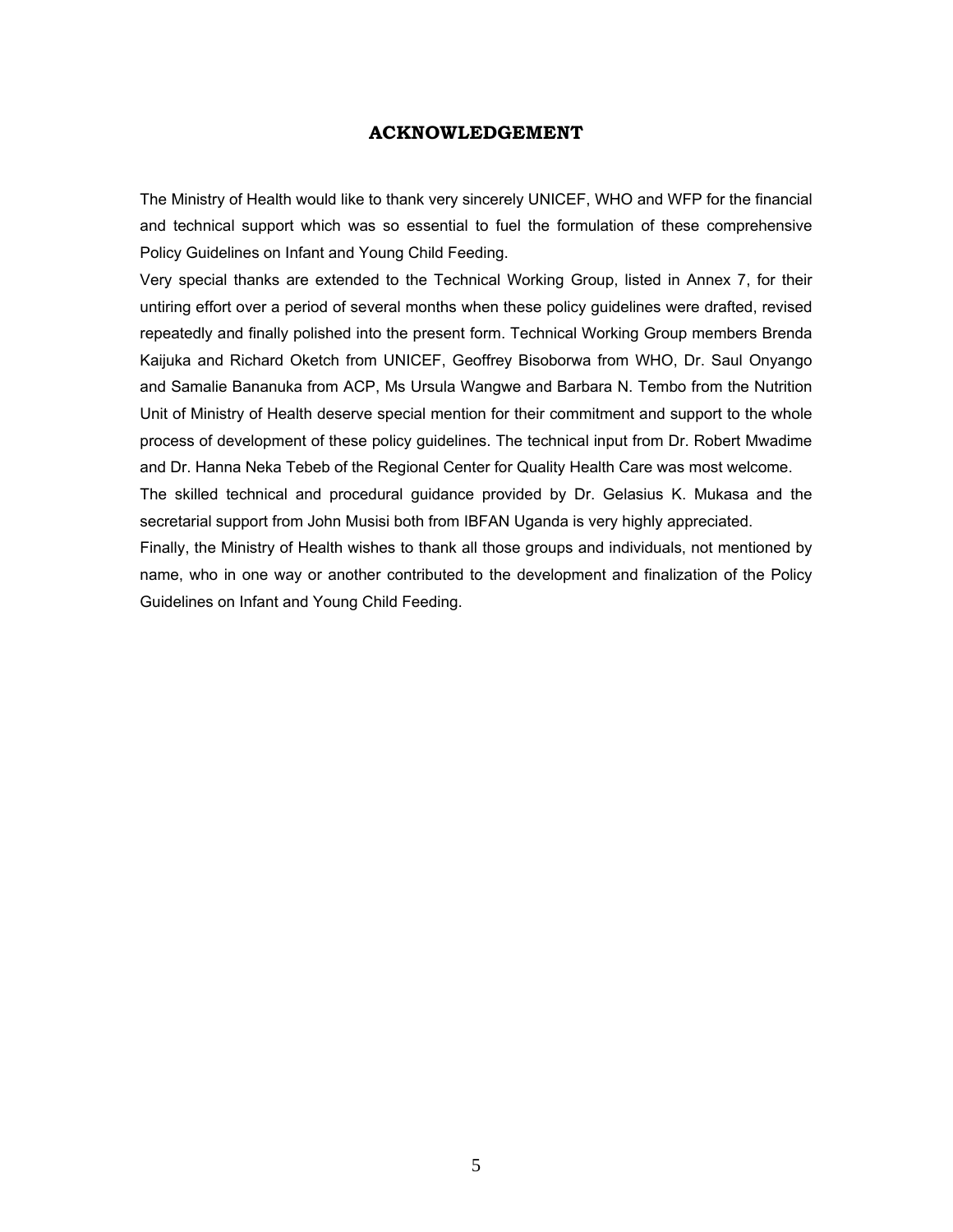# ACKNOWLEDGEMENT

The Ministry of Health would like to thank very sincerely UNICEF, WHO and WFP for the financial and technical support which was so essential to fuel the formulation of these comprehensive Policy Guidelines on Infant and Young Child Feeding.

Very special thanks are extended to the Technical Working Group, listed in Annex 7, for their untiring effort over a period of several months when these policy guidelines were drafted, revised repeatedly and finally polished into the present form. Technical Working Group members Brenda Kaijuka and Richard Oketch from UNICEF, Geoffrey Bisoborwa from WHO, Dr. Saul Onyango and Samalie Bananuka from ACP, Ms Ursula Wangwe and Barbara N. Tembo from the Nutrition Unit of Ministry of Health deserve special mention for their commitment and support to the whole process of development of these policy guidelines. The technical input from Dr. Robert Mwadime and Dr. Hanna Neka Tebeb of the Regional Center for Quality Health Care was most welcome.

The skilled technical and procedural guidance provided by Dr. Gelasius K. Mukasa and the secretarial support from John Musisi both from IBFAN Uganda is very highly appreciated.

Finally, the Ministry of Health wishes to thank all those groups and individuals, not mentioned by name, who in one way or another contributed to the development and finalization of the Policy Guidelines on Infant and Young Child Feeding.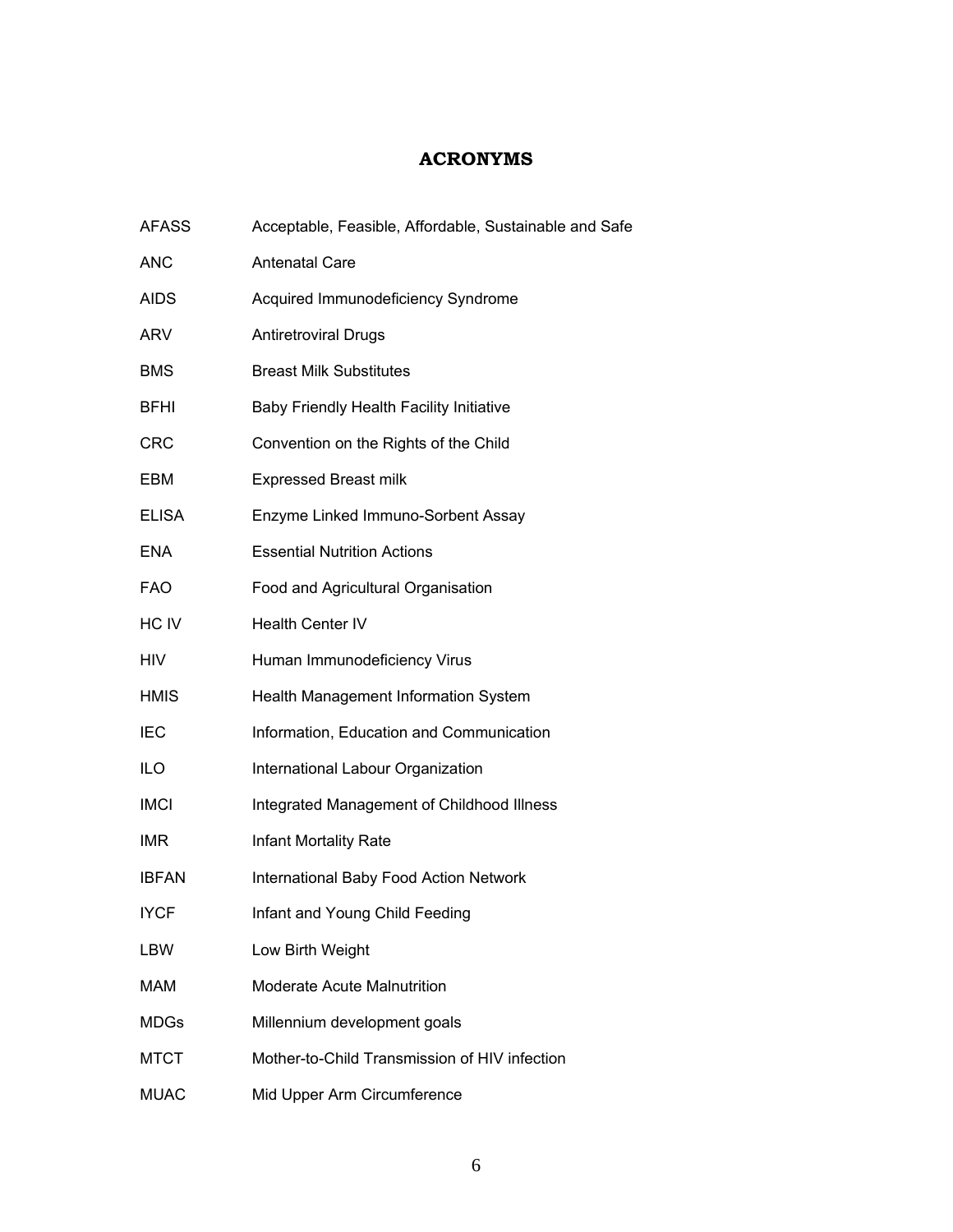# ACRONYMS

| | |
|---|---|
| AFASS | Acceptable, Feasible, Affordable, Sustainable and Safe |
| ANC | Antenatal Care |
| AIDS | Acquired Immunodeficiency Syndrome |
| ARV | Antiretroviral Drugs |
| BMS | Breast Milk Substitutes |
| BFHI | Baby Friendly Health Facility Initiative |
| CRC | Convention on the Rights of the Child |
| EBM | Expressed Breast milk |
| ELISA | Enzyme Linked Immuno-Sorbent Assay |
| ENA | Essential Nutrition Actions |
| FAO | Food and Agricultural Organisation |
| HC IV | Health Center IV |
| HIV | Human Immunodeficiency Virus |
| HMIS | Health Management Information System |
| IEC | Information, Education and Communication |
| ILO | International Labour Organization |
| IMCI | Integrated Management of Childhood Illness |
| IMR | Infant Mortality Rate |
| IBFAN | International Baby Food Action Network |
| IYCF | Infant and Young Child Feeding |
| LBW | Low Birth Weight |
| MAM | Moderate Acute Malnutrition |
| MDGs | Millennium development goals |
| MTCT | Mother-to-Child Transmission of HIV infection |
| MUAC | Mid Upper Arm Circumference |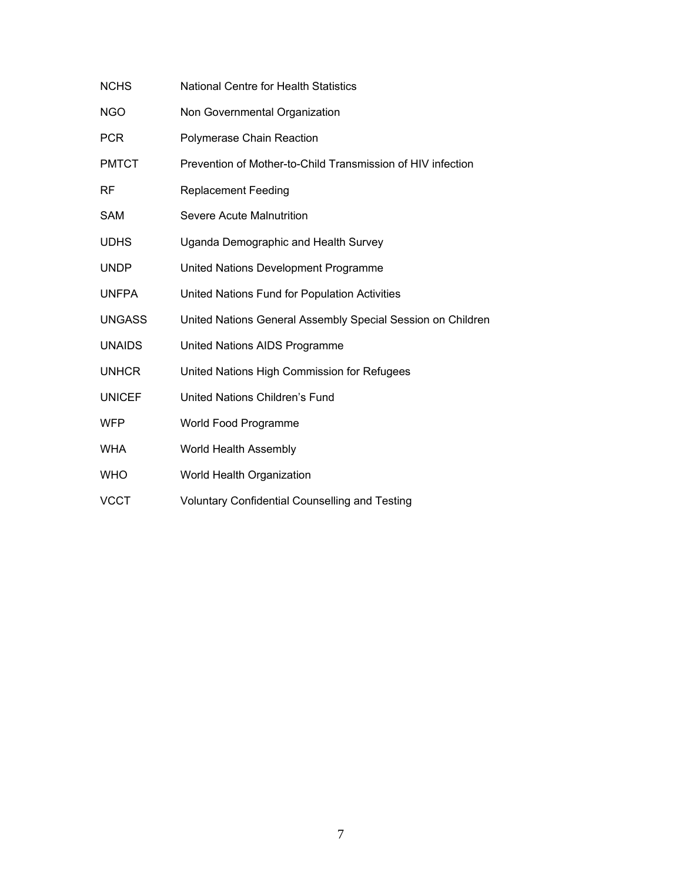| | |
|---|---|
| NCHS | National Centre for Health Statistics |
| NGO | Non Governmental Organization |
| PCR | Polymerase Chain Reaction |
| PMTCT | Prevention of Mother-to-Child Transmission of HIV infection |
| RF | Replacement Feeding |
| SAM | Severe Acute Malnutrition |
| UDHS | Uganda Demographic and Health Survey |
| UNDP | United Nations Development Programme |
| UNFPA | United Nations Fund for Population Activities |
| UNGASS | United Nations General Assembly Special Session on Children |
| UNAIDS | United Nations AIDS Programme |
| UNHCR | United Nations High Commission for Refugees |
| UNICEF | United Nations Children's Fund |
| WFP | World Food Programme |
| WHA | World Health Assembly |
| WHO | World Health Organization |
| VCCT | Voluntary Confidential Counselling and Testing |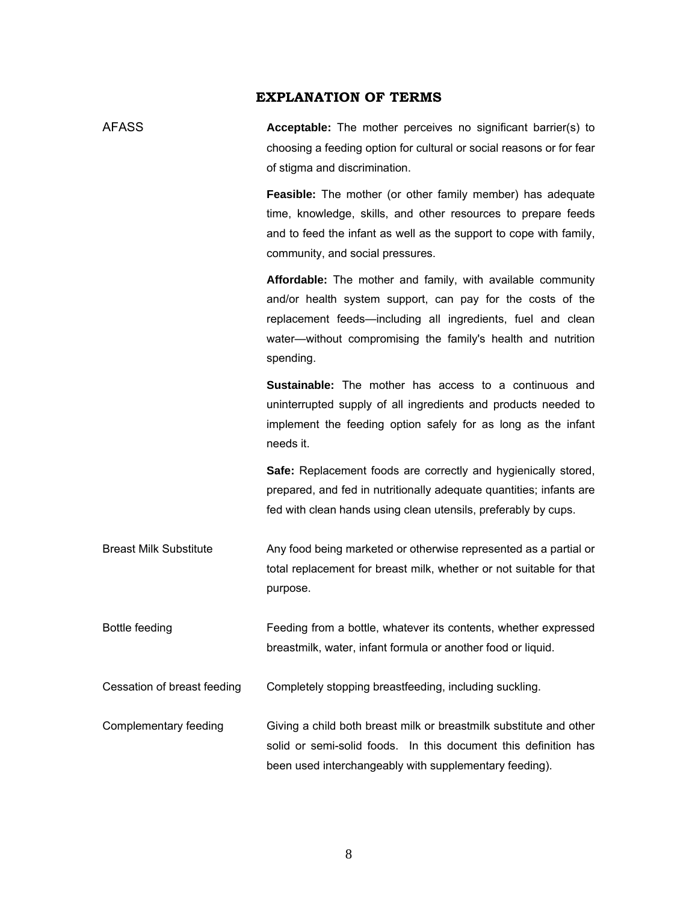## EXPLANATION OF TERMS

| | |
|---|---|
| AFASS | **Acceptable:** The mother perceives no significant barrier(s) to choosing a feeding option for cultural or social reasons or for fear of stigma and discrimination.<br><br>**Feasible:** The mother (or other family member) has adequate time, knowledge, skills, and other resources to prepare feeds and to feed the infant as well as the support to cope with family, community, and social pressures.<br><br>**Affordable:** The mother and family, with available community and/or health system support, can pay for the costs of the replacement feeds—including all ingredients, fuel and clean water—without compromising the family's health and nutrition spending.<br><br>**Sustainable:** The mother has access to a continuous and uninterrupted supply of all ingredients and products needed to implement the feeding option safely for as long as the infant needs it.<br><br>**Safe:** Replacement foods are correctly and hygienically stored, prepared, and fed in nutritionally adequate quantities; infants are fed with clean hands using clean utensils, preferably by cups. |
| Breast Milk Substitute | Any food being marketed or otherwise represented as a partial or total replacement for breast milk, whether or not suitable for that purpose. |
| Bottle feeding | Feeding from a bottle, whatever its contents, whether expressed breastmilk, water, infant formula or another food or liquid. |
| Cessation of breast feeding | Completely stopping breastfeeding, including suckling. |
| Complementary feeding | Giving a child both breast milk or breastmilk substitute and other solid or semi-solid foods. In this document this definition has been used interchangeably with supplementary feeding). |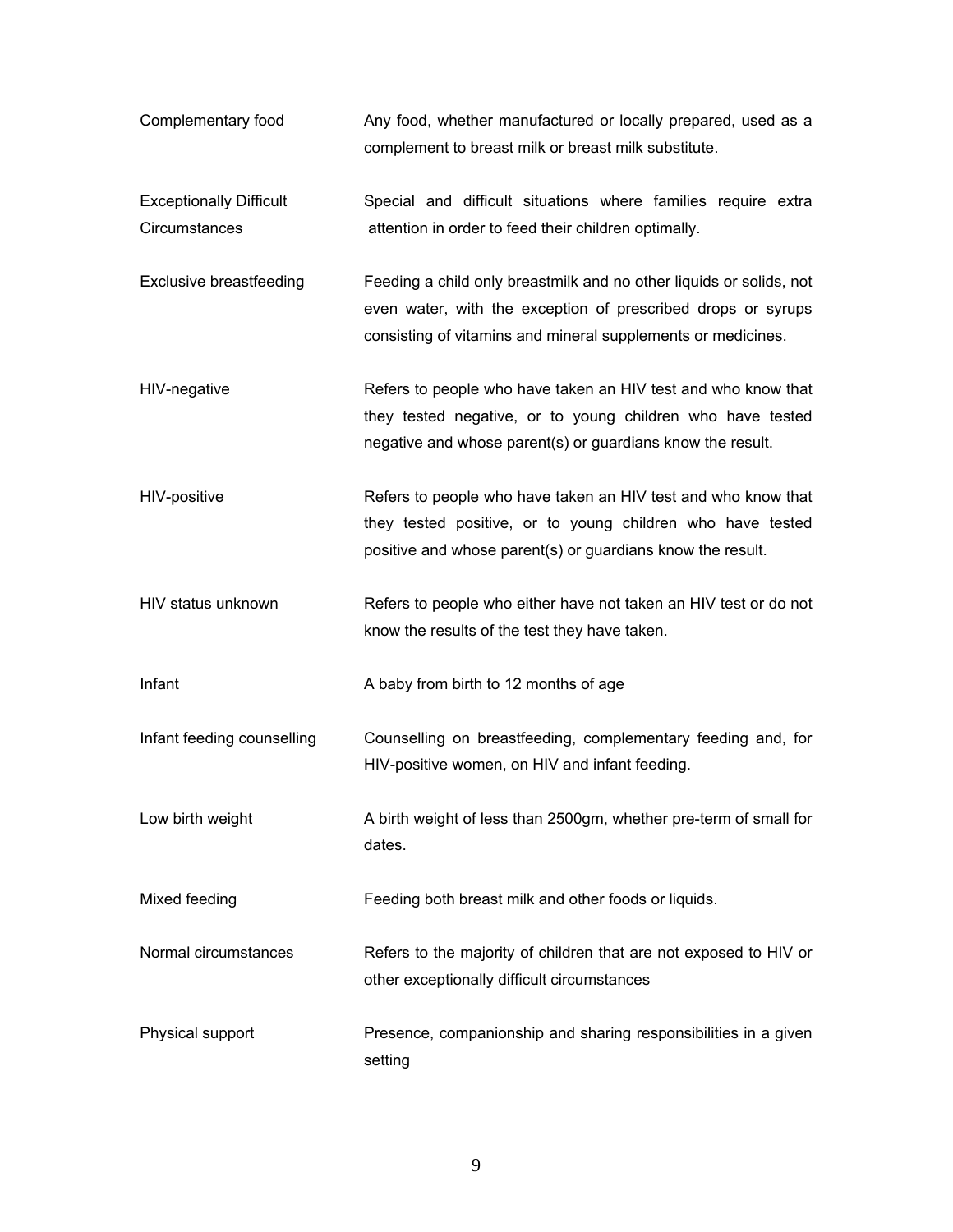| | |
|---|---|
| Complementary food | Any food, whether manufactured or locally prepared, used as a complement to breast milk or breast milk substitute. |
| Exceptionally Difficult Circumstances | Special and difficult situations where families require extra attention in order to feed their children optimally. |
| Exclusive breastfeeding | Feeding a child only breastmilk and no other liquids or solids, not even water, with the exception of prescribed drops or syrups consisting of vitamins and mineral supplements or medicines. |
| HIV-negative | Refers to people who have taken an HIV test and who know that they tested negative, or to young children who have tested negative and whose parent(s) or guardians know the result. |
| HIV-positive | Refers to people who have taken an HIV test and who know that they tested positive, or to young children who have tested positive and whose parent(s) or guardians know the result. |
| HIV status unknown | Refers to people who either have not taken an HIV test or do not know the results of the test they have taken. |
| Infant | A baby from birth to 12 months of age |
| Infant feeding counselling | Counselling on breastfeeding, complementary feeding and, for HIV-positive women, on HIV and infant feeding. |
| Low birth weight | A birth weight of less than 2500gm, whether pre-term of small for dates. |
| Mixed feeding | Feeding both breast milk and other foods or liquids. |
| Normal circumstances | Refers to the majority of children that are not exposed to HIV or other exceptionally difficult circumstances |
| Physical support | Presence, companionship and sharing responsibilities in a given setting |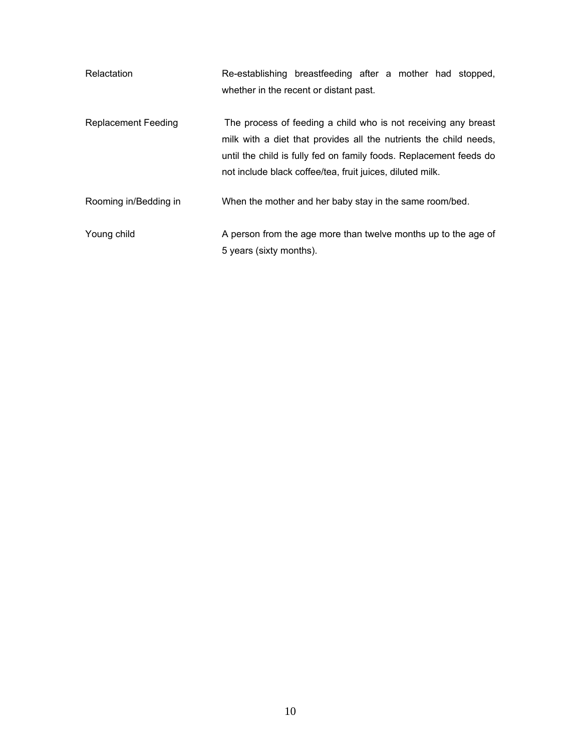| | |
|---|---|
| Relactation | Re-establishing breastfeeding after a mother had stopped, whether in the recent or distant past. |
| Replacement Feeding | The process of feeding a child who is not receiving any breast milk with a diet that provides all the nutrients the child needs, until the child is fully fed on family foods. Replacement feeds do not include black coffee/tea, fruit juices, diluted milk. |
| Rooming in/Bedding in | When the mother and her baby stay in the same room/bed. |
| Young child | A person from the age more than twelve months up to the age of 5 years (sixty months). |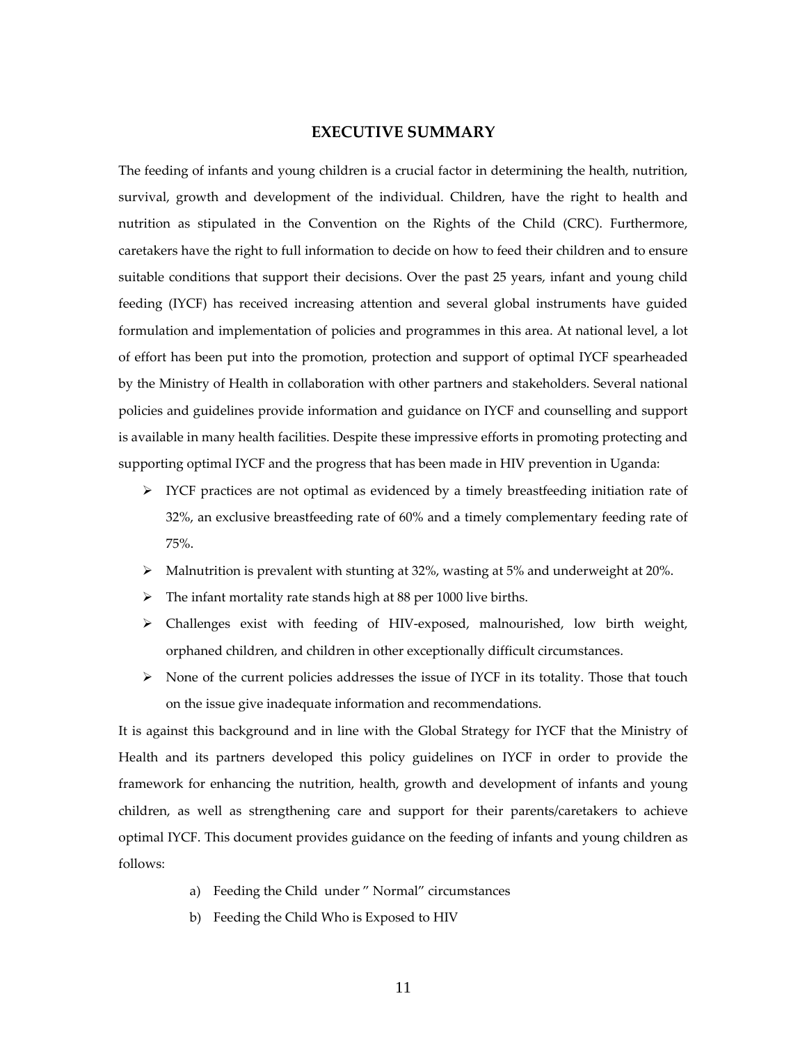# EXECUTIVE SUMMARY

The feeding of infants and young children is a crucial factor in determining the health, nutrition, survival, growth and development of the individual. Children, have the right to health and nutrition as stipulated in the Convention on the Rights of the Child (CRC). Furthermore, caretakers have the right to full information to decide on how to feed their children and to ensure suitable conditions that support their decisions. Over the past 25 years, infant and young child feeding (IYCF) has received increasing attention and several global instruments have guided formulation and implementation of policies and programmes in this area. At national level, a lot of effort has been put into the promotion, protection and support of optimal IYCF spearheaded by the Ministry of Health in collaboration with other partners and stakeholders. Several national policies and guidelines provide information and guidance on IYCF and counselling and support is available in many health facilities. Despite these impressive efforts in promoting protecting and supporting optimal IYCF and the progress that has been made in HIV prevention in Uganda:

- IYCF practices are not optimal as evidenced by a timely breastfeeding initiation rate of 32%, an exclusive breastfeeding rate of 60% and a timely complementary feeding rate of 75%.
- Malnutrition is prevalent with stunting at 32%, wasting at 5% and underweight at 20%.
- The infant mortality rate stands high at 88 per 1000 live births.
- Challenges exist with feeding of HIV-exposed, malnourished, low birth weight, orphaned children, and children in other exceptionally difficult circumstances.
- None of the current policies addresses the issue of IYCF in its totality. Those that touch on the issue give inadequate information and recommendations.

It is against this background and in line with the Global Strategy for IYCF that the Ministry of Health and its partners developed this policy guidelines on IYCF in order to provide the framework for enhancing the nutrition, health, growth and development of infants and young children, as well as strengthening care and support for their parents/caretakers to achieve optimal IYCF. This document provides guidance on the feeding of infants and young children as follows:

a) Feeding the Child under " Normal" circumstances
b) Feeding the Child Who is Exposed to HIV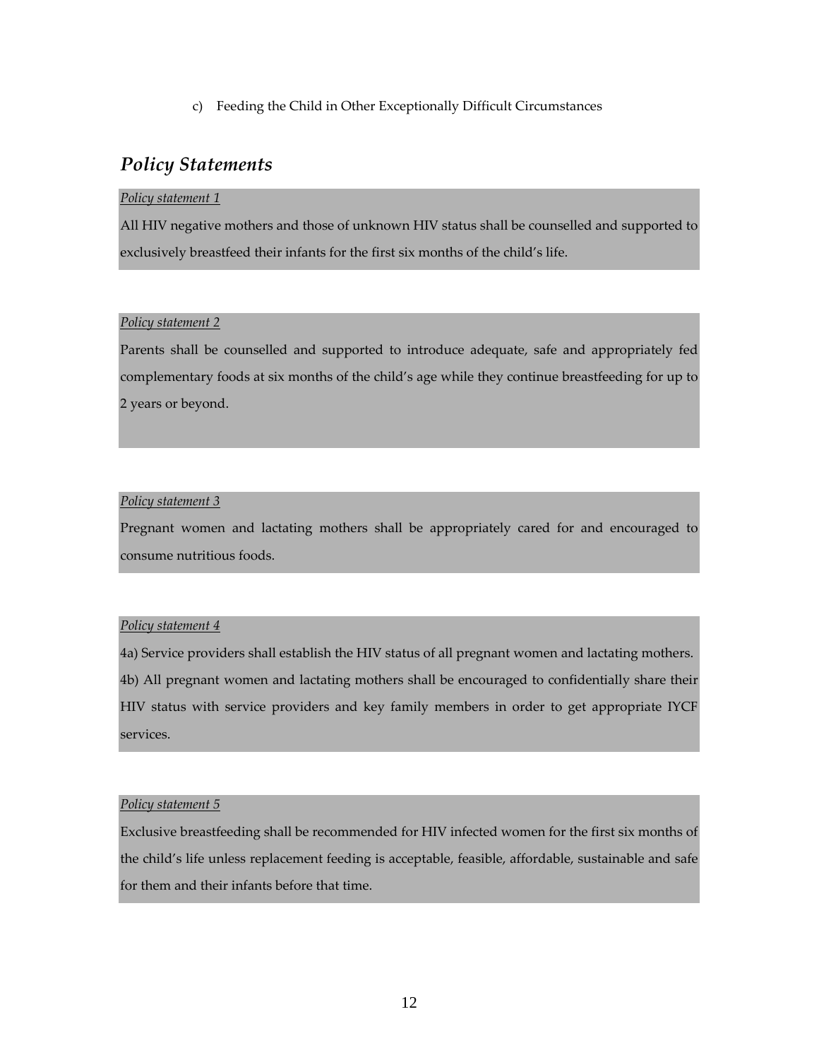c) Feeding the Child in Other Exceptionally Difficult Circumstances

## *Policy Statements*

*Policy statement 1*

All HIV negative mothers and those of unknown HIV status shall be counselled and supported to exclusively breastfeed their infants for the first six months of the child's life.

*Policy statement 2*

Parents shall be counselled and supported to introduce adequate, safe and appropriately fed complementary foods at six months of the child's age while they continue breastfeeding for up to 2 years or beyond.

*Policy statement 3*

Pregnant women and lactating mothers shall be appropriately cared for and encouraged to consume nutritious foods.

*Policy statement 4*

4a) Service providers shall establish the HIV status of all pregnant women and lactating mothers.

4b) All pregnant women and lactating mothers shall be encouraged to confidentially share their HIV status with service providers and key family members in order to get appropriate IYCF services.

*Policy statement 5*

Exclusive breastfeeding shall be recommended for HIV infected women for the first six months of the child's life unless replacement feeding is acceptable, feasible, affordable, sustainable and safe for them and their infants before that time.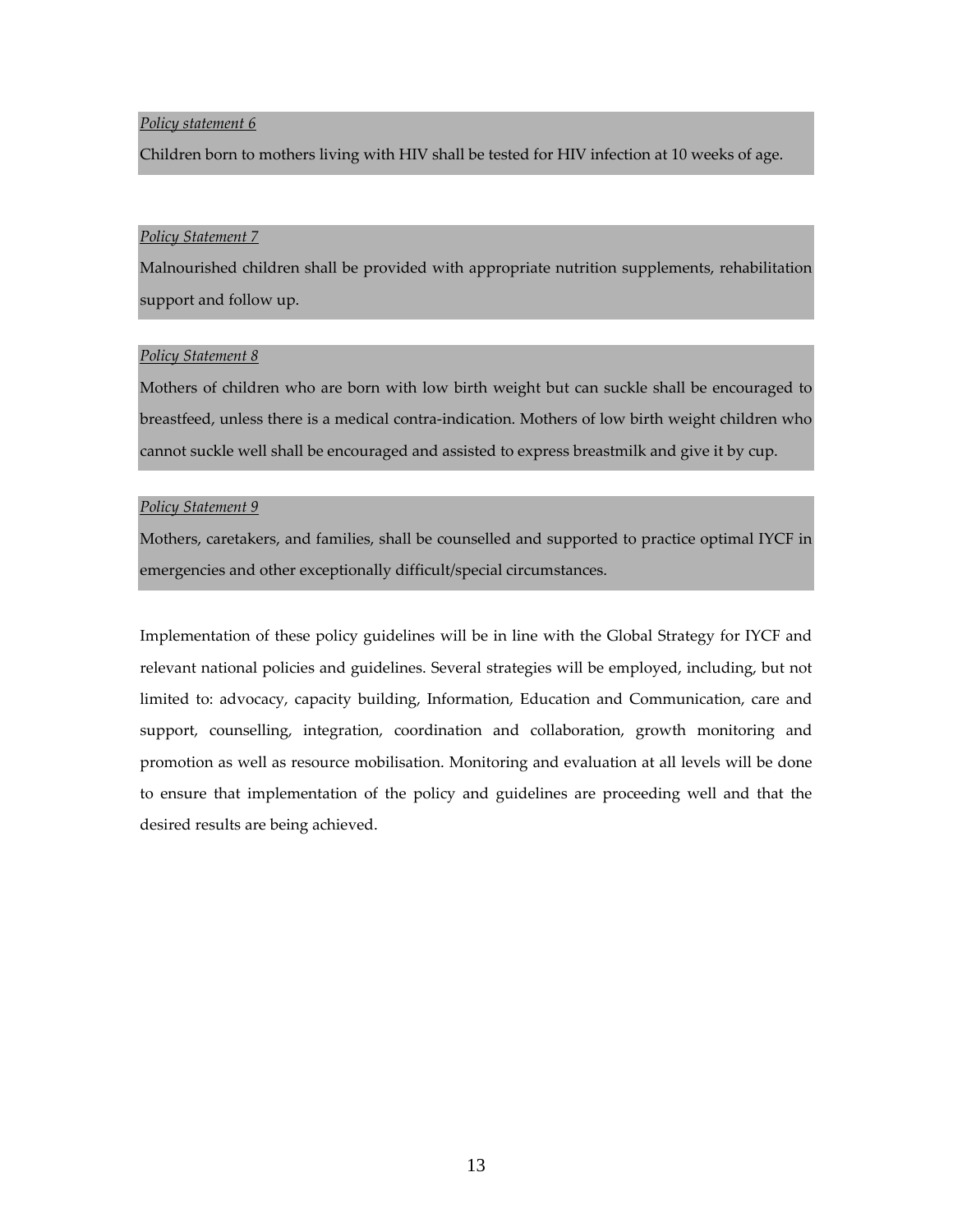*Policy statement 6*

Children born to mothers living with HIV shall be tested for HIV infection at 10 weeks of age.

*Policy Statement 7*

Malnourished children shall be provided with appropriate nutrition supplements, rehabilitation support and follow up.

*Policy Statement 8*

Mothers of children who are born with low birth weight but can suckle shall be encouraged to breastfeed, unless there is a medical contra-indication. Mothers of low birth weight children who cannot suckle well shall be encouraged and assisted to express breastmilk and give it by cup.

*Policy Statement 9*

Mothers, caretakers, and families, shall be counselled and supported to practice optimal IYCF in emergencies and other exceptionally difficult/special circumstances.

Implementation of these policy guidelines will be in line with the Global Strategy for IYCF and relevant national policies and guidelines. Several strategies will be employed, including, but not limited to: advocacy, capacity building, Information, Education and Communication, care and support, counselling, integration, coordination and collaboration, growth monitoring and promotion as well as resource mobilisation. Monitoring and evaluation at all levels will be done to ensure that implementation of the policy and guidelines are proceeding well and that the desired results are being achieved.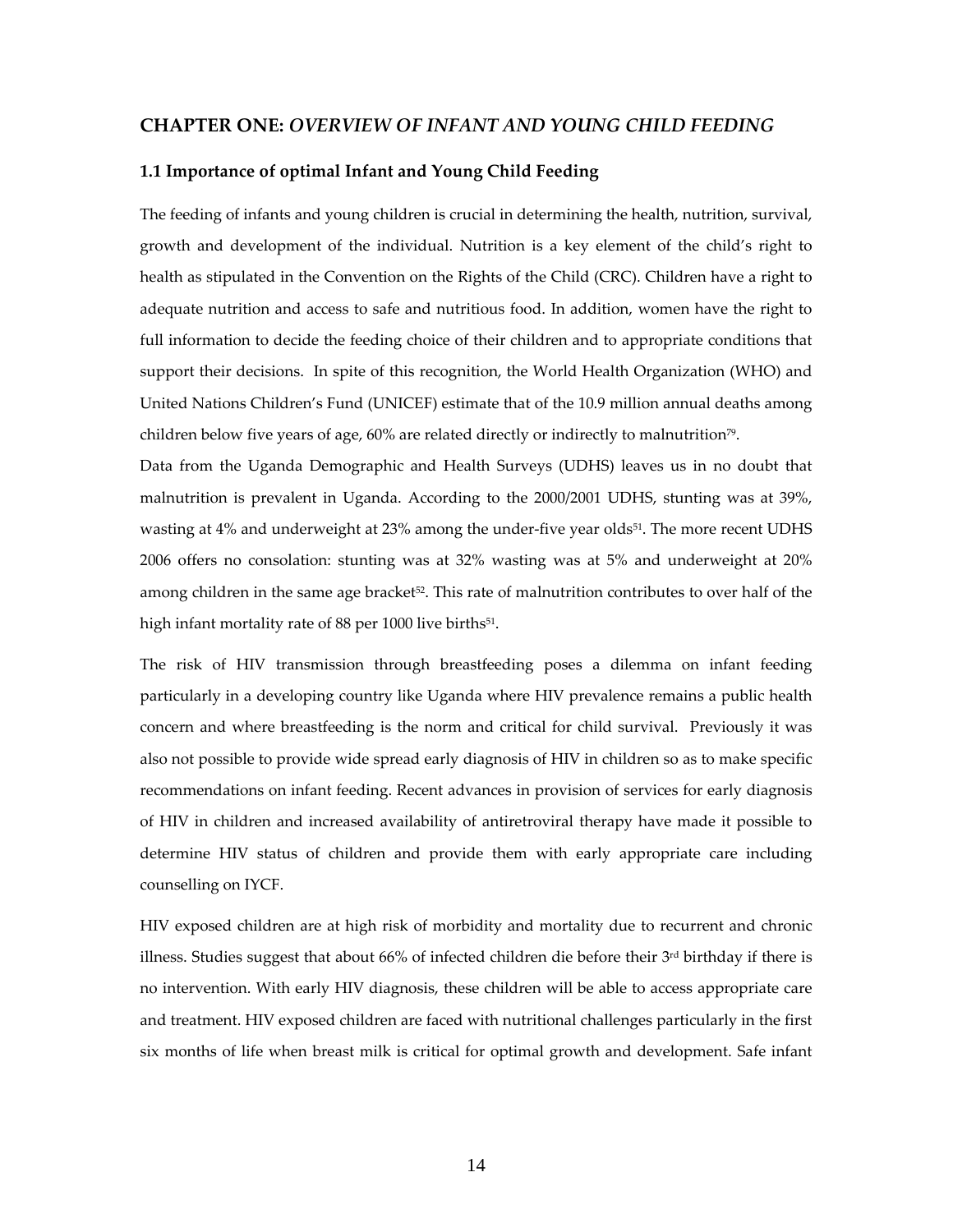## CHAPTER ONE: *OVERVIEW OF INFANT AND YOUNG CHILD FEEDING*

### 1.1 Importance of optimal Infant and Young Child Feeding

The feeding of infants and young children is crucial in determining the health, nutrition, survival, growth and development of the individual. Nutrition is a key element of the child's right to health as stipulated in the Convention on the Rights of the Child (CRC). Children have a right to adequate nutrition and access to safe and nutritious food. In addition, women have the right to full information to decide the feeding choice of their children and to appropriate conditions that support their decisions. In spite of this recognition, the World Health Organization (WHO) and United Nations Children's Fund (UNICEF) estimate that of the 10.9 million annual deaths among children below five years of age, 60% are related directly or indirectly to malnutrition[79].

Data from the Uganda Demographic and Health Surveys (UDHS) leaves us in no doubt that malnutrition is prevalent in Uganda. According to the 2000/2001 UDHS, stunting was at 39%, wasting at 4% and underweight at 23% among the under-five year olds[51]. The more recent UDHS 2006 offers no consolation: stunting was at 32% wasting was at 5% and underweight at 20% among children in the same age bracket[52]. This rate of malnutrition contributes to over half of the high infant mortality rate of 88 per 1000 live births[51].

The risk of HIV transmission through breastfeeding poses a dilemma on infant feeding particularly in a developing country like Uganda where HIV prevalence remains a public health concern and where breastfeeding is the norm and critical for child survival. Previously it was also not possible to provide wide spread early diagnosis of HIV in children so as to make specific recommendations on infant feeding. Recent advances in provision of services for early diagnosis of HIV in children and increased availability of antiretroviral therapy have made it possible to determine HIV status of children and provide them with early appropriate care including counselling on IYCF.

HIV exposed children are at high risk of morbidity and mortality due to recurrent and chronic illness. Studies suggest that about 66% of infected children die before their 3rd birthday if there is no intervention. With early HIV diagnosis, these children will be able to access appropriate care and treatment. HIV exposed children are faced with nutritional challenges particularly in the first six months of life when breast milk is critical for optimal growth and development. Safe infant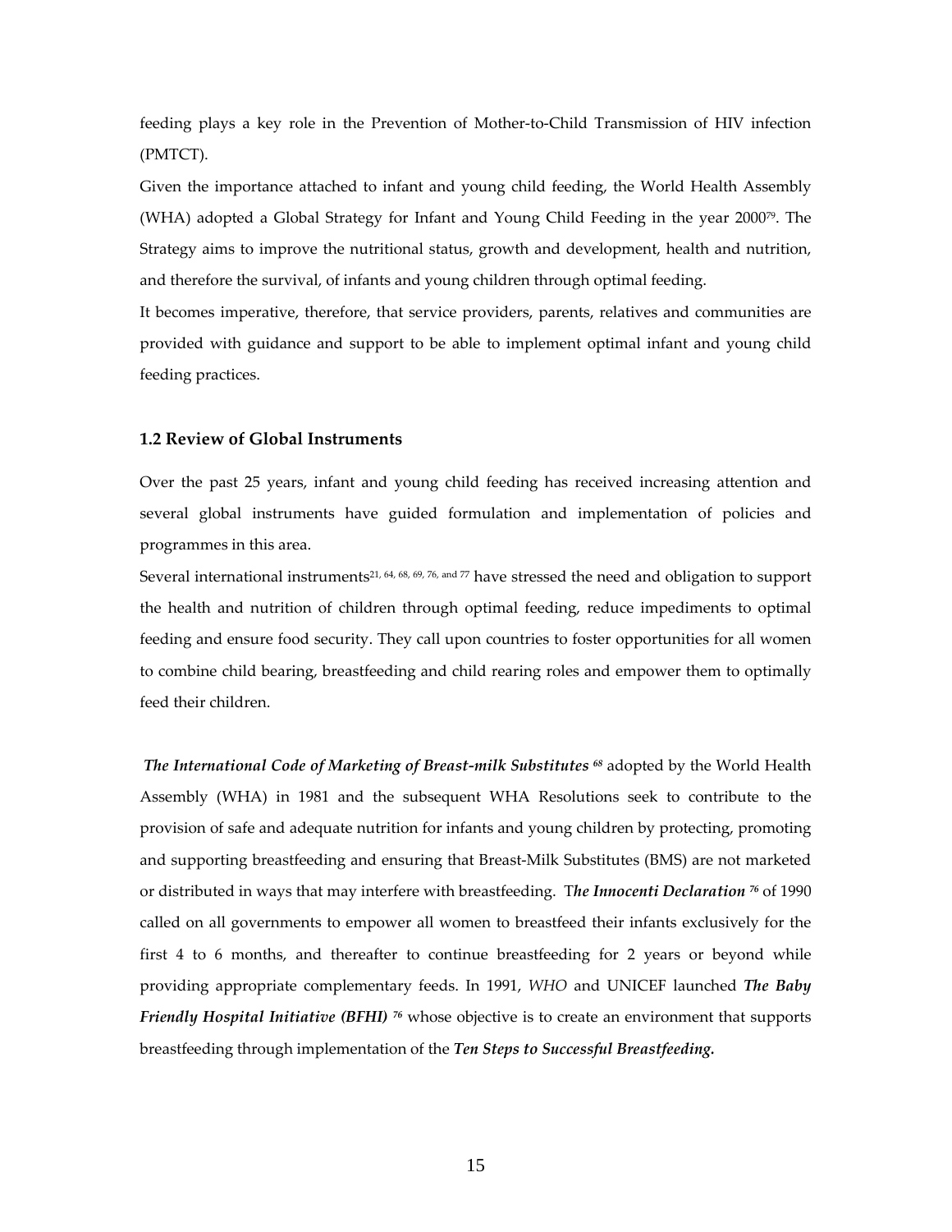feeding plays a key role in the Prevention of Mother-to-Child Transmission of HIV infection (PMTCT).

Given the importance attached to infant and young child feeding, the World Health Assembly (WHA) adopted a Global Strategy for Infant and Young Child Feeding in the year 2000[79]. The Strategy aims to improve the nutritional status, growth and development, health and nutrition, and therefore the survival, of infants and young children through optimal feeding.

It becomes imperative, therefore, that service providers, parents, relatives and communities are provided with guidance and support to be able to implement optimal infant and young child feeding practices.

### 1.2 Review of Global Instruments

Over the past 25 years, infant and young child feeding has received increasing attention and several global instruments have guided formulation and implementation of policies and programmes in this area.

Several international instruments[21, 64, 68, 69, 76, and 77] have stressed the need and obligation to support the health and nutrition of children through optimal feeding, reduce impediments to optimal feeding and ensure food security. They call upon countries to foster opportunities for all women to combine child bearing, breastfeeding and child rearing roles and empower them to optimally feed their children.

***The International Code of Marketing of Breast-milk Substitutes*** [68] adopted by the World Health Assembly (WHA) in 1981 and the subsequent WHA Resolutions seek to contribute to the provision of safe and adequate nutrition for infants and young children by protecting, promoting and supporting breastfeeding and ensuring that Breast-Milk Substitutes (BMS) are not marketed or distributed in ways that may interfere with breastfeeding. T***he Innocenti Declaration*** [76] of 1990 called on all governments to empower all women to breastfeed their infants exclusively for the first 4 to 6 months, and thereafter to continue breastfeeding for 2 years or beyond while providing appropriate complementary feeds. In 1991, *WHO* and UNICEF launched ***The Baby Friendly Hospital Initiative (BFHI)*** [76] whose objective is to create an environment that supports breastfeeding through implementation of the ***Ten Steps to Successful Breastfeeding.***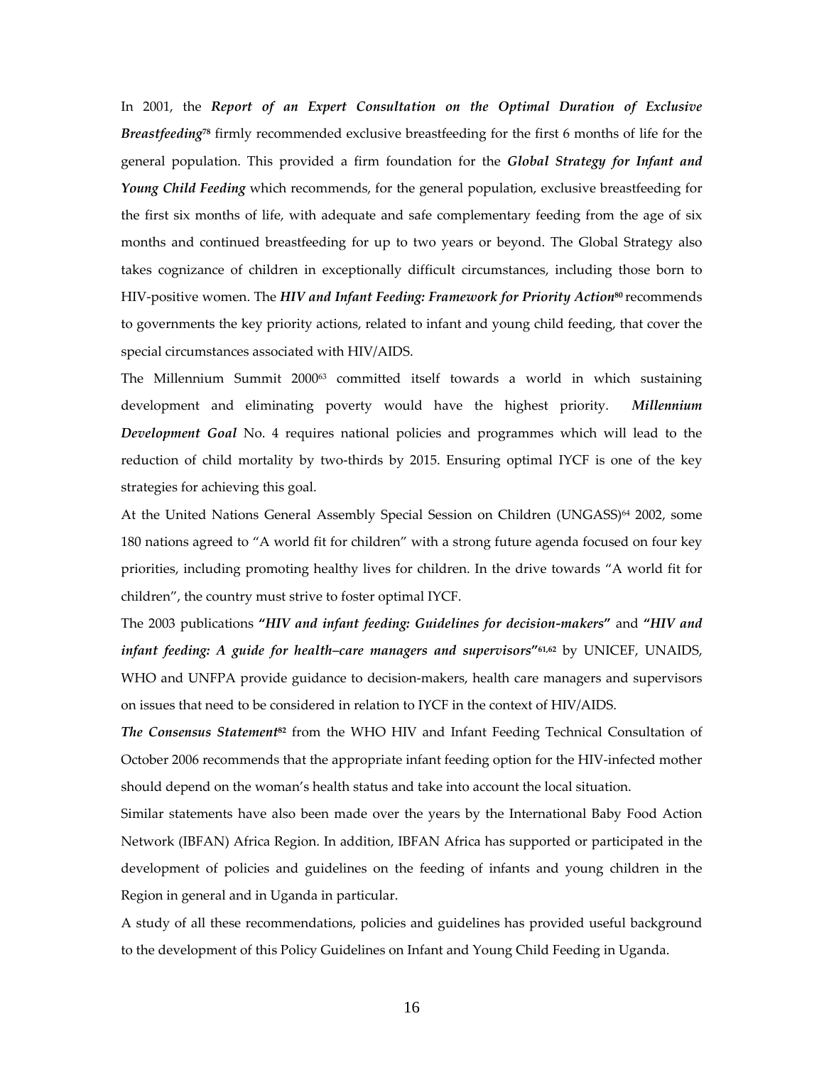In 2001, the ***Report of an Expert Consultation on the Optimal Duration of Exclusive Breastfeeding***[78] firmly recommended exclusive breastfeeding for the first 6 months of life for the general population. This provided a firm foundation for the ***Global Strategy for Infant and Young Child Feeding*** which recommends, for the general population, exclusive breastfeeding for the first six months of life, with adequate and safe complementary feeding from the age of six months and continued breastfeeding for up to two years or beyond. The Global Strategy also takes cognizance of children in exceptionally difficult circumstances, including those born to HIV-positive women. The ***HIV and Infant Feeding: Framework for Priority Action***[80] recommends to governments the key priority actions, related to infant and young child feeding, that cover the special circumstances associated with HIV/AIDS.

The Millennium Summit 2000[63] committed itself towards a world in which sustaining development and eliminating poverty would have the highest priority. ***Millennium Development Goal*** No. 4 requires national policies and programmes which will lead to the reduction of child mortality by two-thirds by 2015. Ensuring optimal IYCF is one of the key strategies for achieving this goal.

At the United Nations General Assembly Special Session on Children (UNGASS)[64] 2002, some 180 nations agreed to "A world fit for children" with a strong future agenda focused on four key priorities, including promoting healthy lives for children. In the drive towards "A world fit for children", the country must strive to foster optimal IYCF.

The 2003 publications **"*HIV and infant feeding: Guidelines for decision-makers*"** and **"*HIV and infant feeding: A guide for health–care managers and supervisors*"**[61,62] by UNICEF, UNAIDS, WHO and UNFPA provide guidance to decision-makers, health care managers and supervisors on issues that need to be considered in relation to IYCF in the context of HIV/AIDS.

***The Consensus Statement***[82] from the WHO HIV and Infant Feeding Technical Consultation of October 2006 recommends that the appropriate infant feeding option for the HIV-infected mother should depend on the woman's health status and take into account the local situation.

Similar statements have also been made over the years by the International Baby Food Action Network (IBFAN) Africa Region. In addition, IBFAN Africa has supported or participated in the development of policies and guidelines on the feeding of infants and young children in the Region in general and in Uganda in particular.

A study of all these recommendations, policies and guidelines has provided useful background to the development of this Policy Guidelines on Infant and Young Child Feeding in Uganda.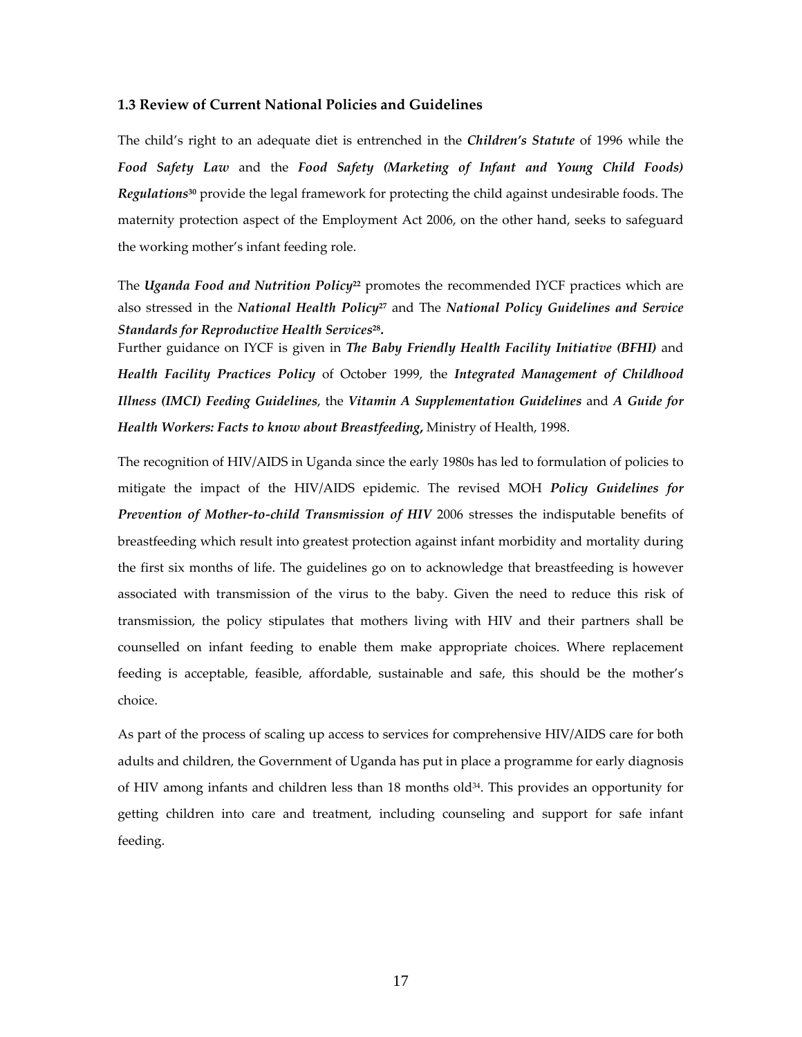### 1.3 Review of Current National Policies and Guidelines

The child's right to an adequate diet is entrenched in the ***Children's Statute*** of 1996 while the ***Food Safety Law*** and the ***Food Safety (Marketing of Infant and Young Child Foods) Regulations***[30] provide the legal framework for protecting the child against undesirable foods. The maternity protection aspect of the Employment Act 2006, on the other hand, seeks to safeguard the working mother's infant feeding role.

The ***Uganda Food and Nutrition Policy***[22] promotes the recommended IYCF practices which are also stressed in the ***National Health Policy***[27] and The ***National Policy Guidelines and Service Standards for Reproductive Health Services***[28]**.**
Further guidance on IYCF is given in ***The Baby Friendly Health Facility Initiative (BFHI)*** and ***Health Facility Practices Policy*** of October 1999, the ***Integrated Management of Childhood Illness (IMCI) Feeding Guidelines***, the ***Vitamin A Supplementation Guidelines*** and ***A Guide for Health Workers: Facts to know about Breastfeeding*,** Ministry of Health, 1998.

The recognition of HIV/AIDS in Uganda since the early 1980s has led to formulation of policies to mitigate the impact of the HIV/AIDS epidemic. The revised MOH ***Policy Guidelines for Prevention of Mother-to-child Transmission of HIV*** 2006 stresses the indisputable benefits of breastfeeding which result into greatest protection against infant morbidity and mortality during the first six months of life. The guidelines go on to acknowledge that breastfeeding is however associated with transmission of the virus to the baby. Given the need to reduce this risk of transmission, the policy stipulates that mothers living with HIV and their partners shall be counselled on infant feeding to enable them make appropriate choices. Where replacement feeding is acceptable, feasible, affordable, sustainable and safe, this should be the mother's choice.

As part of the process of scaling up access to services for comprehensive HIV/AIDS care for both adults and children, the Government of Uganda has put in place a programme for early diagnosis of HIV among infants and children less than 18 months old[34]. This provides an opportunity for getting children into care and treatment, including counseling and support for safe infant feeding.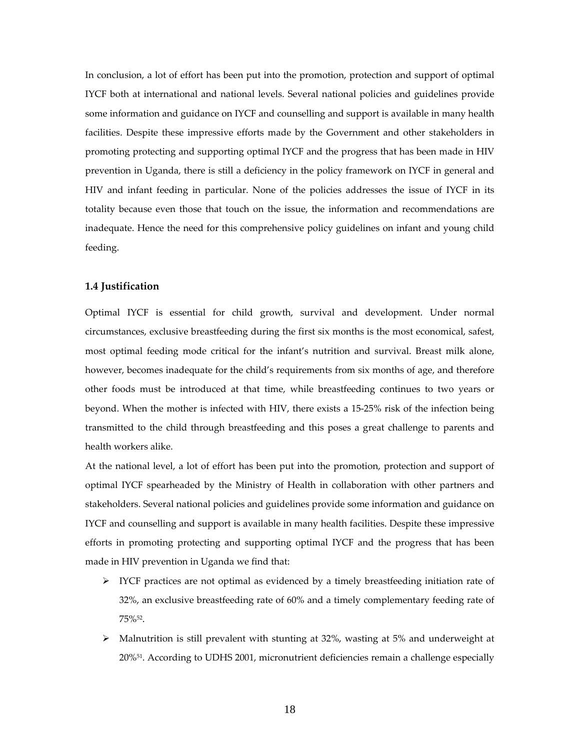In conclusion, a lot of effort has been put into the promotion, protection and support of optimal IYCF both at international and national levels. Several national policies and guidelines provide some information and guidance on IYCF and counselling and support is available in many health facilities. Despite these impressive efforts made by the Government and other stakeholders in promoting protecting and supporting optimal IYCF and the progress that has been made in HIV prevention in Uganda, there is still a deficiency in the policy framework on IYCF in general and HIV and infant feeding in particular. None of the policies addresses the issue of IYCF in its totality because even those that touch on the issue, the information and recommendations are inadequate. Hence the need for this comprehensive policy guidelines on infant and young child feeding.

### 1.4 Justification

Optimal IYCF is essential for child growth, survival and development. Under normal circumstances, exclusive breastfeeding during the first six months is the most economical, safest, most optimal feeding mode critical for the infant's nutrition and survival. Breast milk alone, however, becomes inadequate for the child's requirements from six months of age, and therefore other foods must be introduced at that time, while breastfeeding continues to two years or beyond. When the mother is infected with HIV, there exists a 15-25% risk of the infection being transmitted to the child through breastfeeding and this poses a great challenge to parents and health workers alike.

At the national level, a lot of effort has been put into the promotion, protection and support of optimal IYCF spearheaded by the Ministry of Health in collaboration with other partners and stakeholders. Several national policies and guidelines provide some information and guidance on IYCF and counselling and support is available in many health facilities. Despite these impressive efforts in promoting protecting and supporting optimal IYCF and the progress that has been made in HIV prevention in Uganda we find that:

- IYCF practices are not optimal as evidenced by a timely breastfeeding initiation rate of 32%, an exclusive breastfeeding rate of 60% and a timely complementary feeding rate of 75%[52].
- Malnutrition is still prevalent with stunting at 32%, wasting at 5% and underweight at 20%[51]. According to UDHS 2001, micronutrient deficiencies remain a challenge especially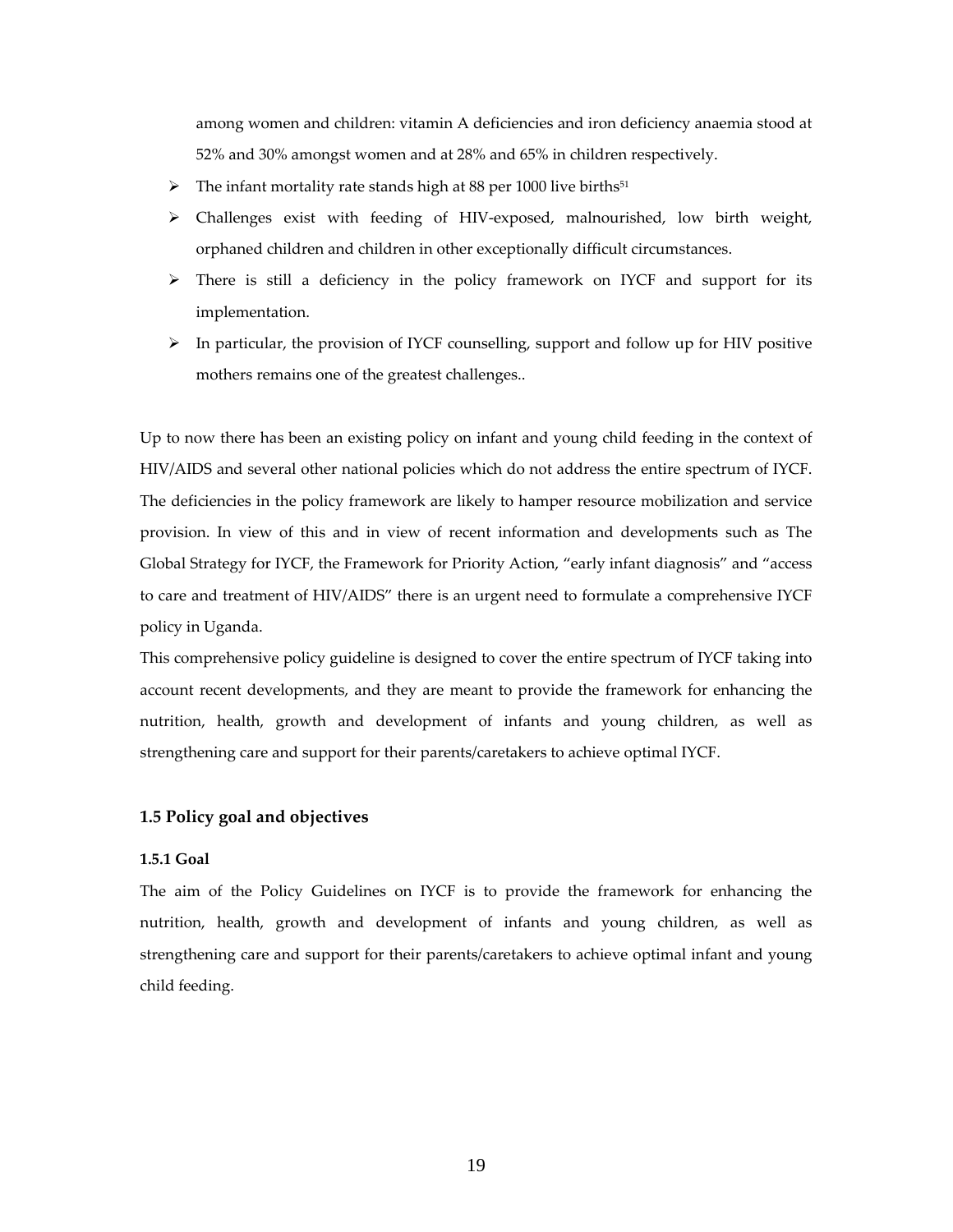among women and children: vitamin A deficiencies and iron deficiency anaemia stood at 52% and 30% amongst women and at 28% and 65% in children respectively.

- The infant mortality rate stands high at 88 per 1000 live births[51]
- Challenges exist with feeding of HIV-exposed, malnourished, low birth weight, orphaned children and children in other exceptionally difficult circumstances.
- There is still a deficiency in the policy framework on IYCF and support for its implementation.
- In particular, the provision of IYCF counselling, support and follow up for HIV positive mothers remains one of the greatest challenges..

Up to now there has been an existing policy on infant and young child feeding in the context of HIV/AIDS and several other national policies which do not address the entire spectrum of IYCF. The deficiencies in the policy framework are likely to hamper resource mobilization and service provision. In view of this and in view of recent information and developments such as The Global Strategy for IYCF, the Framework for Priority Action, "early infant diagnosis" and "access to care and treatment of HIV/AIDS" there is an urgent need to formulate a comprehensive IYCF policy in Uganda.

This comprehensive policy guideline is designed to cover the entire spectrum of IYCF taking into account recent developments, and they are meant to provide the framework for enhancing the nutrition, health, growth and development of infants and young children, as well as strengthening care and support for their parents/caretakers to achieve optimal IYCF.

### 1.5 Policy goal and objectives

#### 1.5.1 Goal

The aim of the Policy Guidelines on IYCF is to provide the framework for enhancing the nutrition, health, growth and development of infants and young children, as well as strengthening care and support for their parents/caretakers to achieve optimal infant and young child feeding.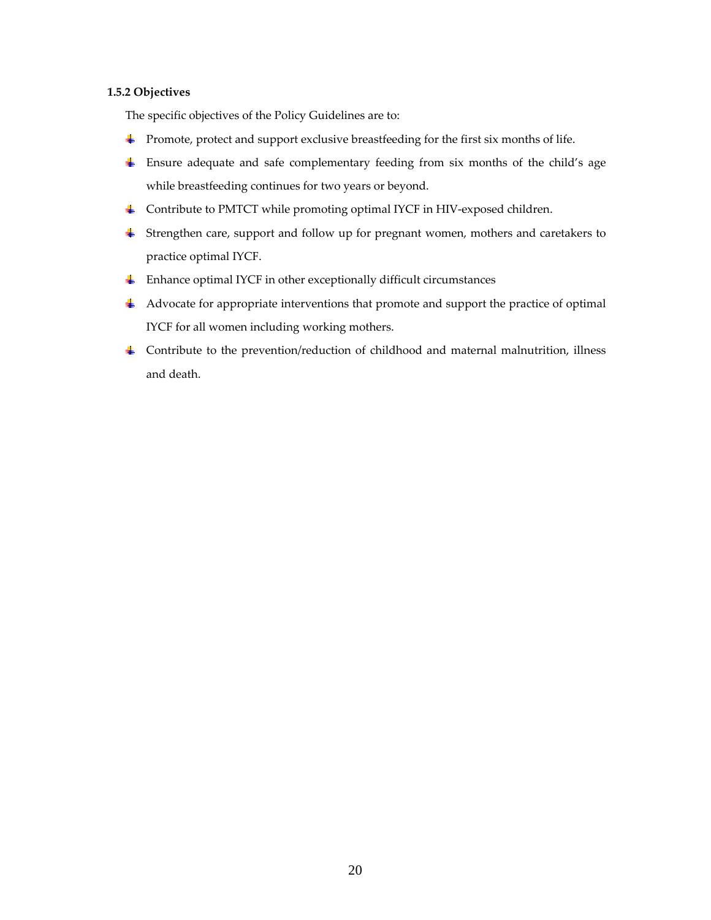### 1.5.2 Objectives

The specific objectives of the Policy Guidelines are to:

- Promote, protect and support exclusive breastfeeding for the first six months of life.
- Ensure adequate and safe complementary feeding from six months of the child's age while breastfeeding continues for two years or beyond.
- Contribute to PMTCT while promoting optimal IYCF in HIV-exposed children.
- Strengthen care, support and follow up for pregnant women, mothers and caretakers to practice optimal IYCF.
- Enhance optimal IYCF in other exceptionally difficult circumstances
- Advocate for appropriate interventions that promote and support the practice of optimal IYCF for all women including working mothers.
- Contribute to the prevention/reduction of childhood and maternal malnutrition, illness and death.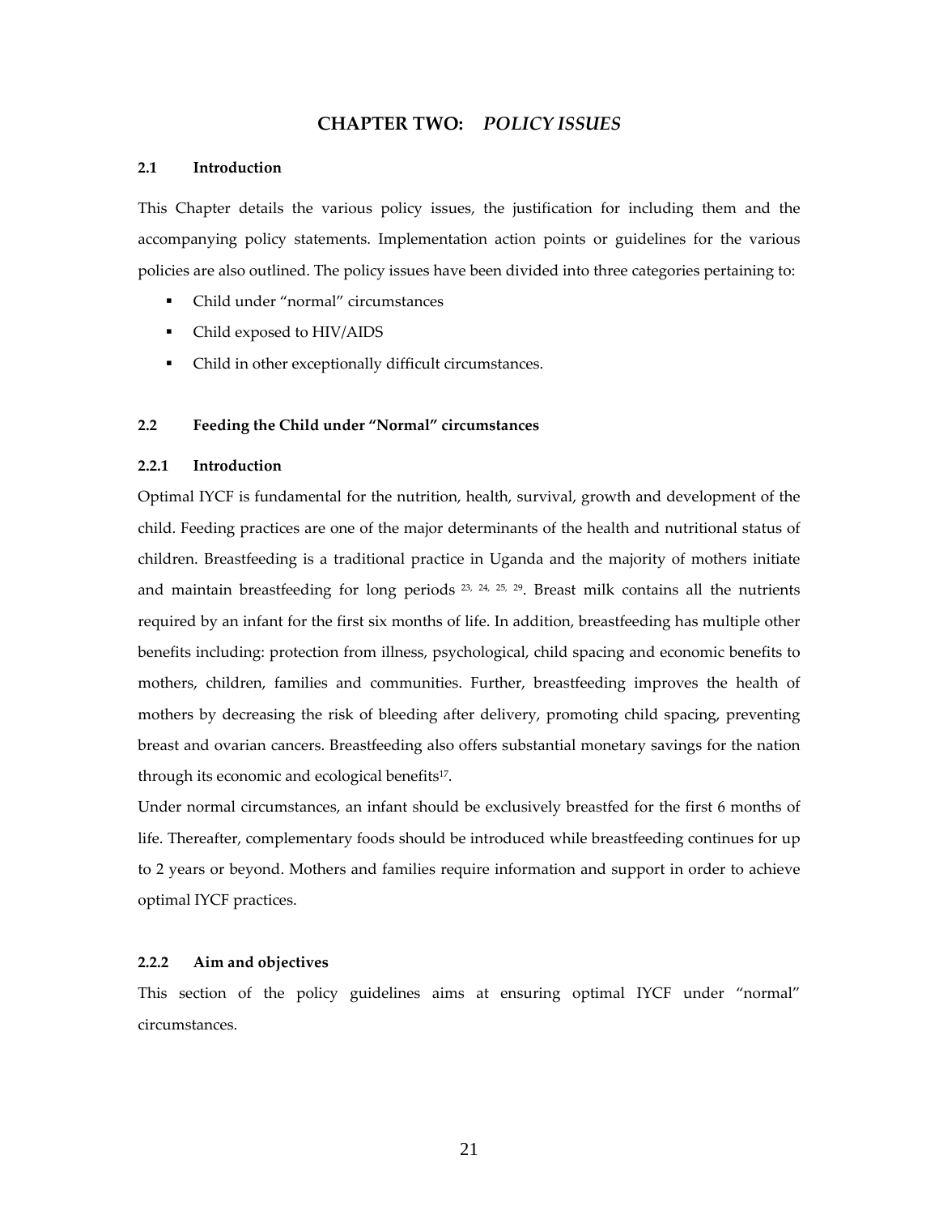# CHAPTER TWO: *POLICY ISSUES*

## 2.1 Introduction

This Chapter details the various policy issues, the justification for including them and the accompanying policy statements. Implementation action points or guidelines for the various policies are also outlined. The policy issues have been divided into three categories pertaining to:

- Child under "normal" circumstances
- Child exposed to HIV/AIDS
- Child in other exceptionally difficult circumstances.

## 2.2 Feeding the Child under "Normal" circumstances

### 2.2.1 Introduction

Optimal IYCF is fundamental for the nutrition, health, survival, growth and development of the child. Feeding practices are one of the major determinants of the health and nutritional status of children. Breastfeeding is a traditional practice in Uganda and the majority of mothers initiate and maintain breastfeeding for long periods [23, 24, 25, 29]. Breast milk contains all the nutrients required by an infant for the first six months of life. In addition, breastfeeding has multiple other benefits including: protection from illness, psychological, child spacing and economic benefits to mothers, children, families and communities. Further, breastfeeding improves the health of mothers by decreasing the risk of bleeding after delivery, promoting child spacing, preventing breast and ovarian cancers. Breastfeeding also offers substantial monetary savings for the nation through its economic and ecological benefits[17].

Under normal circumstances, an infant should be exclusively breastfed for the first 6 months of life. Thereafter, complementary foods should be introduced while breastfeeding continues for up to 2 years or beyond. Mothers and families require information and support in order to achieve optimal IYCF practices.

### 2.2.2 Aim and objectives

This section of the policy guidelines aims at ensuring optimal IYCF under "normal" circumstances.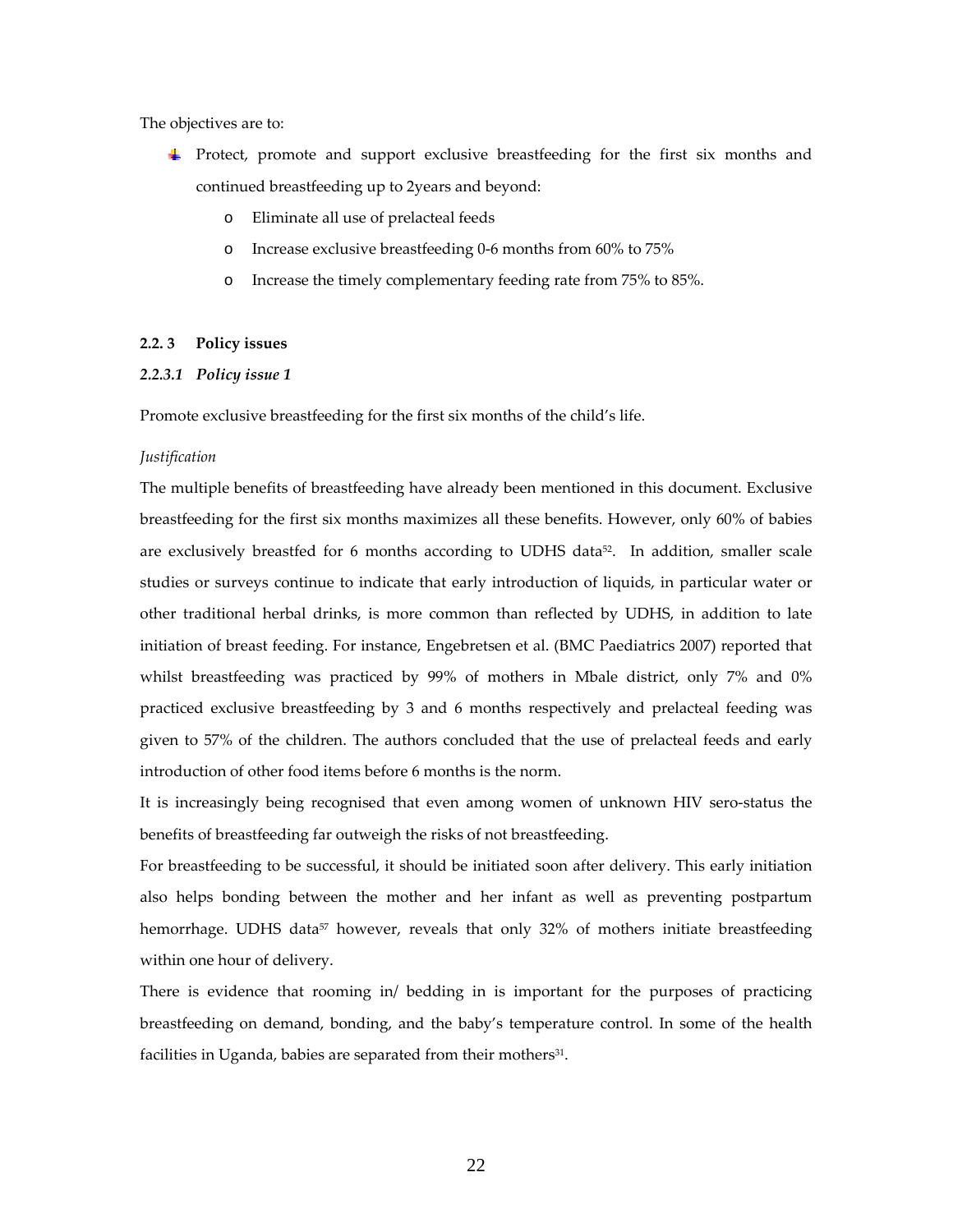The objectives are to:

- Protect, promote and support exclusive breastfeeding for the first six months and continued breastfeeding up to 2years and beyond:
    - Eliminate all use of prelacteal feeds
    - Increase exclusive breastfeeding 0-6 months from 60% to 75%
    - Increase the timely complementary feeding rate from 75% to 85%.

### 2.2. 3 Policy issues

#### *2.2.3.1 Policy issue 1*

Promote exclusive breastfeeding for the first six months of the child's life.

*Justification*

The multiple benefits of breastfeeding have already been mentioned in this document. Exclusive breastfeeding for the first six months maximizes all these benefits. However, only 60% of babies are exclusively breastfed for 6 months according to UDHS data[52]. In addition, smaller scale studies or surveys continue to indicate that early introduction of liquids, in particular water or other traditional herbal drinks, is more common than reflected by UDHS, in addition to late initiation of breast feeding. For instance, Engebretsen et al. (BMC Paediatrics 2007) reported that whilst breastfeeding was practiced by 99% of mothers in Mbale district, only 7% and 0% practiced exclusive breastfeeding by 3 and 6 months respectively and prelacteal feeding was given to 57% of the children. The authors concluded that the use of prelacteal feeds and early introduction of other food items before 6 months is the norm.

It is increasingly being recognised that even among women of unknown HIV sero-status the benefits of breastfeeding far outweigh the risks of not breastfeeding.

For breastfeeding to be successful, it should be initiated soon after delivery. This early initiation also helps bonding between the mother and her infant as well as preventing postpartum hemorrhage. UDHS data[57] however, reveals that only 32% of mothers initiate breastfeeding within one hour of delivery.

There is evidence that rooming in/ bedding in is important for the purposes of practicing breastfeeding on demand, bonding, and the baby's temperature control. In some of the health facilities in Uganda, babies are separated from their mothers[31].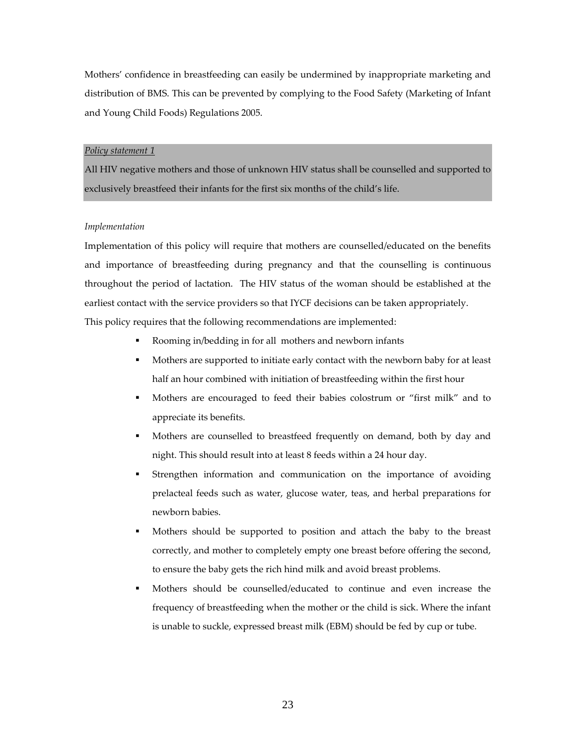Mothers' confidence in breastfeeding can easily be undermined by inappropriate marketing and distribution of BMS. This can be prevented by complying to the Food Safety (Marketing of Infant and Young Child Foods) Regulations 2005.

*Policy statement 1*

All HIV negative mothers and those of unknown HIV status shall be counselled and supported to exclusively breastfeed their infants for the first six months of the child's life.

*Implementation*

Implementation of this policy will require that mothers are counselled/educated on the benefits and importance of breastfeeding during pregnancy and that the counselling is continuous throughout the period of lactation. The HIV status of the woman should be established at the earliest contact with the service providers so that IYCF decisions can be taken appropriately.

This policy requires that the following recommendations are implemented:

- Rooming in/bedding in for all mothers and newborn infants
- Mothers are supported to initiate early contact with the newborn baby for at least half an hour combined with initiation of breastfeeding within the first hour
- Mothers are encouraged to feed their babies colostrum or "first milk" and to appreciate its benefits.
- Mothers are counselled to breastfeed frequently on demand, both by day and night. This should result into at least 8 feeds within a 24 hour day.
- Strengthen information and communication on the importance of avoiding prelacteal feeds such as water, glucose water, teas, and herbal preparations for newborn babies.
- Mothers should be supported to position and attach the baby to the breast correctly, and mother to completely empty one breast before offering the second, to ensure the baby gets the rich hind milk and avoid breast problems.
- Mothers should be counselled/educated to continue and even increase the frequency of breastfeeding when the mother or the child is sick. Where the infant is unable to suckle, expressed breast milk (EBM) should be fed by cup or tube.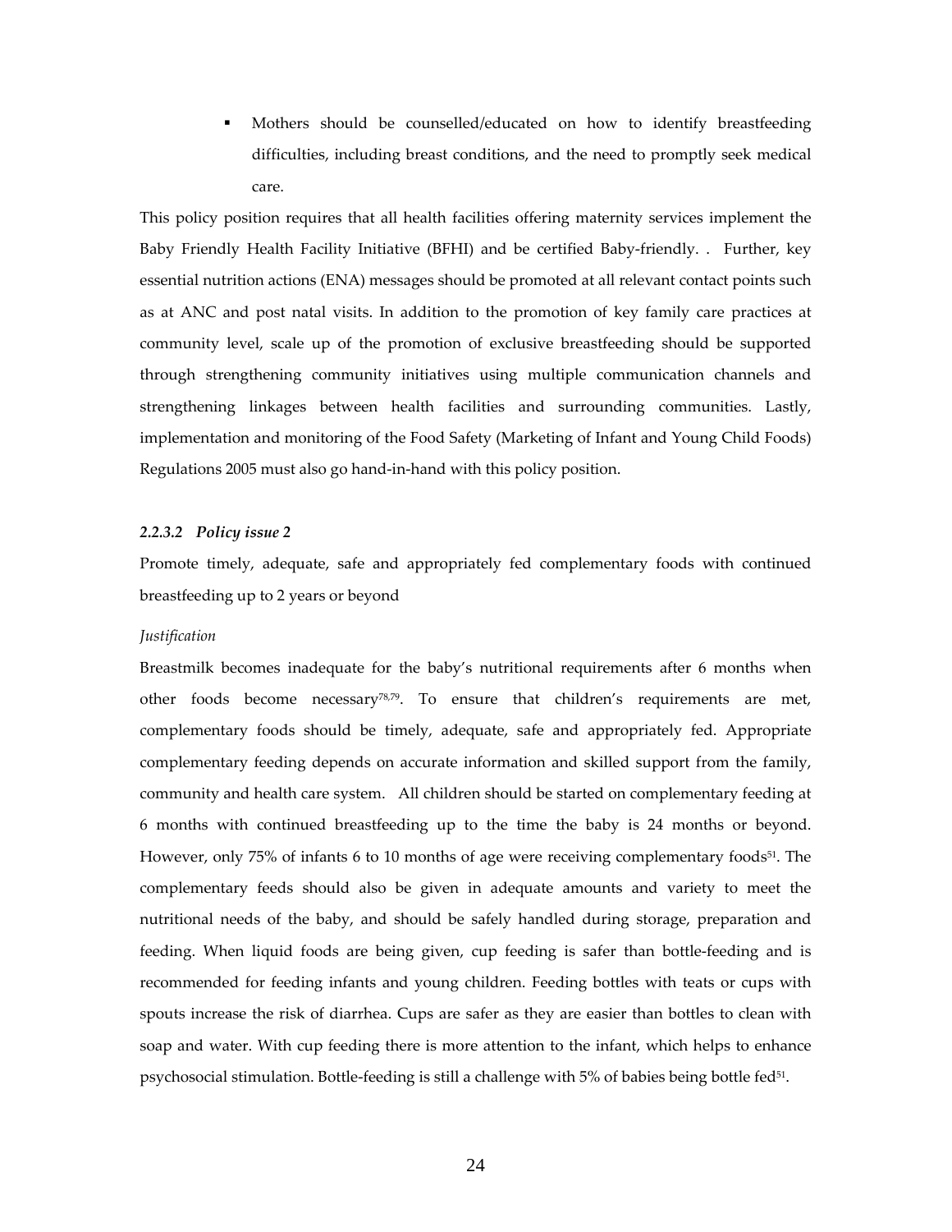- Mothers should be counselled/educated on how to identify breastfeeding difficulties, including breast conditions, and the need to promptly seek medical care.

This policy position requires that all health facilities offering maternity services implement the Baby Friendly Health Facility Initiative (BFHI) and be certified Baby-friendly. . Further, key essential nutrition actions (ENA) messages should be promoted at all relevant contact points such as at ANC and post natal visits. In addition to the promotion of key family care practices at community level, scale up of the promotion of exclusive breastfeeding should be supported through strengthening community initiatives using multiple communication channels and strengthening linkages between health facilities and surrounding communities. Lastly, implementation and monitoring of the Food Safety (Marketing of Infant and Young Child Foods) Regulations 2005 must also go hand-in-hand with this policy position.

#### *2.2.3.2 Policy issue 2*

Promote timely, adequate, safe and appropriately fed complementary foods with continued breastfeeding up to 2 years or beyond

*Justification*

Breastmilk becomes inadequate for the baby's nutritional requirements after 6 months when other foods become necessary[78,79]. To ensure that children's requirements are met, complementary foods should be timely, adequate, safe and appropriately fed. Appropriate complementary feeding depends on accurate information and skilled support from the family, community and health care system. All children should be started on complementary feeding at 6 months with continued breastfeeding up to the time the baby is 24 months or beyond. However, only 75% of infants 6 to 10 months of age were receiving complementary foods[51]. The complementary feeds should also be given in adequate amounts and variety to meet the nutritional needs of the baby, and should be safely handled during storage, preparation and feeding. When liquid foods are being given, cup feeding is safer than bottle-feeding and is recommended for feeding infants and young children. Feeding bottles with teats or cups with spouts increase the risk of diarrhea. Cups are safer as they are easier than bottles to clean with soap and water. With cup feeding there is more attention to the infant, which helps to enhance psychosocial stimulation. Bottle-feeding is still a challenge with 5% of babies being bottle fed[51].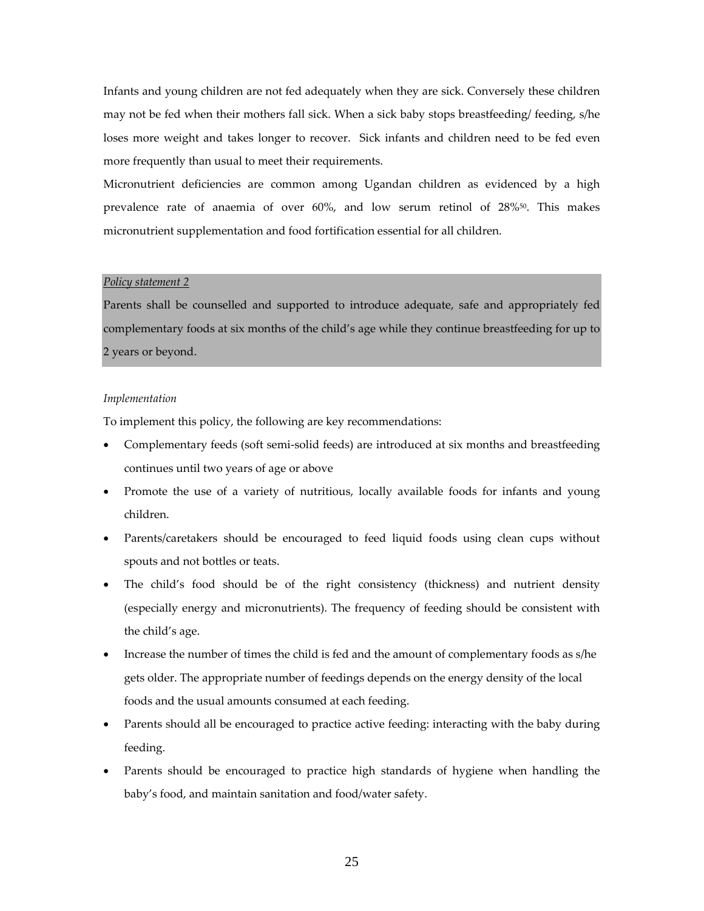Infants and young children are not fed adequately when they are sick. Conversely these children may not be fed when their mothers fall sick. When a sick baby stops breastfeeding/ feeding, s/he loses more weight and takes longer to recover. Sick infants and children need to be fed even more frequently than usual to meet their requirements.

Micronutrient deficiencies are common among Ugandan children as evidenced by a high prevalence rate of anaemia of over 60%, and low serum retinol of 28%[50]. This makes micronutrient supplementation and food fortification essential for all children.

*Policy statement 2*

Parents shall be counselled and supported to introduce adequate, safe and appropriately fed complementary foods at six months of the child's age while they continue breastfeeding for up to 2 years or beyond.

*Implementation*

To implement this policy, the following are key recommendations:

- Complementary feeds (soft semi-solid feeds) are introduced at six months and breastfeeding continues until two years of age or above
- Promote the use of a variety of nutritious, locally available foods for infants and young children.
- Parents/caretakers should be encouraged to feed liquid foods using clean cups without spouts and not bottles or teats.
- The child's food should be of the right consistency (thickness) and nutrient density (especially energy and micronutrients). The frequency of feeding should be consistent with the child's age.
- Increase the number of times the child is fed and the amount of complementary foods as s/he gets older. The appropriate number of feedings depends on the energy density of the local foods and the usual amounts consumed at each feeding.
- Parents should all be encouraged to practice active feeding: interacting with the baby during feeding.
- Parents should be encouraged to practice high standards of hygiene when handling the baby's food, and maintain sanitation and food/water safety.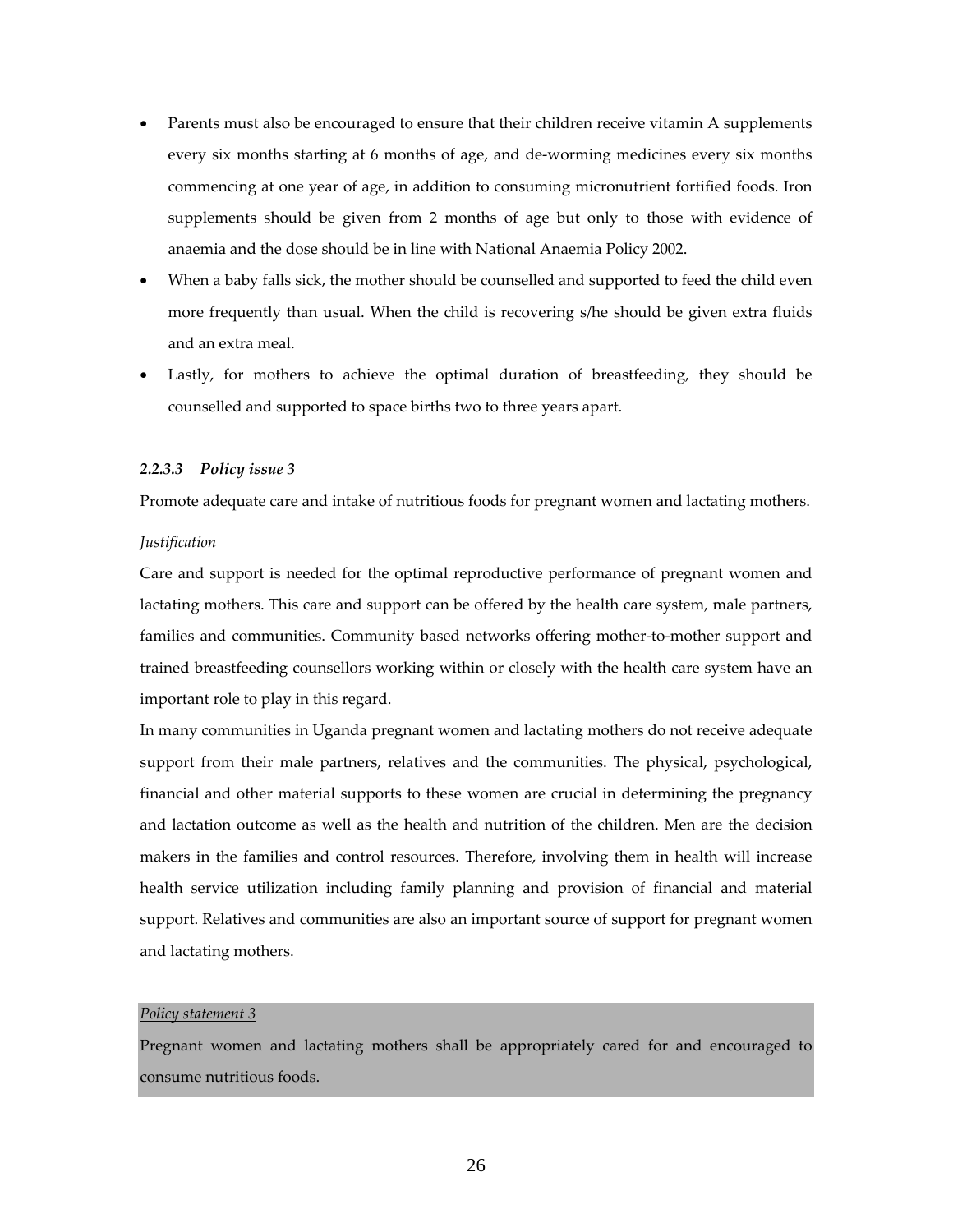- Parents must also be encouraged to ensure that their children receive vitamin A supplements every six months starting at 6 months of age, and de-worming medicines every six months commencing at one year of age, in addition to consuming micronutrient fortified foods. Iron supplements should be given from 2 months of age but only to those with evidence of anaemia and the dose should be in line with National Anaemia Policy 2002.
- When a baby falls sick, the mother should be counselled and supported to feed the child even more frequently than usual. When the child is recovering s/he should be given extra fluids and an extra meal.
- Lastly, for mothers to achieve the optimal duration of breastfeeding, they should be counselled and supported to space births two to three years apart.

#### *2.2.3.3 Policy issue 3*

Promote adequate care and intake of nutritious foods for pregnant women and lactating mothers.

*Justification*

Care and support is needed for the optimal reproductive performance of pregnant women and lactating mothers. This care and support can be offered by the health care system, male partners, families and communities. Community based networks offering mother-to-mother support and trained breastfeeding counsellors working within or closely with the health care system have an important role to play in this regard.

In many communities in Uganda pregnant women and lactating mothers do not receive adequate support from their male partners, relatives and the communities. The physical, psychological, financial and other material supports to these women are crucial in determining the pregnancy and lactation outcome as well as the health and nutrition of the children. Men are the decision makers in the families and control resources. Therefore, involving them in health will increase health service utilization including family planning and provision of financial and material support. Relatives and communities are also an important source of support for pregnant women and lactating mothers.

*Policy statement 3*

Pregnant women and lactating mothers shall be appropriately cared for and encouraged to consume nutritious foods.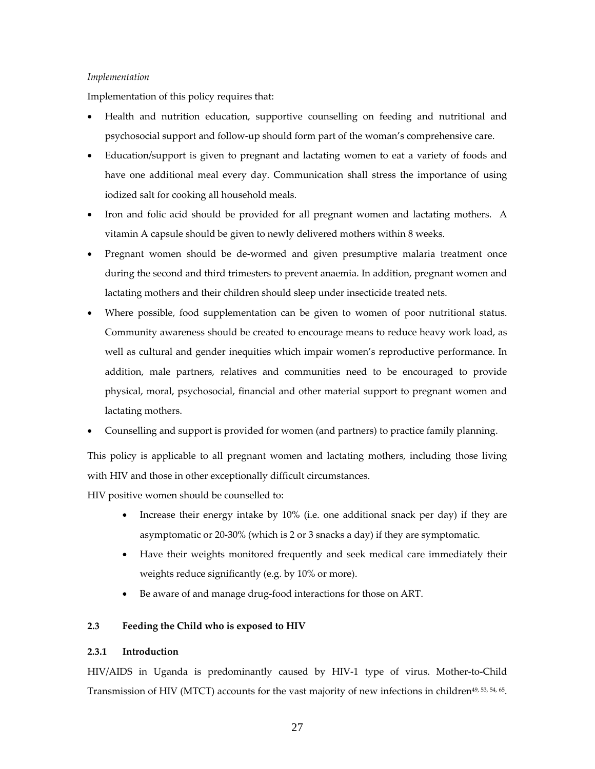*Implementation*

Implementation of this policy requires that:

- Health and nutrition education, supportive counselling on feeding and nutritional and psychosocial support and follow-up should form part of the woman's comprehensive care.
- Education/support is given to pregnant and lactating women to eat a variety of foods and have one additional meal every day. Communication shall stress the importance of using iodized salt for cooking all household meals.
- Iron and folic acid should be provided for all pregnant women and lactating mothers. A vitamin A capsule should be given to newly delivered mothers within 8 weeks.
- Pregnant women should be de-wormed and given presumptive malaria treatment once during the second and third trimesters to prevent anaemia. In addition, pregnant women and lactating mothers and their children should sleep under insecticide treated nets.
- Where possible, food supplementation can be given to women of poor nutritional status. Community awareness should be created to encourage means to reduce heavy work load, as well as cultural and gender inequities which impair women's reproductive performance. In addition, male partners, relatives and communities need to be encouraged to provide physical, moral, psychosocial, financial and other material support to pregnant women and lactating mothers.
- Counselling and support is provided for women (and partners) to practice family planning.

This policy is applicable to all pregnant women and lactating mothers, including those living with HIV and those in other exceptionally difficult circumstances.

HIV positive women should be counselled to:

- Increase their energy intake by 10% (i.e. one additional snack per day) if they are asymptomatic or 20-30% (which is 2 or 3 snacks a day) if they are symptomatic.
- Have their weights monitored frequently and seek medical care immediately their weights reduce significantly (e.g. by 10% or more).
- Be aware of and manage drug-food interactions for those on ART.

## 2.3 Feeding the Child who is exposed to HIV

### 2.3.1 Introduction

HIV/AIDS in Uganda is predominantly caused by HIV-1 type of virus. Mother-to-Child Transmission of HIV (MTCT) accounts for the vast majority of new infections in children[49, 53, 54, 65].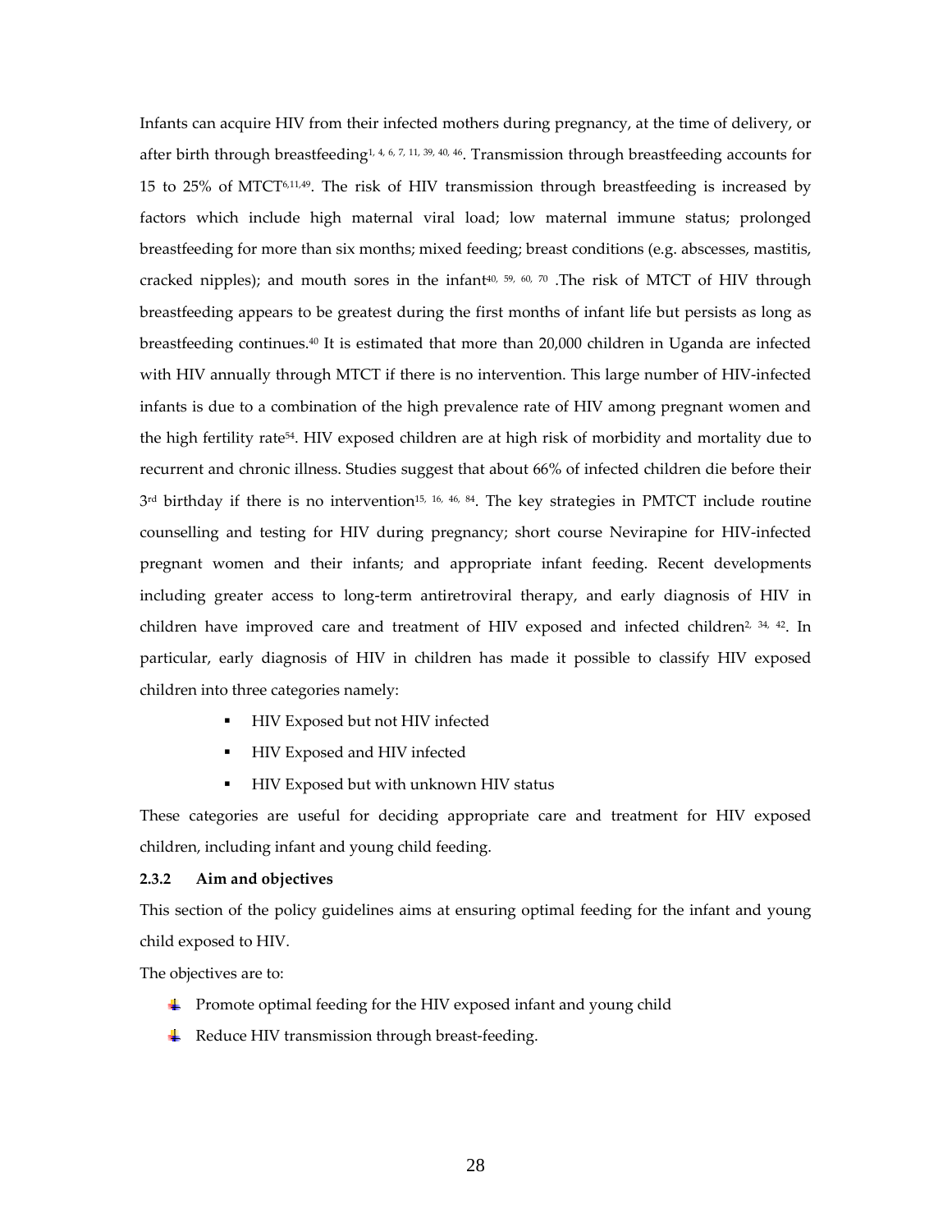Infants can acquire HIV from their infected mothers during pregnancy, at the time of delivery, or after birth through breastfeeding[1, 4, 6, 7, 11, 39, 40, 46]. Transmission through breastfeeding accounts for 15 to 25% of MTCT[6,11,49]. The risk of HIV transmission through breastfeeding is increased by factors which include high maternal viral load; low maternal immune status; prolonged breastfeeding for more than six months; mixed feeding; breast conditions (e.g. abscesses, mastitis, cracked nipples); and mouth sores in the infant[40, 59, 60, 70] .The risk of MTCT of HIV through breastfeeding appears to be greatest during the first months of infant life but persists as long as breastfeeding continues.[40] It is estimated that more than 20,000 children in Uganda are infected with HIV annually through MTCT if there is no intervention. This large number of HIV-infected infants is due to a combination of the high prevalence rate of HIV among pregnant women and the high fertility rate[54]. HIV exposed children are at high risk of morbidity and mortality due to recurrent and chronic illness. Studies suggest that about 66% of infected children die before their 3rd birthday if there is no intervention[15, 16, 46, 84]. The key strategies in PMTCT include routine counselling and testing for HIV during pregnancy; short course Nevirapine for HIV-infected pregnant women and their infants; and appropriate infant feeding. Recent developments including greater access to long-term antiretroviral therapy, and early diagnosis of HIV in children have improved care and treatment of HIV exposed and infected children[2, 34, 42]. In particular, early diagnosis of HIV in children has made it possible to classify HIV exposed children into three categories namely:

- HIV Exposed but not HIV infected
- HIV Exposed and HIV infected
- HIV Exposed but with unknown HIV status

These categories are useful for deciding appropriate care and treatment for HIV exposed children, including infant and young child feeding.

### 2.3.2 Aim and objectives

This section of the policy guidelines aims at ensuring optimal feeding for the infant and young child exposed to HIV.

The objectives are to:

- Promote optimal feeding for the HIV exposed infant and young child
- Reduce HIV transmission through breast-feeding.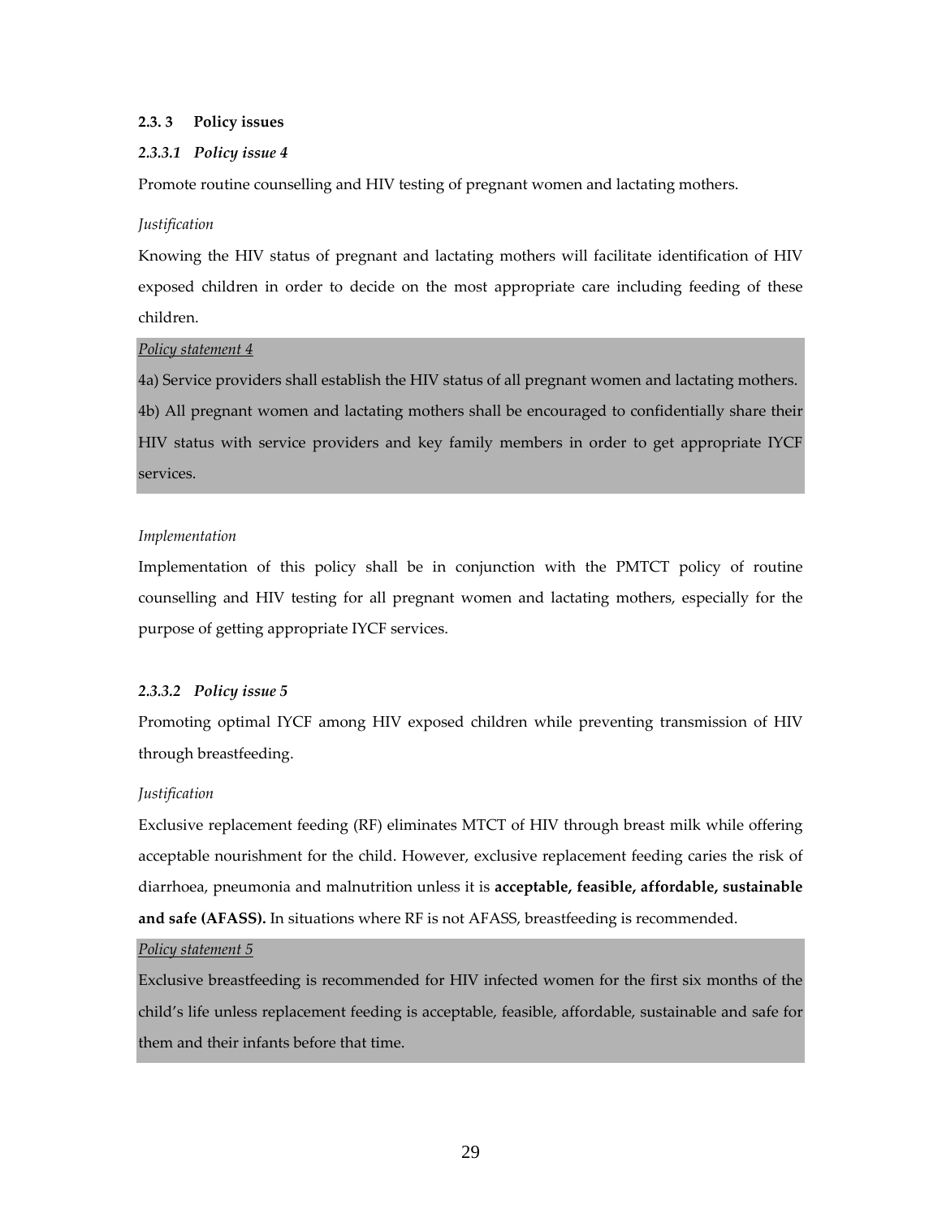### 2.3. 3 Policy issues

#### *2.3.3.1 Policy issue 4*

Promote routine counselling and HIV testing of pregnant women and lactating mothers.

*Justification*

Knowing the HIV status of pregnant and lactating mothers will facilitate identification of HIV exposed children in order to decide on the most appropriate care including feeding of these children.

*Policy statement 4*

4a) Service providers shall establish the HIV status of all pregnant women and lactating mothers.

4b) All pregnant women and lactating mothers shall be encouraged to confidentially share their HIV status with service providers and key family members in order to get appropriate IYCF services.

*Implementation*

Implementation of this policy shall be in conjunction with the PMTCT policy of routine counselling and HIV testing for all pregnant women and lactating mothers, especially for the purpose of getting appropriate IYCF services.

#### *2.3.3.2 Policy issue 5*

Promoting optimal IYCF among HIV exposed children while preventing transmission of HIV through breastfeeding.

*Justification*

Exclusive replacement feeding (RF) eliminates MTCT of HIV through breast milk while offering acceptable nourishment for the child. However, exclusive replacement feeding caries the risk of diarrhoea, pneumonia and malnutrition unless it is **acceptable, feasible, affordable, sustainable and safe (AFASS).** In situations where RF is not AFASS, breastfeeding is recommended.

*Policy statement 5*

Exclusive breastfeeding is recommended for HIV infected women for the first six months of the child's life unless replacement feeding is acceptable, feasible, affordable, sustainable and safe for them and their infants before that time.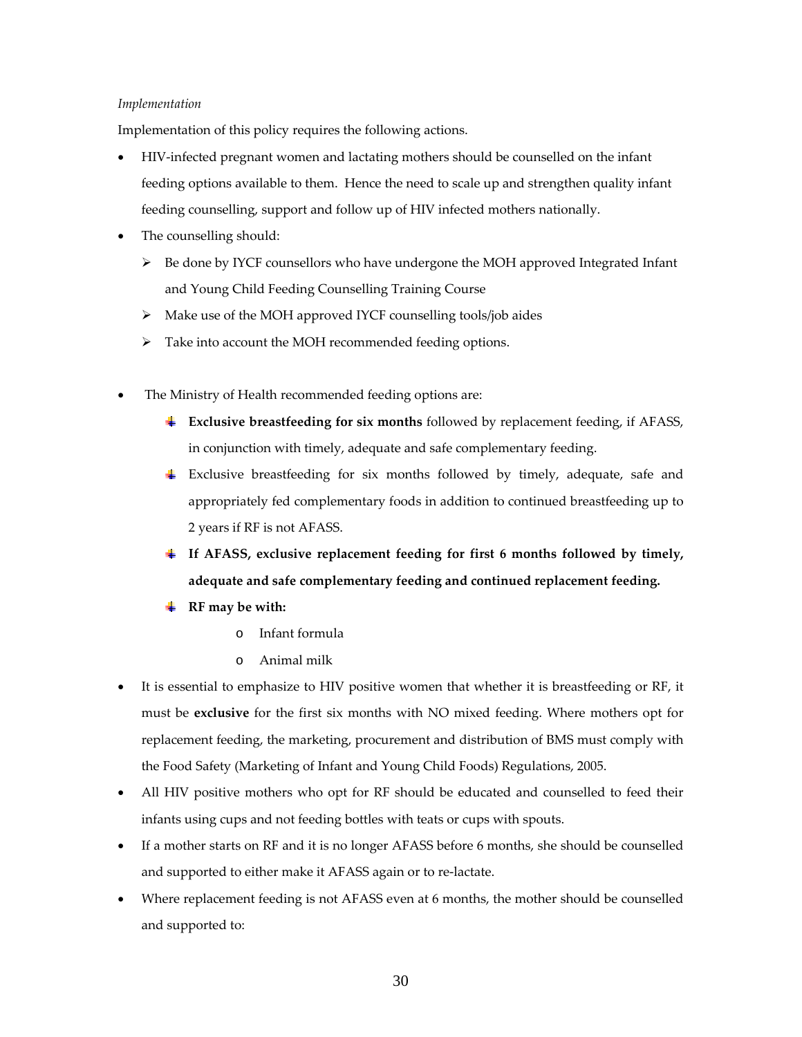*Implementation*

Implementation of this policy requires the following actions.

- HIV-infected pregnant women and lactating mothers should be counselled on the infant feeding options available to them. Hence the need to scale up and strengthen quality infant feeding counselling, support and follow up of HIV infected mothers nationally.
- The counselling should:
  - Be done by IYCF counsellors who have undergone the MOH approved Integrated Infant and Young Child Feeding Counselling Training Course
  - Make use of the MOH approved IYCF counselling tools/job aides
  - Take into account the MOH recommended feeding options.

- The Ministry of Health recommended feeding options are:
  - **Exclusive breastfeeding for six months** followed by replacement feeding, if AFASS, in conjunction with timely, adequate and safe complementary feeding.
  - Exclusive breastfeeding for six months followed by timely, adequate, safe and appropriately fed complementary foods in addition to continued breastfeeding up to 2 years if RF is not AFASS.
  - **If AFASS, exclusive replacement feeding for first 6 months followed by timely, adequate and safe complementary feeding and continued replacement feeding.**
  - **RF may be with:**
    - Infant formula
    - Animal milk
- It is essential to emphasize to HIV positive women that whether it is breastfeeding or RF, it must be **exclusive** for the first six months with NO mixed feeding. Where mothers opt for replacement feeding, the marketing, procurement and distribution of BMS must comply with the Food Safety (Marketing of Infant and Young Child Foods) Regulations, 2005.
- All HIV positive mothers who opt for RF should be educated and counselled to feed their infants using cups and not feeding bottles with teats or cups with spouts.
- If a mother starts on RF and it is no longer AFASS before 6 months, she should be counselled and supported to either make it AFASS again or to re-lactate.
- Where replacement feeding is not AFASS even at 6 months, the mother should be counselled and supported to: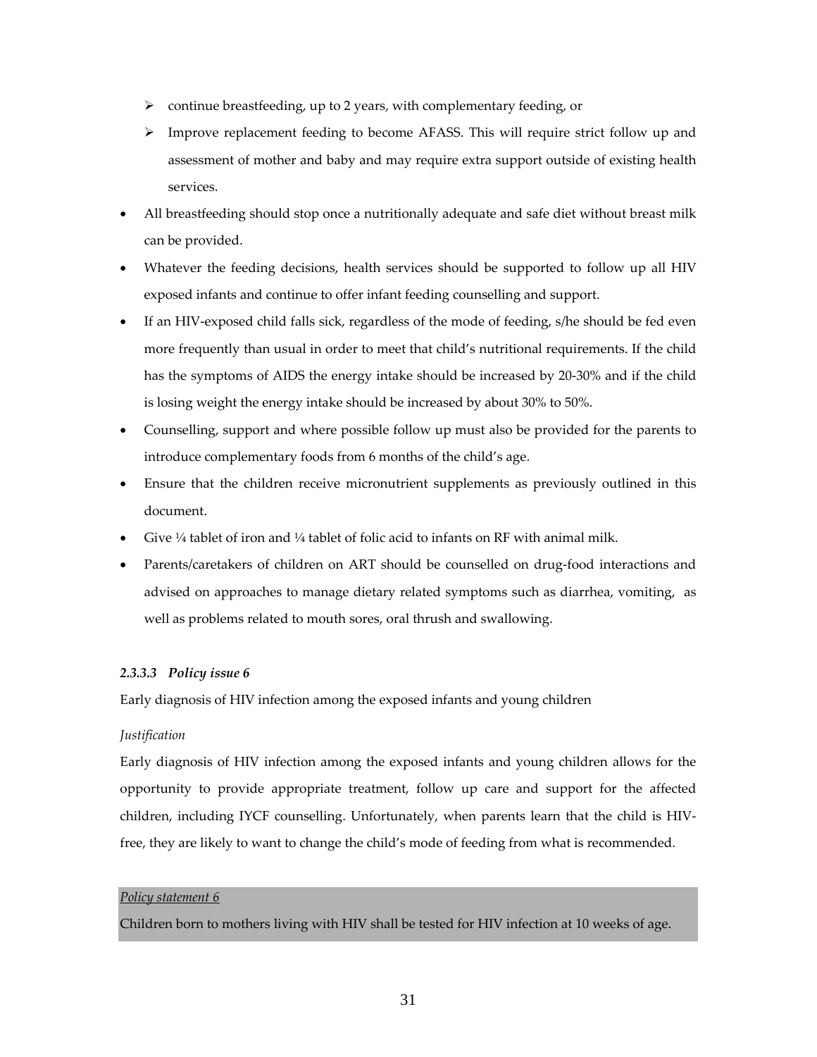- continue breastfeeding, up to 2 years, with complementary feeding, or
  - Improve replacement feeding to become AFASS. This will require strict follow up and assessment of mother and baby and may require extra support outside of existing health services.
- All breastfeeding should stop once a nutritionally adequate and safe diet without breast milk can be provided.
- Whatever the feeding decisions, health services should be supported to follow up all HIV exposed infants and continue to offer infant feeding counselling and support.
- If an HIV-exposed child falls sick, regardless of the mode of feeding, s/he should be fed even more frequently than usual in order to meet that child's nutritional requirements. If the child has the symptoms of AIDS the energy intake should be increased by 20-30% and if the child is losing weight the energy intake should be increased by about 30% to 50%.
- Counselling, support and where possible follow up must also be provided for the parents to introduce complementary foods from 6 months of the child's age.
- Ensure that the children receive micronutrient supplements as previously outlined in this document.
- Give ¼ tablet of iron and ¼ tablet of folic acid to infants on RF with animal milk.
- Parents/caretakers of children on ART should be counselled on drug-food interactions and advised on approaches to manage dietary related symptoms such as diarrhea, vomiting, as well as problems related to mouth sores, oral thrush and swallowing.

#### *2.3.3.3 Policy issue 6*

Early diagnosis of HIV infection among the exposed infants and young children

*Justification*

Early diagnosis of HIV infection among the exposed infants and young children allows for the opportunity to provide appropriate treatment, follow up care and support for the affected children, including IYCF counselling. Unfortunately, when parents learn that the child is HIV-free, they are likely to want to change the child's mode of feeding from what is recommended.

*Policy statement 6*

Children born to mothers living with HIV shall be tested for HIV infection at 10 weeks of age.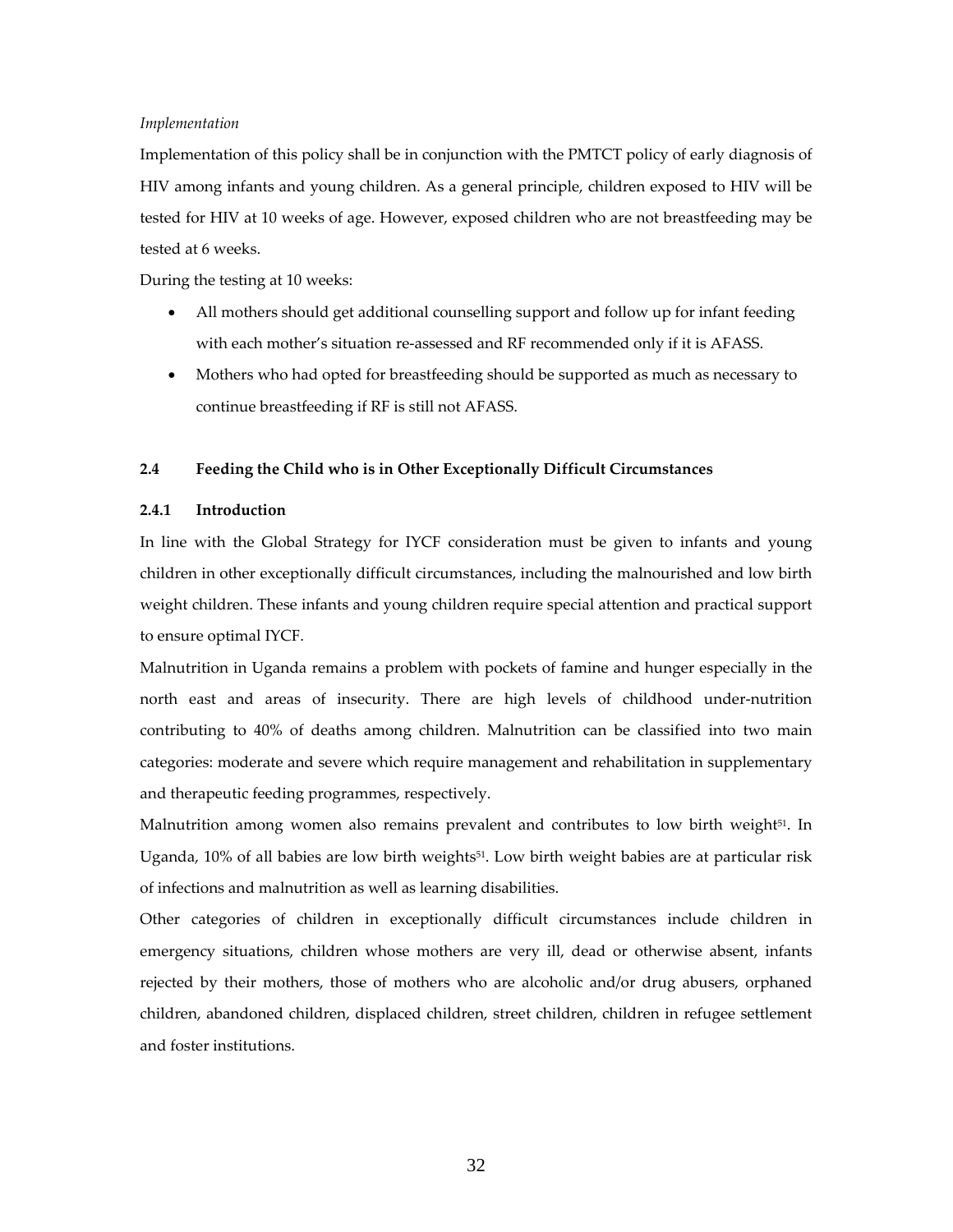*Implementation*

Implementation of this policy shall be in conjunction with the PMTCT policy of early diagnosis of HIV among infants and young children. As a general principle, children exposed to HIV will be tested for HIV at 10 weeks of age. However, exposed children who are not breastfeeding may be tested at 6 weeks.

During the testing at 10 weeks:

- All mothers should get additional counselling support and follow up for infant feeding with each mother's situation re-assessed and RF recommended only if it is AFASS.
- Mothers who had opted for breastfeeding should be supported as much as necessary to continue breastfeeding if RF is still not AFASS.

## 2.4 Feeding the Child who is in Other Exceptionally Difficult Circumstances

### 2.4.1 Introduction

In line with the Global Strategy for IYCF consideration must be given to infants and young children in other exceptionally difficult circumstances, including the malnourished and low birth weight children. These infants and young children require special attention and practical support to ensure optimal IYCF.

Malnutrition in Uganda remains a problem with pockets of famine and hunger especially in the north east and areas of insecurity. There are high levels of childhood under-nutrition contributing to 40% of deaths among children. Malnutrition can be classified into two main categories: moderate and severe which require management and rehabilitation in supplementary and therapeutic feeding programmes, respectively.

Malnutrition among women also remains prevalent and contributes to low birth weight[51]. In Uganda, 10% of all babies are low birth weights[51]. Low birth weight babies are at particular risk of infections and malnutrition as well as learning disabilities.

Other categories of children in exceptionally difficult circumstances include children in emergency situations, children whose mothers are very ill, dead or otherwise absent, infants rejected by their mothers, those of mothers who are alcoholic and/or drug abusers, orphaned children, abandoned children, displaced children, street children, children in refugee settlement and foster institutions.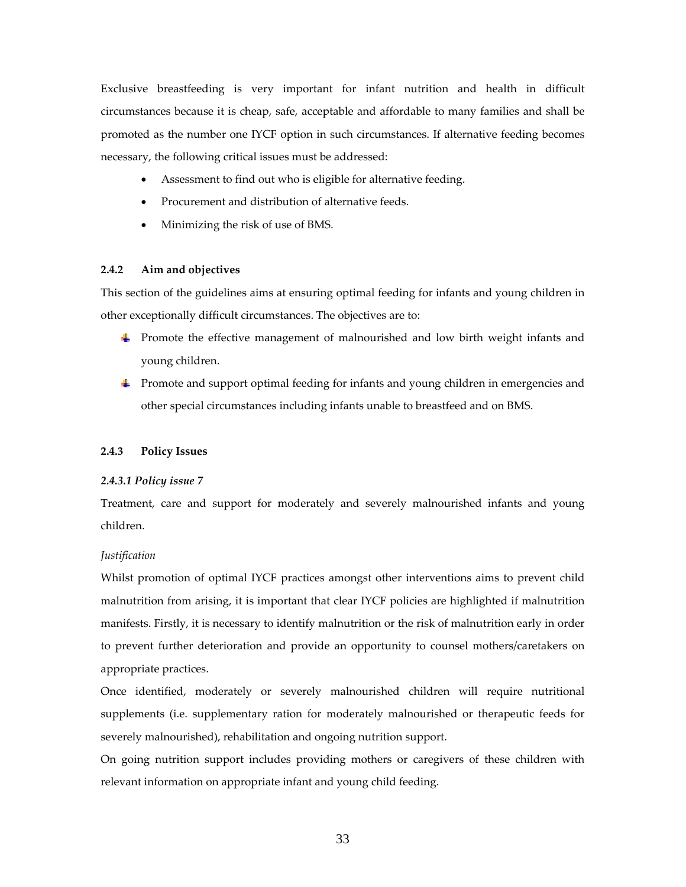Exclusive breastfeeding is very important for infant nutrition and health in difficult circumstances because it is cheap, safe, acceptable and affordable to many families and shall be promoted as the number one IYCF option in such circumstances. If alternative feeding becomes necessary, the following critical issues must be addressed:

- Assessment to find out who is eligible for alternative feeding.
- Procurement and distribution of alternative feeds.
- Minimizing the risk of use of BMS.

### 2.4.2 Aim and objectives

This section of the guidelines aims at ensuring optimal feeding for infants and young children in other exceptionally difficult circumstances. The objectives are to:

- Promote the effective management of malnourished and low birth weight infants and young children.
- Promote and support optimal feeding for infants and young children in emergencies and other special circumstances including infants unable to breastfeed and on BMS.

### 2.4.3 Policy Issues

#### *2.4.3.1 Policy issue 7*

Treatment, care and support for moderately and severely malnourished infants and young children.

*Justification*

Whilst promotion of optimal IYCF practices amongst other interventions aims to prevent child malnutrition from arising, it is important that clear IYCF policies are highlighted if malnutrition manifests. Firstly, it is necessary to identify malnutrition or the risk of malnutrition early in order to prevent further deterioration and provide an opportunity to counsel mothers/caretakers on appropriate practices.

Once identified, moderately or severely malnourished children will require nutritional supplements (i.e. supplementary ration for moderately malnourished or therapeutic feeds for severely malnourished), rehabilitation and ongoing nutrition support.

On going nutrition support includes providing mothers or caregivers of these children with relevant information on appropriate infant and young child feeding.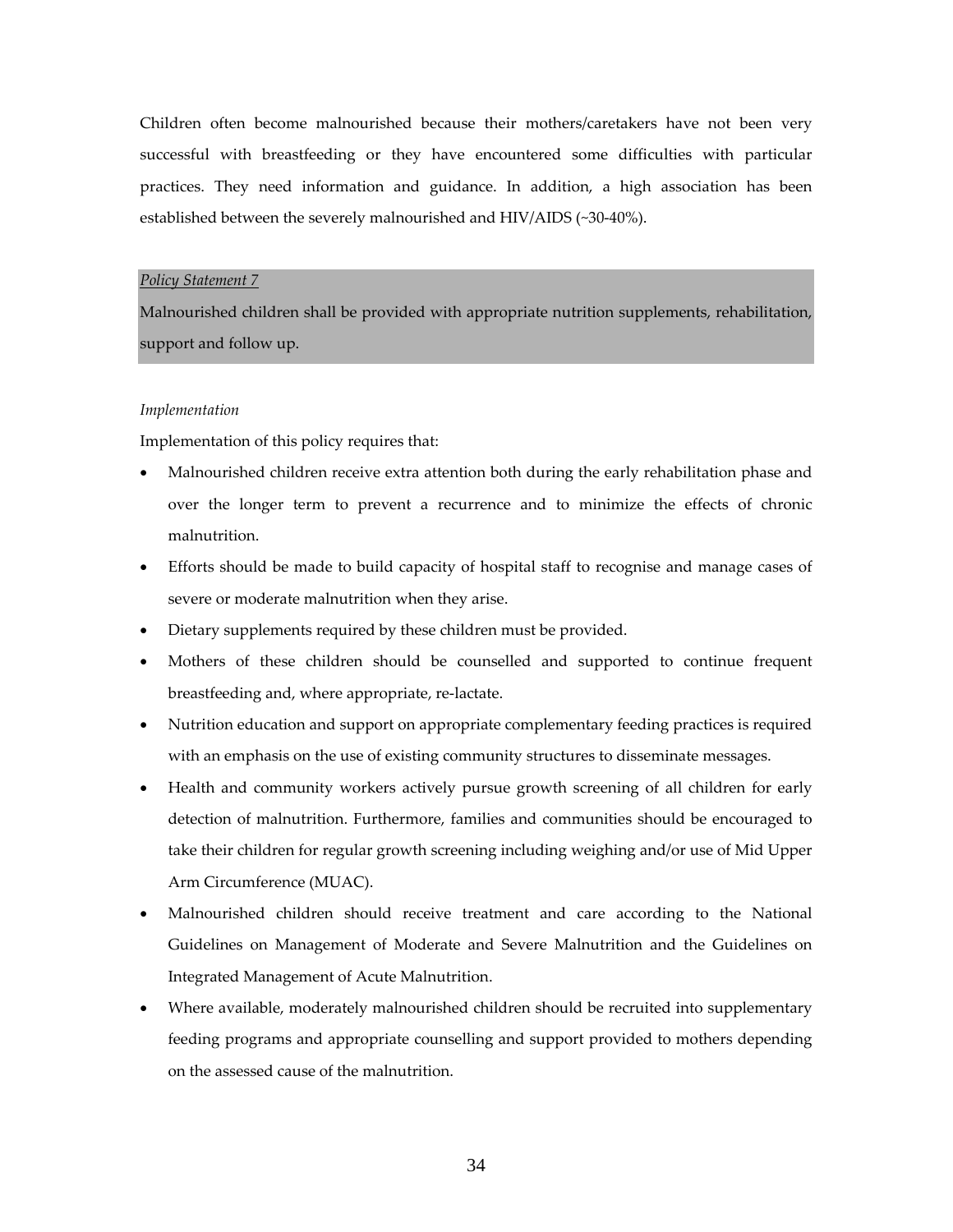Children often become malnourished because their mothers/caretakers have not been very successful with breastfeeding or they have encountered some difficulties with particular practices. They need information and guidance. In addition, a high association has been established between the severely malnourished and HIV/AIDS (~30-40%).

*Policy Statement 7*

Malnourished children shall be provided with appropriate nutrition supplements, rehabilitation, support and follow up.

*Implementation*

Implementation of this policy requires that:

- Malnourished children receive extra attention both during the early rehabilitation phase and over the longer term to prevent a recurrence and to minimize the effects of chronic malnutrition.
- Efforts should be made to build capacity of hospital staff to recognise and manage cases of severe or moderate malnutrition when they arise.
- Dietary supplements required by these children must be provided.
- Mothers of these children should be counselled and supported to continue frequent breastfeeding and, where appropriate, re-lactate.
- Nutrition education and support on appropriate complementary feeding practices is required with an emphasis on the use of existing community structures to disseminate messages.
- Health and community workers actively pursue growth screening of all children for early detection of malnutrition. Furthermore, families and communities should be encouraged to take their children for regular growth screening including weighing and/or use of Mid Upper Arm Circumference (MUAC).
- Malnourished children should receive treatment and care according to the National Guidelines on Management of Moderate and Severe Malnutrition and the Guidelines on Integrated Management of Acute Malnutrition.
- Where available, moderately malnourished children should be recruited into supplementary feeding programs and appropriate counselling and support provided to mothers depending on the assessed cause of the malnutrition.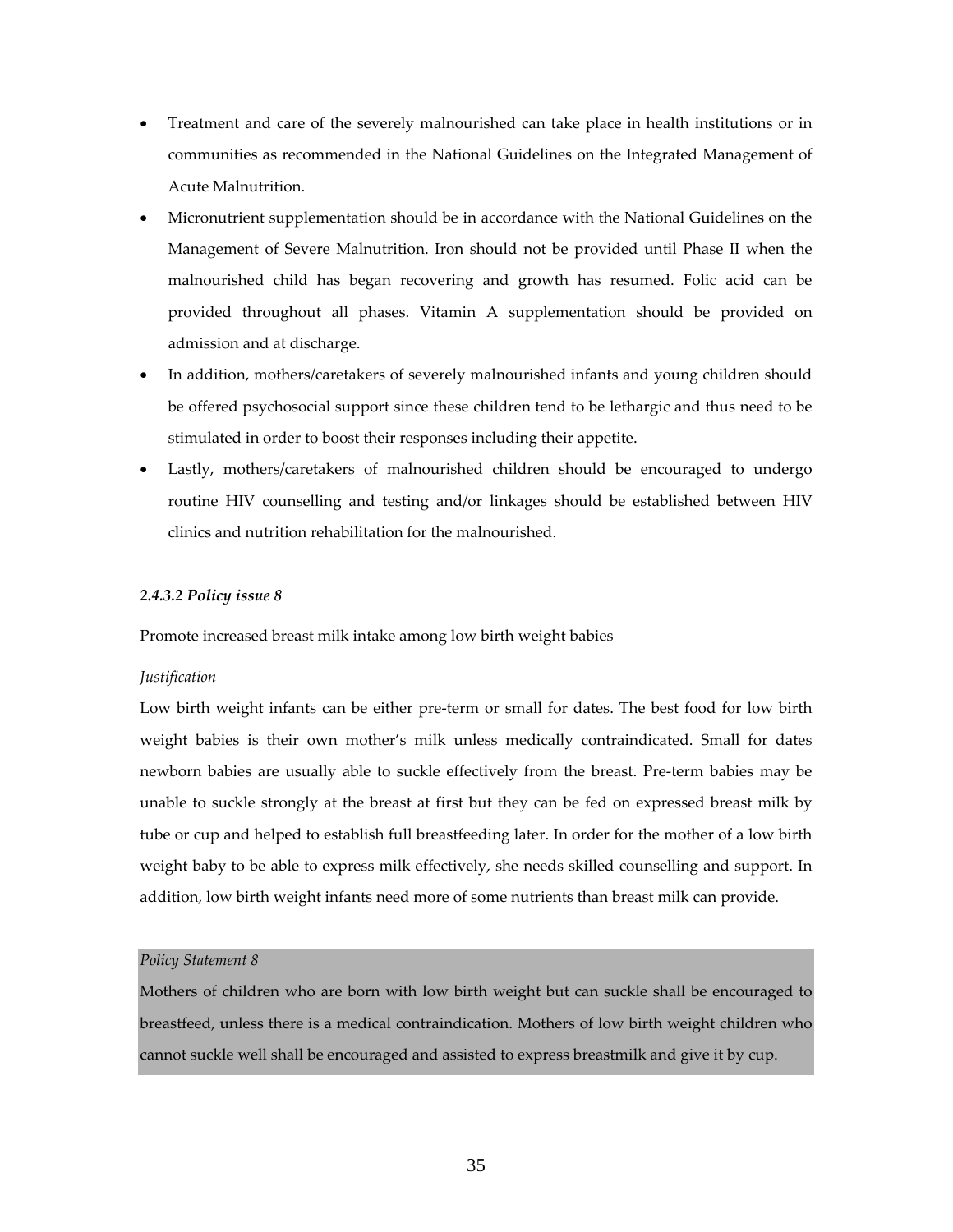- Treatment and care of the severely malnourished can take place in health institutions or in communities as recommended in the National Guidelines on the Integrated Management of Acute Malnutrition.
- Micronutrient supplementation should be in accordance with the National Guidelines on the Management of Severe Malnutrition. Iron should not be provided until Phase II when the malnourished child has began recovering and growth has resumed. Folic acid can be provided throughout all phases. Vitamin A supplementation should be provided on admission and at discharge.
- In addition, mothers/caretakers of severely malnourished infants and young children should be offered psychosocial support since these children tend to be lethargic and thus need to be stimulated in order to boost their responses including their appetite.
- Lastly, mothers/caretakers of malnourished children should be encouraged to undergo routine HIV counselling and testing and/or linkages should be established between HIV clinics and nutrition rehabilitation for the malnourished.

#### *2.4.3.2 Policy issue 8*

Promote increased breast milk intake among low birth weight babies

*Justification*

Low birth weight infants can be either pre-term or small for dates. The best food for low birth weight babies is their own mother's milk unless medically contraindicated. Small for dates newborn babies are usually able to suckle effectively from the breast. Pre-term babies may be unable to suckle strongly at the breast at first but they can be fed on expressed breast milk by tube or cup and helped to establish full breastfeeding later. In order for the mother of a low birth weight baby to be able to express milk effectively, she needs skilled counselling and support. In addition, low birth weight infants need more of some nutrients than breast milk can provide.

*Policy Statement 8*

Mothers of children who are born with low birth weight but can suckle shall be encouraged to breastfeed, unless there is a medical contraindication. Mothers of low birth weight children who cannot suckle well shall be encouraged and assisted to express breastmilk and give it by cup.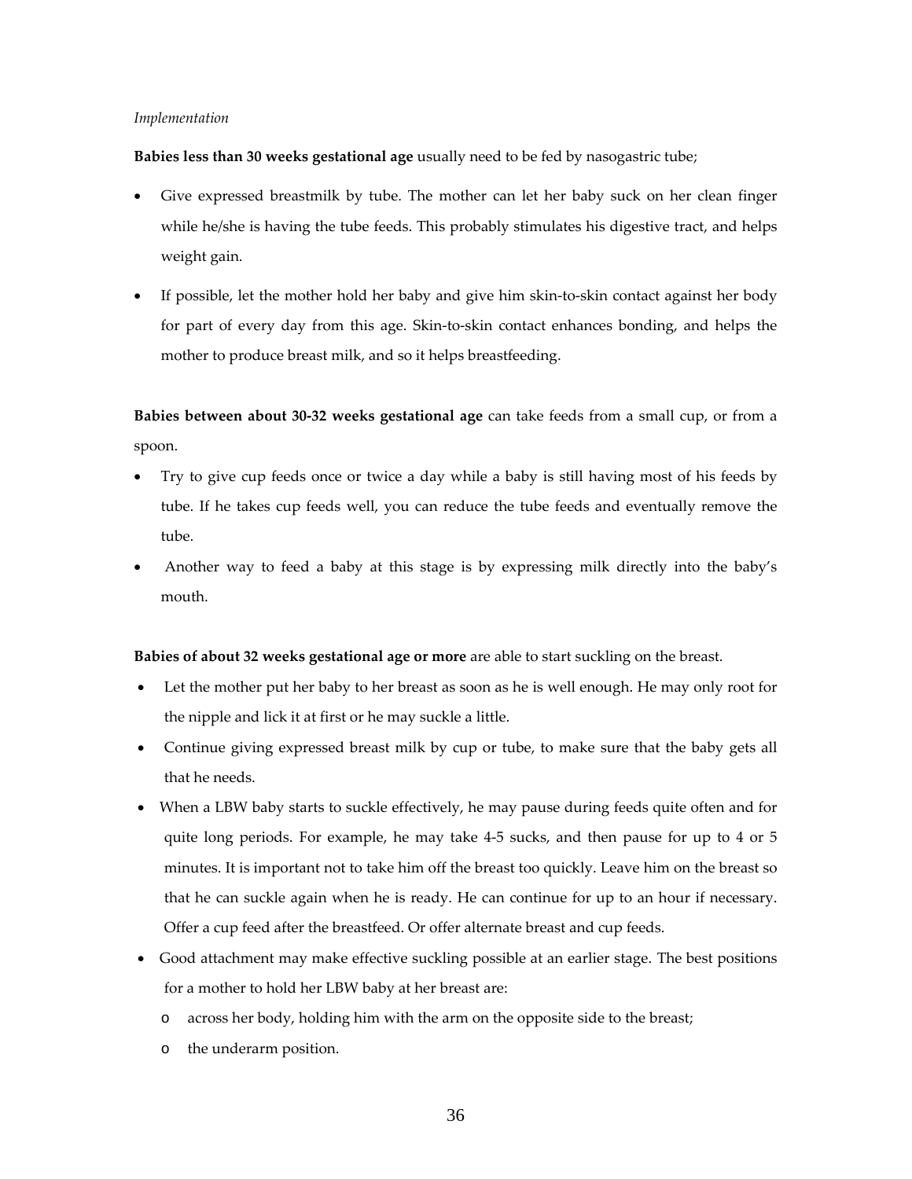*Implementation*

**Babies less than 30 weeks gestational age** usually need to be fed by nasogastric tube;

- Give expressed breastmilk by tube. The mother can let her baby suck on her clean finger while he/she is having the tube feeds. This probably stimulates his digestive tract, and helps weight gain.
- If possible, let the mother hold her baby and give him skin-to-skin contact against her body for part of every day from this age. Skin-to-skin contact enhances bonding, and helps the mother to produce breast milk, and so it helps breastfeeding.

**Babies between about 30-32 weeks gestational age** can take feeds from a small cup, or from a spoon.

- Try to give cup feeds once or twice a day while a baby is still having most of his feeds by tube. If he takes cup feeds well, you can reduce the tube feeds and eventually remove the tube.
- Another way to feed a baby at this stage is by expressing milk directly into the baby's mouth.

**Babies of about 32 weeks gestational age or more** are able to start suckling on the breast.

- Let the mother put her baby to her breast as soon as he is well enough. He may only root for the nipple and lick it at first or he may suckle a little.
- Continue giving expressed breast milk by cup or tube, to make sure that the baby gets all that he needs.
- When a LBW baby starts to suckle effectively, he may pause during feeds quite often and for quite long periods. For example, he may take 4-5 sucks, and then pause for up to 4 or 5 minutes. It is important not to take him off the breast too quickly. Leave him on the breast so that he can suckle again when he is ready. He can continue for up to an hour if necessary. Offer a cup feed after the breastfeed. Or offer alternate breast and cup feeds.
- Good attachment may make effective suckling possible at an earlier stage. The best positions for a mother to hold her LBW baby at her breast are:
  - across her body, holding him with the arm on the opposite side to the breast;
  - the underarm position.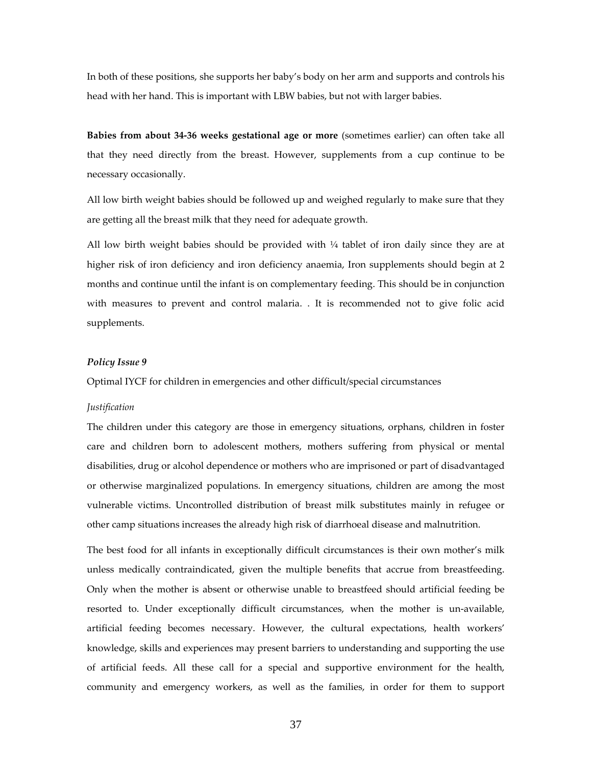In both of these positions, she supports her baby's body on her arm and supports and controls his head with her hand. This is important with LBW babies, but not with larger babies.

**Babies from about 34-36 weeks gestational age or more** (sometimes earlier) can often take all that they need directly from the breast. However, supplements from a cup continue to be necessary occasionally.

All low birth weight babies should be followed up and weighed regularly to make sure that they are getting all the breast milk that they need for adequate growth.

All low birth weight babies should be provided with ¼ tablet of iron daily since they are at higher risk of iron deficiency and iron deficiency anaemia, Iron supplements should begin at 2 months and continue until the infant is on complementary feeding. This should be in conjunction with measures to prevent and control malaria. . It is recommended not to give folic acid supplements.

***Policy Issue 9***

Optimal IYCF for children in emergencies and other difficult/special circumstances

*Justification*

The children under this category are those in emergency situations, orphans, children in foster care and children born to adolescent mothers, mothers suffering from physical or mental disabilities, drug or alcohol dependence or mothers who are imprisoned or part of disadvantaged or otherwise marginalized populations. In emergency situations, children are among the most vulnerable victims. Uncontrolled distribution of breast milk substitutes mainly in refugee or other camp situations increases the already high risk of diarrhoeal disease and malnutrition.

The best food for all infants in exceptionally difficult circumstances is their own mother's milk unless medically contraindicated, given the multiple benefits that accrue from breastfeeding. Only when the mother is absent or otherwise unable to breastfeed should artificial feeding be resorted to. Under exceptionally difficult circumstances, when the mother is un-available, artificial feeding becomes necessary. However, the cultural expectations, health workers' knowledge, skills and experiences may present barriers to understanding and supporting the use of artificial feeds. All these call for a special and supportive environment for the health, community and emergency workers, as well as the families, in order for them to support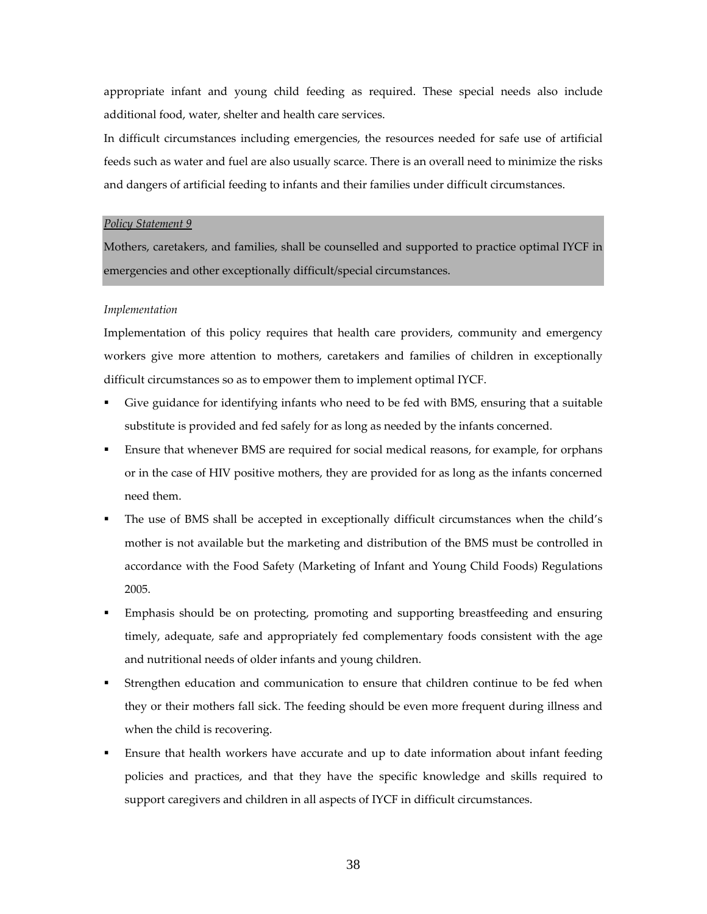appropriate infant and young child feeding as required. These special needs also include additional food, water, shelter and health care services.

In difficult circumstances including emergencies, the resources needed for safe use of artificial feeds such as water and fuel are also usually scarce. There is an overall need to minimize the risks and dangers of artificial feeding to infants and their families under difficult circumstances.

*Policy Statement 9*

Mothers, caretakers, and families, shall be counselled and supported to practice optimal IYCF in emergencies and other exceptionally difficult/special circumstances.

*Implementation*

Implementation of this policy requires that health care providers, community and emergency workers give more attention to mothers, caretakers and families of children in exceptionally difficult circumstances so as to empower them to implement optimal IYCF.

- Give guidance for identifying infants who need to be fed with BMS, ensuring that a suitable substitute is provided and fed safely for as long as needed by the infants concerned.
- Ensure that whenever BMS are required for social medical reasons, for example, for orphans or in the case of HIV positive mothers, they are provided for as long as the infants concerned need them.
- The use of BMS shall be accepted in exceptionally difficult circumstances when the child's mother is not available but the marketing and distribution of the BMS must be controlled in accordance with the Food Safety (Marketing of Infant and Young Child Foods) Regulations 2005.
- Emphasis should be on protecting, promoting and supporting breastfeeding and ensuring timely, adequate, safe and appropriately fed complementary foods consistent with the age and nutritional needs of older infants and young children.
- Strengthen education and communication to ensure that children continue to be fed when they or their mothers fall sick. The feeding should be even more frequent during illness and when the child is recovering.
- Ensure that health workers have accurate and up to date information about infant feeding policies and practices, and that they have the specific knowledge and skills required to support caregivers and children in all aspects of IYCF in difficult circumstances.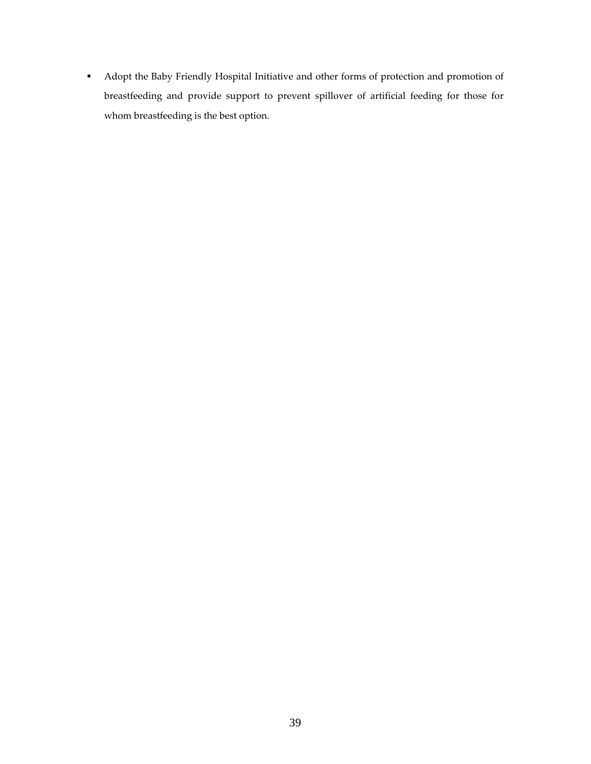- Adopt the Baby Friendly Hospital Initiative and other forms of protection and promotion of breastfeeding and provide support to prevent spillover of artificial feeding for those for whom breastfeeding is the best option.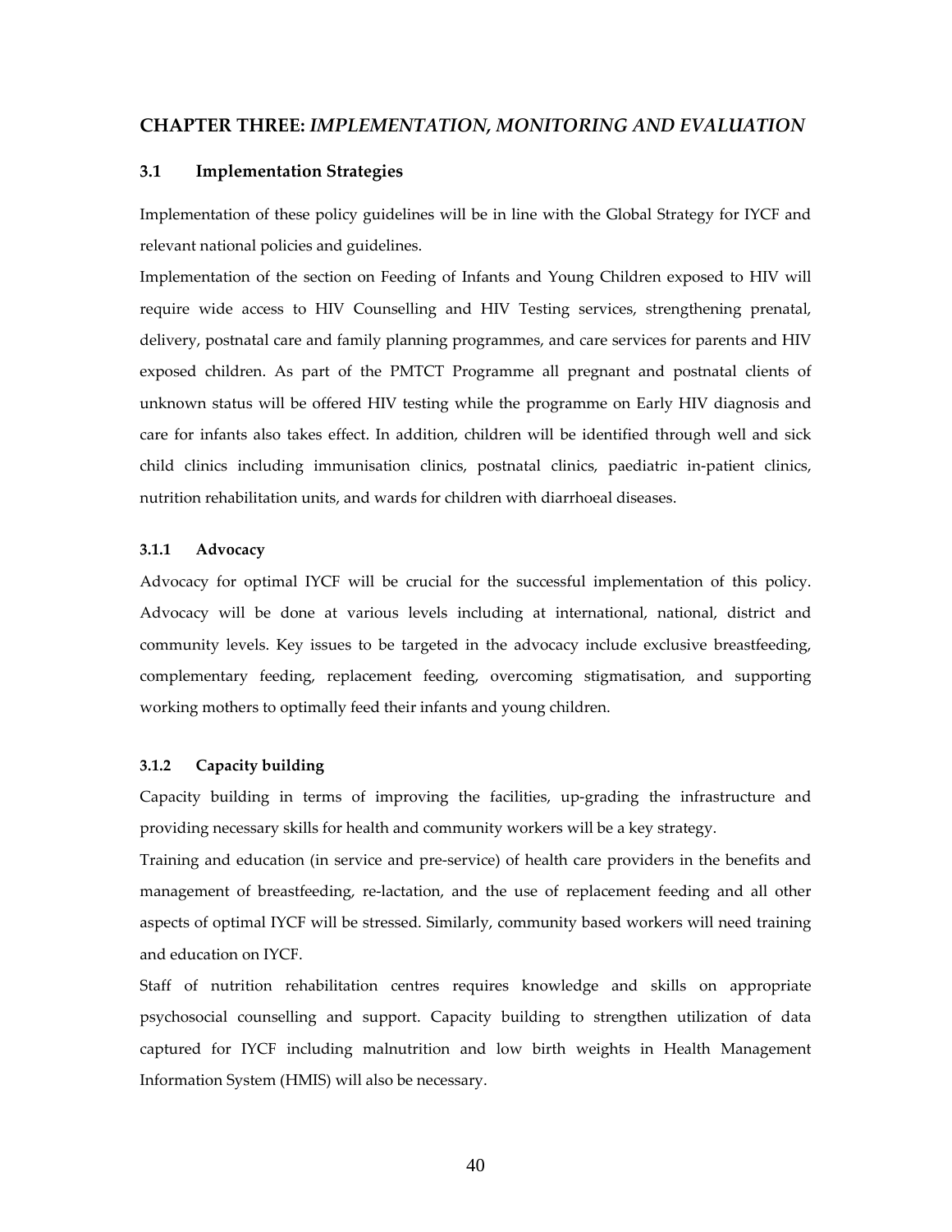## CHAPTER THREE: *IMPLEMENTATION, MONITORING AND EVALUATION*

### 3.1 Implementation Strategies

Implementation of these policy guidelines will be in line with the Global Strategy for IYCF and relevant national policies and guidelines.

Implementation of the section on Feeding of Infants and Young Children exposed to HIV will require wide access to HIV Counselling and HIV Testing services, strengthening prenatal, delivery, postnatal care and family planning programmes, and care services for parents and HIV exposed children. As part of the PMTCT Programme all pregnant and postnatal clients of unknown status will be offered HIV testing while the programme on Early HIV diagnosis and care for infants also takes effect. In addition, children will be identified through well and sick child clinics including immunisation clinics, postnatal clinics, paediatric in-patient clinics, nutrition rehabilitation units, and wards for children with diarrhoeal diseases.

#### 3.1.1 Advocacy

Advocacy for optimal IYCF will be crucial for the successful implementation of this policy. Advocacy will be done at various levels including at international, national, district and community levels. Key issues to be targeted in the advocacy include exclusive breastfeeding, complementary feeding, replacement feeding, overcoming stigmatisation, and supporting working mothers to optimally feed their infants and young children.

#### 3.1.2 Capacity building

Capacity building in terms of improving the facilities, up-grading the infrastructure and providing necessary skills for health and community workers will be a key strategy.

Training and education (in service and pre-service) of health care providers in the benefits and management of breastfeeding, re-lactation, and the use of replacement feeding and all other aspects of optimal IYCF will be stressed. Similarly, community based workers will need training and education on IYCF.

Staff of nutrition rehabilitation centres requires knowledge and skills on appropriate psychosocial counselling and support. Capacity building to strengthen utilization of data captured for IYCF including malnutrition and low birth weights in Health Management Information System (HMIS) will also be necessary.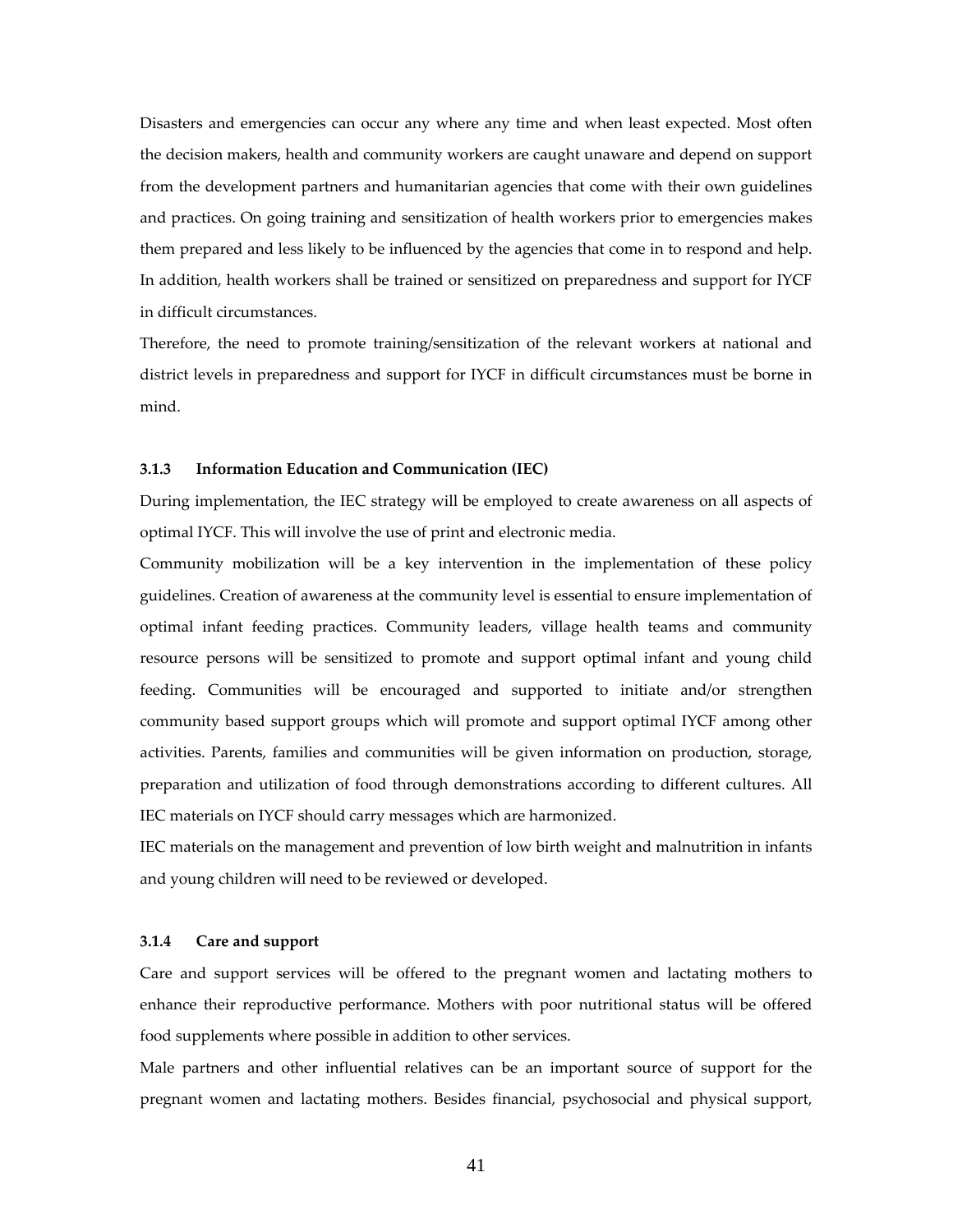Disasters and emergencies can occur any where any time and when least expected. Most often the decision makers, health and community workers are caught unaware and depend on support from the development partners and humanitarian agencies that come with their own guidelines and practices. On going training and sensitization of health workers prior to emergencies makes them prepared and less likely to be influenced by the agencies that come in to respond and help. In addition, health workers shall be trained or sensitized on preparedness and support for IYCF in difficult circumstances.

Therefore, the need to promote training/sensitization of the relevant workers at national and district levels in preparedness and support for IYCF in difficult circumstances must be borne in mind.

### 3.1.3 Information Education and Communication (IEC)

During implementation, the IEC strategy will be employed to create awareness on all aspects of optimal IYCF. This will involve the use of print and electronic media.

Community mobilization will be a key intervention in the implementation of these policy guidelines. Creation of awareness at the community level is essential to ensure implementation of optimal infant feeding practices. Community leaders, village health teams and community resource persons will be sensitized to promote and support optimal infant and young child feeding. Communities will be encouraged and supported to initiate and/or strengthen community based support groups which will promote and support optimal IYCF among other activities. Parents, families and communities will be given information on production, storage, preparation and utilization of food through demonstrations according to different cultures. All IEC materials on IYCF should carry messages which are harmonized.

IEC materials on the management and prevention of low birth weight and malnutrition in infants and young children will need to be reviewed or developed.

### 3.1.4 Care and support

Care and support services will be offered to the pregnant women and lactating mothers to enhance their reproductive performance. Mothers with poor nutritional status will be offered food supplements where possible in addition to other services.

Male partners and other influential relatives can be an important source of support for the pregnant women and lactating mothers. Besides financial, psychosocial and physical support,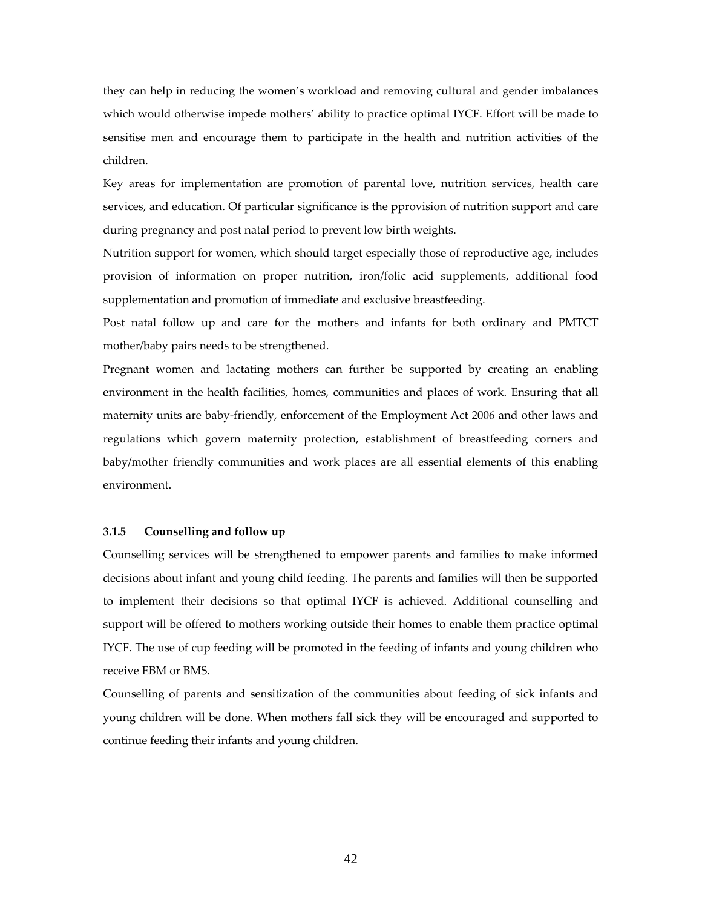they can help in reducing the women's workload and removing cultural and gender imbalances which would otherwise impede mothers' ability to practice optimal IYCF. Effort will be made to sensitise men and encourage them to participate in the health and nutrition activities of the children.

Key areas for implementation are promotion of parental love, nutrition services, health care services, and education. Of particular significance is the pprovision of nutrition support and care during pregnancy and post natal period to prevent low birth weights.

Nutrition support for women, which should target especially those of reproductive age, includes provision of information on proper nutrition, iron/folic acid supplements, additional food supplementation and promotion of immediate and exclusive breastfeeding.

Post natal follow up and care for the mothers and infants for both ordinary and PMTCT mother/baby pairs needs to be strengthened.

Pregnant women and lactating mothers can further be supported by creating an enabling environment in the health facilities, homes, communities and places of work. Ensuring that all maternity units are baby-friendly, enforcement of the Employment Act 2006 and other laws and regulations which govern maternity protection, establishment of breastfeeding corners and baby/mother friendly communities and work places are all essential elements of this enabling environment.

### 3.1.5 Counselling and follow up

Counselling services will be strengthened to empower parents and families to make informed decisions about infant and young child feeding. The parents and families will then be supported to implement their decisions so that optimal IYCF is achieved. Additional counselling and support will be offered to mothers working outside their homes to enable them practice optimal IYCF. The use of cup feeding will be promoted in the feeding of infants and young children who receive EBM or BMS.

Counselling of parents and sensitization of the communities about feeding of sick infants and young children will be done. When mothers fall sick they will be encouraged and supported to continue feeding their infants and young children.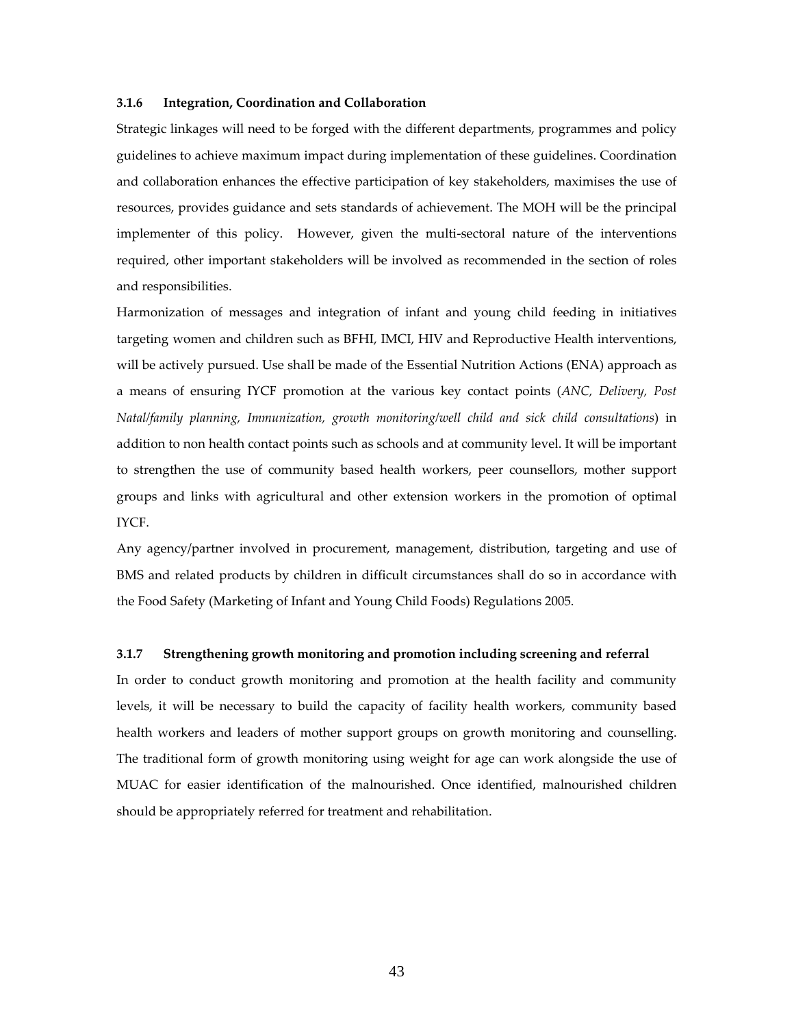#### 3.1.6 Integration, Coordination and Collaboration

Strategic linkages will need to be forged with the different departments, programmes and policy guidelines to achieve maximum impact during implementation of these guidelines. Coordination and collaboration enhances the effective participation of key stakeholders, maximises the use of resources, provides guidance and sets standards of achievement. The MOH will be the principal implementer of this policy. However, given the multi-sectoral nature of the interventions required, other important stakeholders will be involved as recommended in the section of roles and responsibilities.

Harmonization of messages and integration of infant and young child feeding in initiatives targeting women and children such as BFHI, IMCI, HIV and Reproductive Health interventions, will be actively pursued. Use shall be made of the Essential Nutrition Actions (ENA) approach as a means of ensuring IYCF promotion at the various key contact points (*ANC, Delivery, Post Natal/family planning, Immunization, growth monitoring/well child and sick child consultations*) in addition to non health contact points such as schools and at community level. It will be important to strengthen the use of community based health workers, peer counsellors, mother support groups and links with agricultural and other extension workers in the promotion of optimal IYCF.

Any agency/partner involved in procurement, management, distribution, targeting and use of BMS and related products by children in difficult circumstances shall do so in accordance with the Food Safety (Marketing of Infant and Young Child Foods) Regulations 2005.

#### 3.1.7 Strengthening growth monitoring and promotion including screening and referral

In order to conduct growth monitoring and promotion at the health facility and community levels, it will be necessary to build the capacity of facility health workers, community based health workers and leaders of mother support groups on growth monitoring and counselling. The traditional form of growth monitoring using weight for age can work alongside the use of MUAC for easier identification of the malnourished. Once identified, malnourished children should be appropriately referred for treatment and rehabilitation.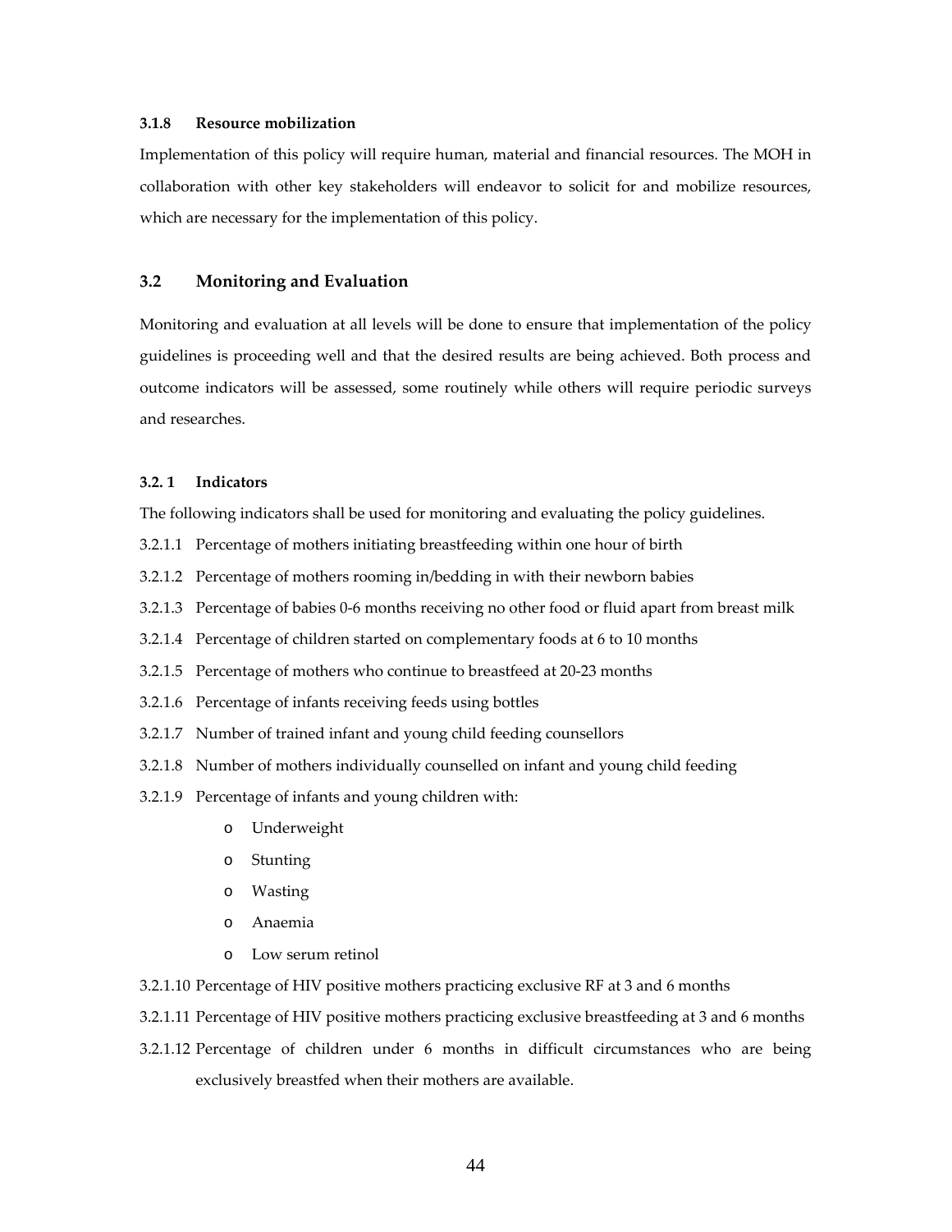#### 3.1.8 Resource mobilization

Implementation of this policy will require human, material and financial resources. The MOH in collaboration with other key stakeholders will endeavor to solicit for and mobilize resources, which are necessary for the implementation of this policy.

### 3.2 Monitoring and Evaluation

Monitoring and evaluation at all levels will be done to ensure that implementation of the policy guidelines is proceeding well and that the desired results are being achieved. Both process and outcome indicators will be assessed, some routinely while others will require periodic surveys and researches.

#### 3.2. 1 Indicators

The following indicators shall be used for monitoring and evaluating the policy guidelines.

3.2.1.1 Percentage of mothers initiating breastfeeding within one hour of birth

3.2.1.2 Percentage of mothers rooming in/bedding in with their newborn babies

3.2.1.3 Percentage of babies 0-6 months receiving no other food or fluid apart from breast milk

3.2.1.4 Percentage of children started on complementary foods at 6 to 10 months

3.2.1.5 Percentage of mothers who continue to breastfeed at 20-23 months

3.2.1.6 Percentage of infants receiving feeds using bottles

3.2.1.7 Number of trained infant and young child feeding counsellors

3.2.1.8 Number of mothers individually counselled on infant and young child feeding

3.2.1.9 Percentage of infants and young children with:

- Underweight
- Stunting
- Wasting
- Anaemia
- Low serum retinol

3.2.1.10 Percentage of HIV positive mothers practicing exclusive RF at 3 and 6 months

3.2.1.11 Percentage of HIV positive mothers practicing exclusive breastfeeding at 3 and 6 months

3.2.1.12 Percentage of children under 6 months in difficult circumstances who are being exclusively breastfed when their mothers are available.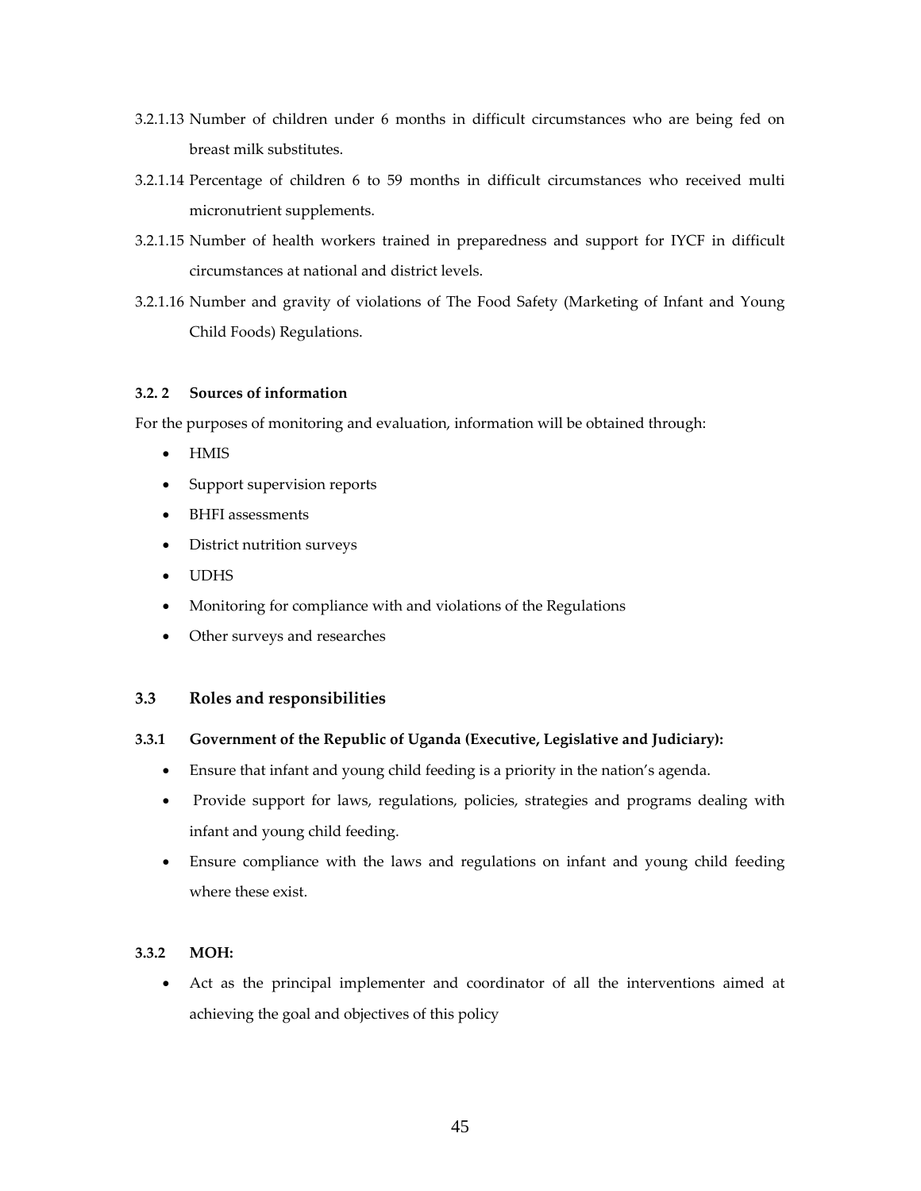3.2.1.13 Number of children under 6 months in difficult circumstances who are being fed on breast milk substitutes.

3.2.1.14 Percentage of children 6 to 59 months in difficult circumstances who received multi micronutrient supplements.

3.2.1.15 Number of health workers trained in preparedness and support for IYCF in difficult circumstances at national and district levels.

3.2.1.16 Number and gravity of violations of The Food Safety (Marketing of Infant and Young Child Foods) Regulations.

#### 3.2. 2 Sources of information

For the purposes of monitoring and evaluation, information will be obtained through:

- HMIS
- Support supervision reports
- BHFI assessments
- District nutrition surveys
- UDHS
- Monitoring for compliance with and violations of the Regulations
- Other surveys and researches

### 3.3 Roles and responsibilities

#### 3.3.1 Government of the Republic of Uganda (Executive, Legislative and Judiciary):

- Ensure that infant and young child feeding is a priority in the nation's agenda.
- Provide support for laws, regulations, policies, strategies and programs dealing with infant and young child feeding.
- Ensure compliance with the laws and regulations on infant and young child feeding where these exist.

#### 3.3.2 MOH:

- Act as the principal implementer and coordinator of all the interventions aimed at achieving the goal and objectives of this policy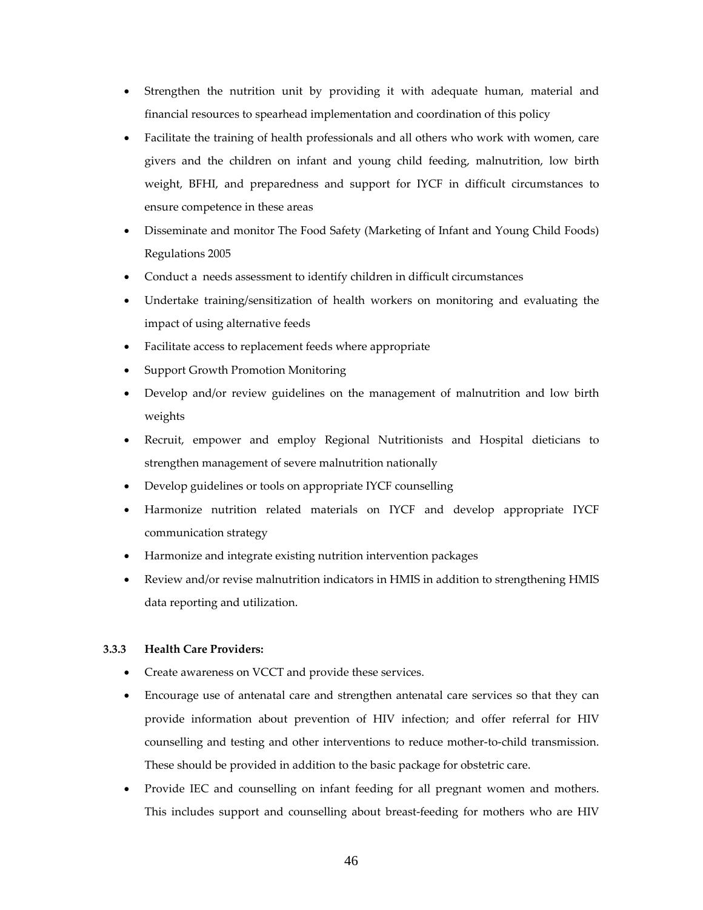- Strengthen the nutrition unit by providing it with adequate human, material and financial resources to spearhead implementation and coordination of this policy
- Facilitate the training of health professionals and all others who work with women, care givers and the children on infant and young child feeding, malnutrition, low birth weight, BFHI, and preparedness and support for IYCF in difficult circumstances to ensure competence in these areas
- Disseminate and monitor The Food Safety (Marketing of Infant and Young Child Foods) Regulations 2005
- Conduct a needs assessment to identify children in difficult circumstances
- Undertake training/sensitization of health workers on monitoring and evaluating the impact of using alternative feeds
- Facilitate access to replacement feeds where appropriate
- Support Growth Promotion Monitoring
- Develop and/or review guidelines on the management of malnutrition and low birth weights
- Recruit, empower and employ Regional Nutritionists and Hospital dieticians to strengthen management of severe malnutrition nationally
- Develop guidelines or tools on appropriate IYCF counselling
- Harmonize nutrition related materials on IYCF and develop appropriate IYCF communication strategy
- Harmonize and integrate existing nutrition intervention packages
- Review and/or revise malnutrition indicators in HMIS in addition to strengthening HMIS data reporting and utilization.

#### 3.3.3 Health Care Providers:

- Create awareness on VCCT and provide these services.
- Encourage use of antenatal care and strengthen antenatal care services so that they can provide information about prevention of HIV infection; and offer referral for HIV counselling and testing and other interventions to reduce mother-to-child transmission. These should be provided in addition to the basic package for obstetric care.
- Provide IEC and counselling on infant feeding for all pregnant women and mothers. This includes support and counselling about breast-feeding for mothers who are HIV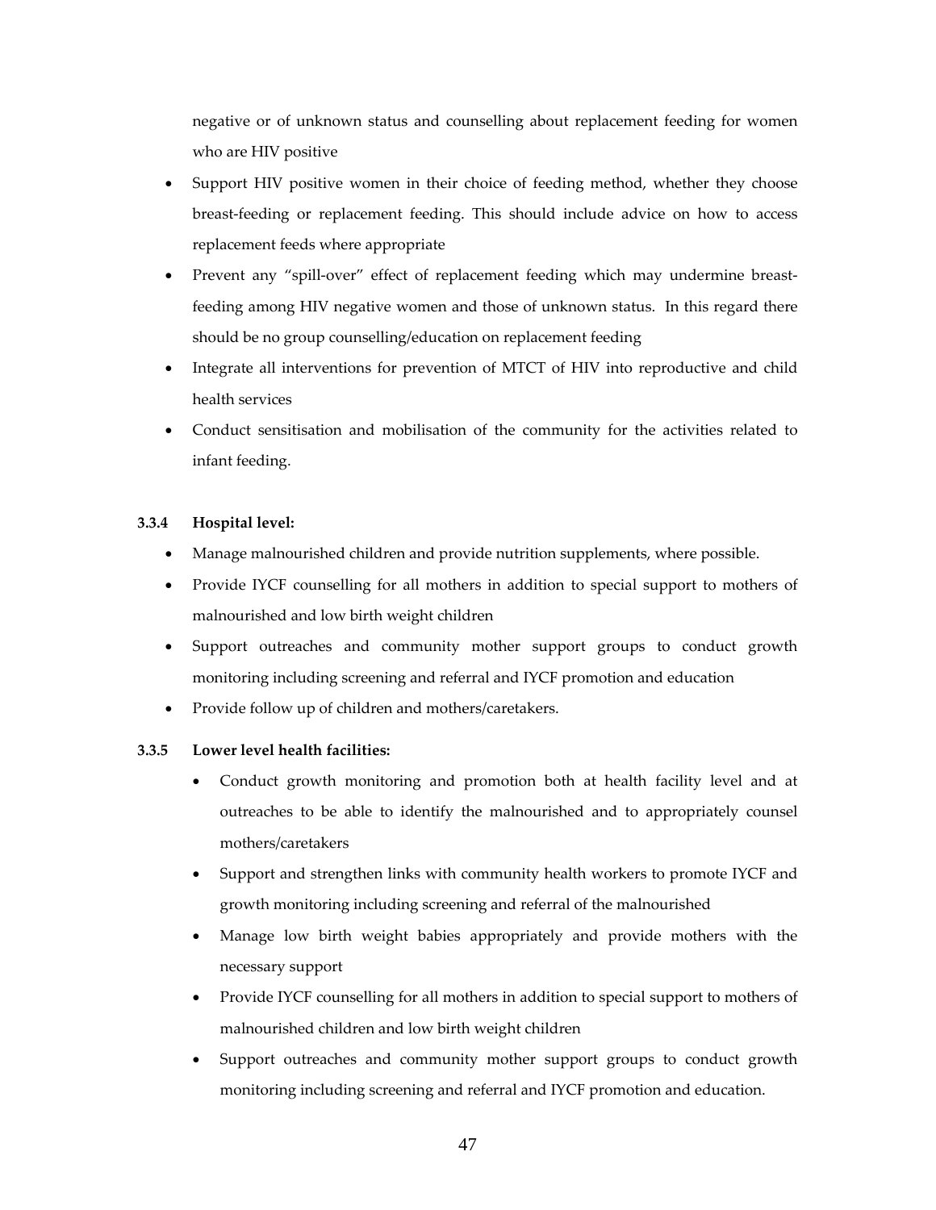negative or of unknown status and counselling about replacement feeding for women who are HIV positive

- Support HIV positive women in their choice of feeding method, whether they choose breast-feeding or replacement feeding. This should include advice on how to access replacement feeds where appropriate
- Prevent any "spill-over" effect of replacement feeding which may undermine breast-feeding among HIV negative women and those of unknown status. In this regard there should be no group counselling/education on replacement feeding
- Integrate all interventions for prevention of MTCT of HIV into reproductive and child health services
- Conduct sensitisation and mobilisation of the community for the activities related to infant feeding.

### 3.3.4 Hospital level:

- Manage malnourished children and provide nutrition supplements, where possible.
- Provide IYCF counselling for all mothers in addition to special support to mothers of malnourished and low birth weight children
- Support outreaches and community mother support groups to conduct growth monitoring including screening and referral and IYCF promotion and education
- Provide follow up of children and mothers/caretakers.

### 3.3.5 Lower level health facilities:

- Conduct growth monitoring and promotion both at health facility level and at outreaches to be able to identify the malnourished and to appropriately counsel mothers/caretakers
- Support and strengthen links with community health workers to promote IYCF and growth monitoring including screening and referral of the malnourished
- Manage low birth weight babies appropriately and provide mothers with the necessary support
- Provide IYCF counselling for all mothers in addition to special support to mothers of malnourished children and low birth weight children
- Support outreaches and community mother support groups to conduct growth monitoring including screening and referral and IYCF promotion and education.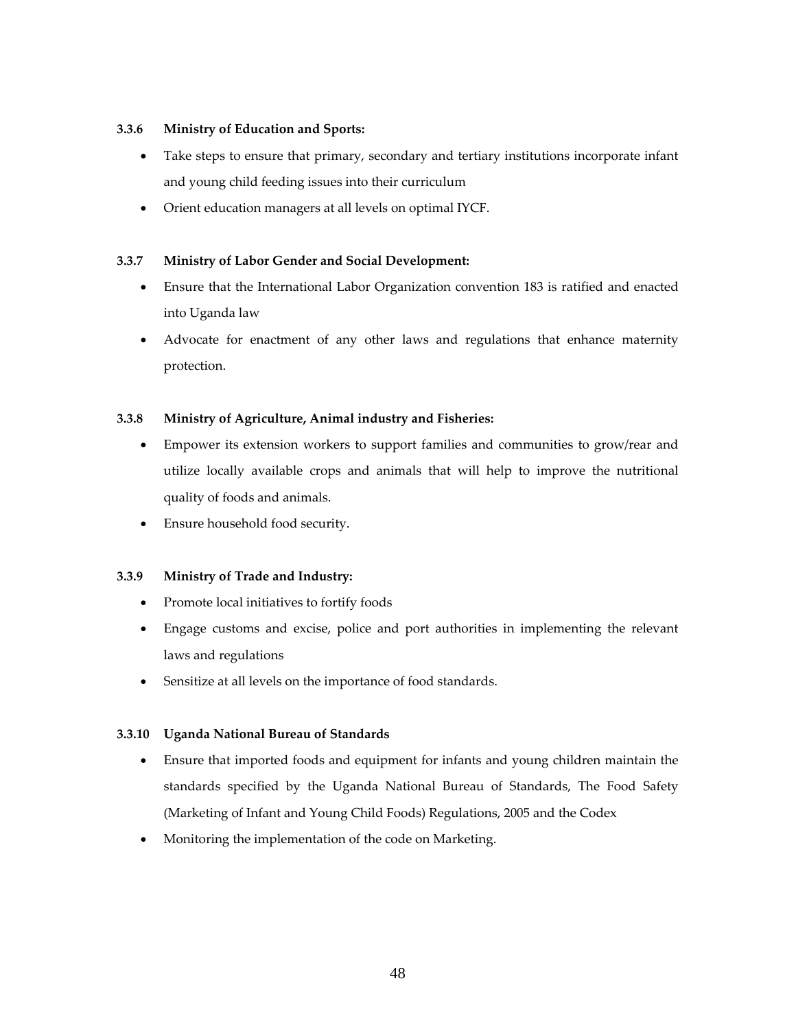### 3.3.6 Ministry of Education and Sports:

- Take steps to ensure that primary, secondary and tertiary institutions incorporate infant and young child feeding issues into their curriculum
- Orient education managers at all levels on optimal IYCF.

### 3.3.7 Ministry of Labor Gender and Social Development:

- Ensure that the International Labor Organization convention 183 is ratified and enacted into Uganda law
- Advocate for enactment of any other laws and regulations that enhance maternity protection.

### 3.3.8 Ministry of Agriculture, Animal industry and Fisheries:

- Empower its extension workers to support families and communities to grow/rear and utilize locally available crops and animals that will help to improve the nutritional quality of foods and animals.
- Ensure household food security.

### 3.3.9 Ministry of Trade and Industry:

- Promote local initiatives to fortify foods
- Engage customs and excise, police and port authorities in implementing the relevant laws and regulations
- Sensitize at all levels on the importance of food standards.

### 3.3.10 Uganda National Bureau of Standards

- Ensure that imported foods and equipment for infants and young children maintain the standards specified by the Uganda National Bureau of Standards, The Food Safety (Marketing of Infant and Young Child Foods) Regulations, 2005 and the Codex
- Monitoring the implementation of the code on Marketing.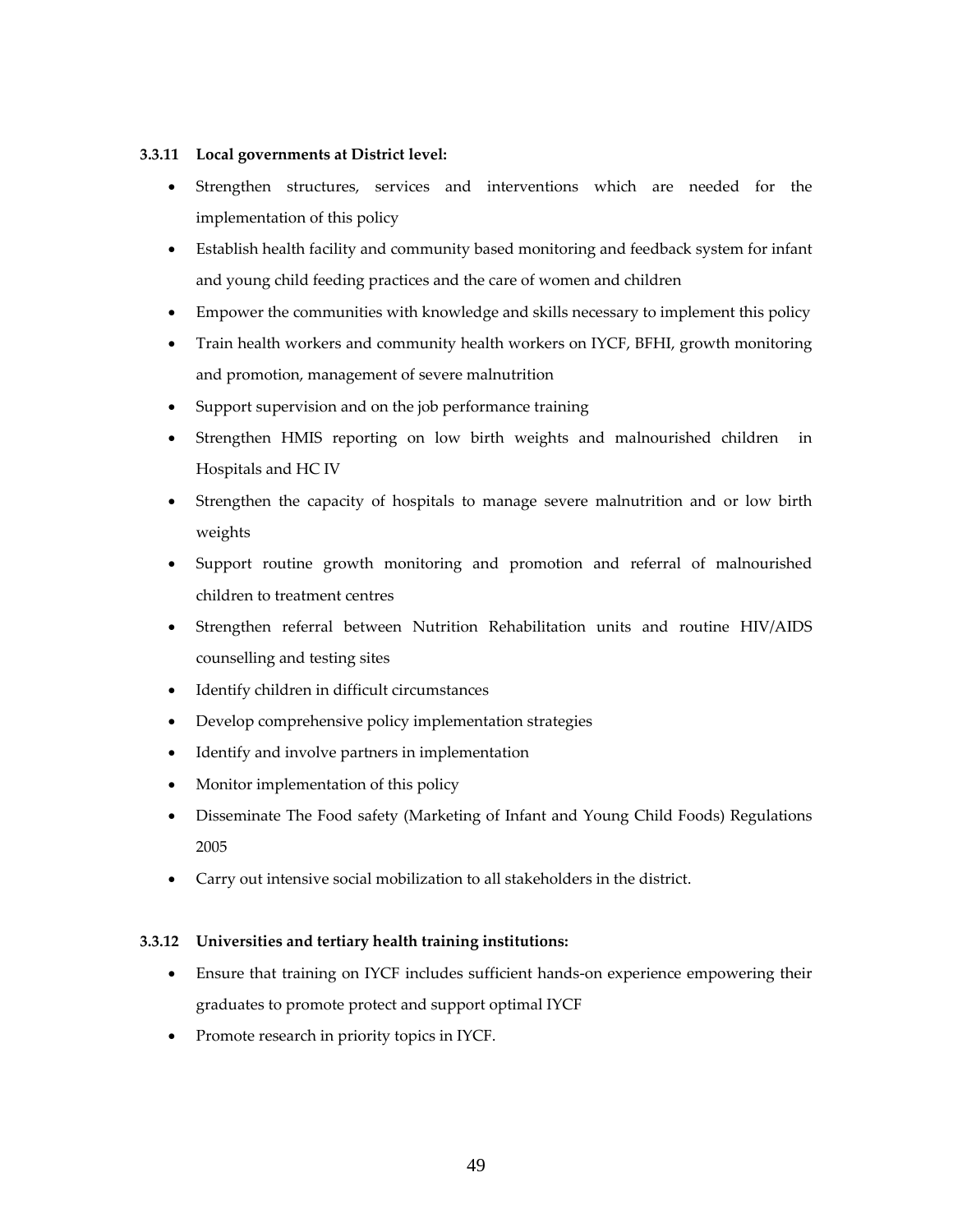#### 3.3.11 Local governments at District level:

- Strengthen structures, services and interventions which are needed for the implementation of this policy
- Establish health facility and community based monitoring and feedback system for infant and young child feeding practices and the care of women and children
- Empower the communities with knowledge and skills necessary to implement this policy
- Train health workers and community health workers on IYCF, BFHI, growth monitoring and promotion, management of severe malnutrition
- Support supervision and on the job performance training
- Strengthen HMIS reporting on low birth weights and malnourished children in Hospitals and HC IV
- Strengthen the capacity of hospitals to manage severe malnutrition and or low birth weights
- Support routine growth monitoring and promotion and referral of malnourished children to treatment centres
- Strengthen referral between Nutrition Rehabilitation units and routine HIV/AIDS counselling and testing sites
- Identify children in difficult circumstances
- Develop comprehensive policy implementation strategies
- Identify and involve partners in implementation
- Monitor implementation of this policy
- Disseminate The Food safety (Marketing of Infant and Young Child Foods) Regulations 2005
- Carry out intensive social mobilization to all stakeholders in the district.

#### 3.3.12 Universities and tertiary health training institutions:

- Ensure that training on IYCF includes sufficient hands-on experience empowering their graduates to promote protect and support optimal IYCF
- Promote research in priority topics in IYCF.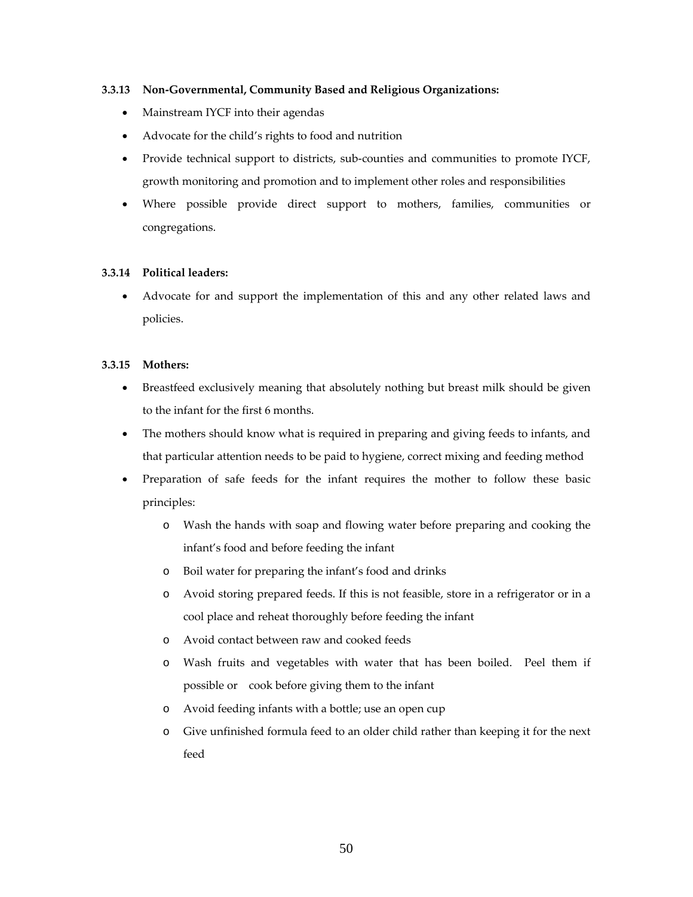#### 3.3.13 Non-Governmental, Community Based and Religious Organizations:

- Mainstream IYCF into their agendas
- Advocate for the child's rights to food and nutrition
- Provide technical support to districts, sub-counties and communities to promote IYCF, growth monitoring and promotion and to implement other roles and responsibilities
- Where possible provide direct support to mothers, families, communities or congregations.

#### 3.3.14 Political leaders:

- Advocate for and support the implementation of this and any other related laws and policies.

#### 3.3.15 Mothers:

- Breastfeed exclusively meaning that absolutely nothing but breast milk should be given to the infant for the first 6 months.
- The mothers should know what is required in preparing and giving feeds to infants, and that particular attention needs to be paid to hygiene, correct mixing and feeding method
- Preparation of safe feeds for the infant requires the mother to follow these basic principles:
  - Wash the hands with soap and flowing water before preparing and cooking the infant's food and before feeding the infant
  - Boil water for preparing the infant's food and drinks
  - Avoid storing prepared feeds. If this is not feasible, store in a refrigerator or in a cool place and reheat thoroughly before feeding the infant
  - Avoid contact between raw and cooked feeds
  - Wash fruits and vegetables with water that has been boiled. Peel them if possible or cook before giving them to the infant
  - Avoid feeding infants with a bottle; use an open cup
  - Give unfinished formula feed to an older child rather than keeping it for the next feed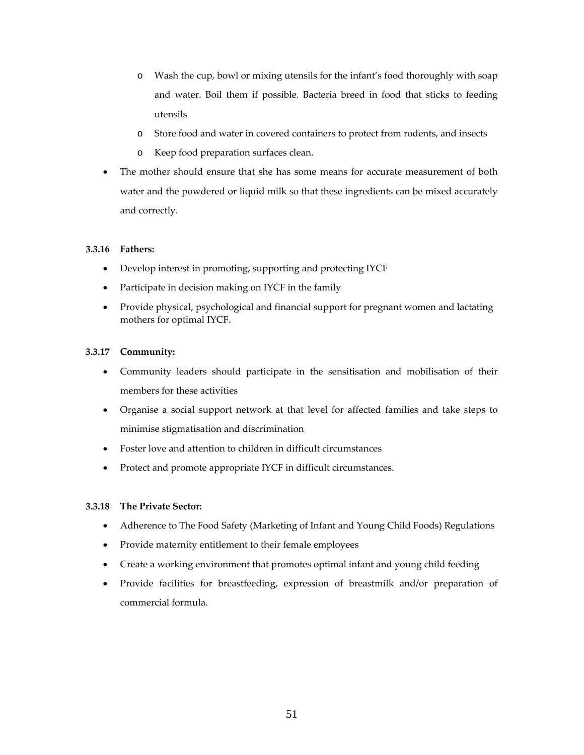- Wash the cup, bowl or mixing utensils for the infant's food thoroughly with soap and water. Boil them if possible. Bacteria breed in food that sticks to feeding utensils
  - Store food and water in covered containers to protect from rodents, and insects
  - Keep food preparation surfaces clean.
- The mother should ensure that she has some means for accurate measurement of both water and the powdered or liquid milk so that these ingredients can be mixed accurately and correctly.

#### 3.3.16 Fathers:

- Develop interest in promoting, supporting and protecting IYCF
- Participate in decision making on IYCF in the family
- Provide physical, psychological and financial support for pregnant women and lactating mothers for optimal IYCF.

#### 3.3.17 Community:

- Community leaders should participate in the sensitisation and mobilisation of their members for these activities
- Organise a social support network at that level for affected families and take steps to minimise stigmatisation and discrimination
- Foster love and attention to children in difficult circumstances
- Protect and promote appropriate IYCF in difficult circumstances.

#### 3.3.18 The Private Sector:

- Adherence to The Food Safety (Marketing of Infant and Young Child Foods) Regulations
- Provide maternity entitlement to their female employees
- Create a working environment that promotes optimal infant and young child feeding
- Provide facilities for breastfeeding, expression of breastmilk and/or preparation of commercial formula.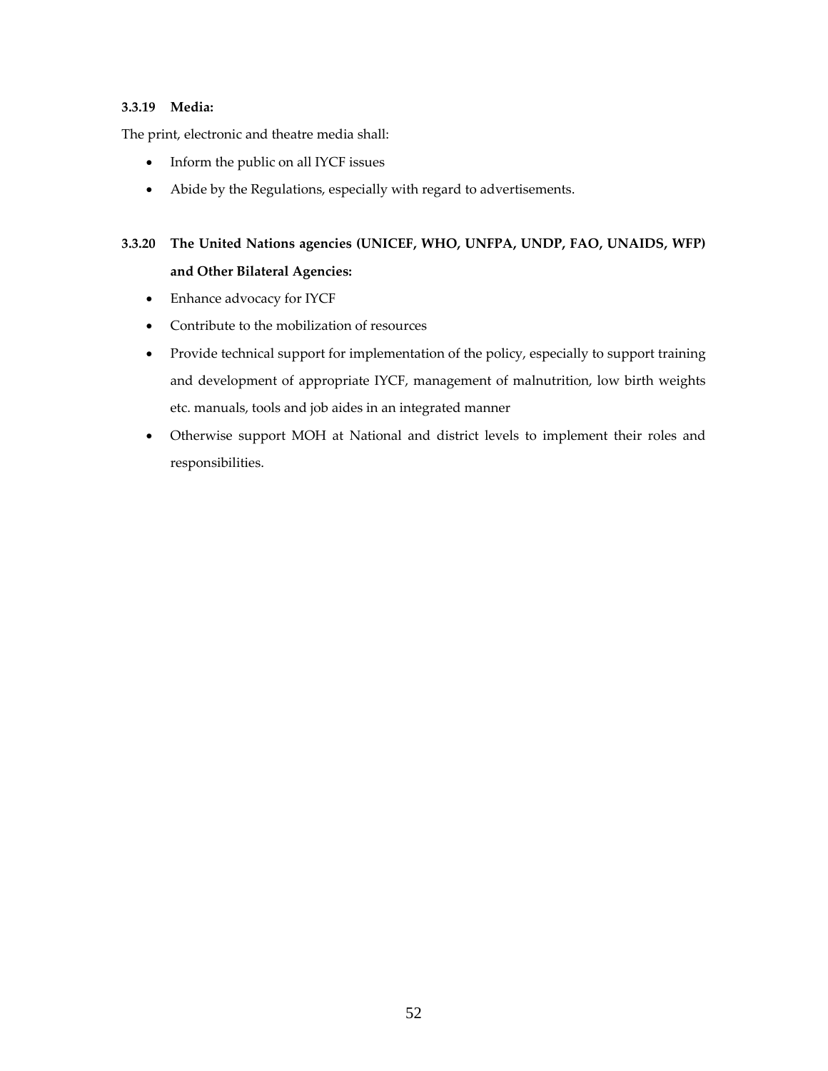### 3.3.19 Media:

The print, electronic and theatre media shall:

- Inform the public on all IYCF issues
- Abide by the Regulations, especially with regard to advertisements.

### 3.3.20 The United Nations agencies (UNICEF, WHO, UNFPA, UNDP, FAO, UNAIDS, WFP) and Other Bilateral Agencies:

- Enhance advocacy for IYCF
- Contribute to the mobilization of resources
- Provide technical support for implementation of the policy, especially to support training and development of appropriate IYCF, management of malnutrition, low birth weights etc. manuals, tools and job aides in an integrated manner
- Otherwise support MOH at National and district levels to implement their roles and responsibilities.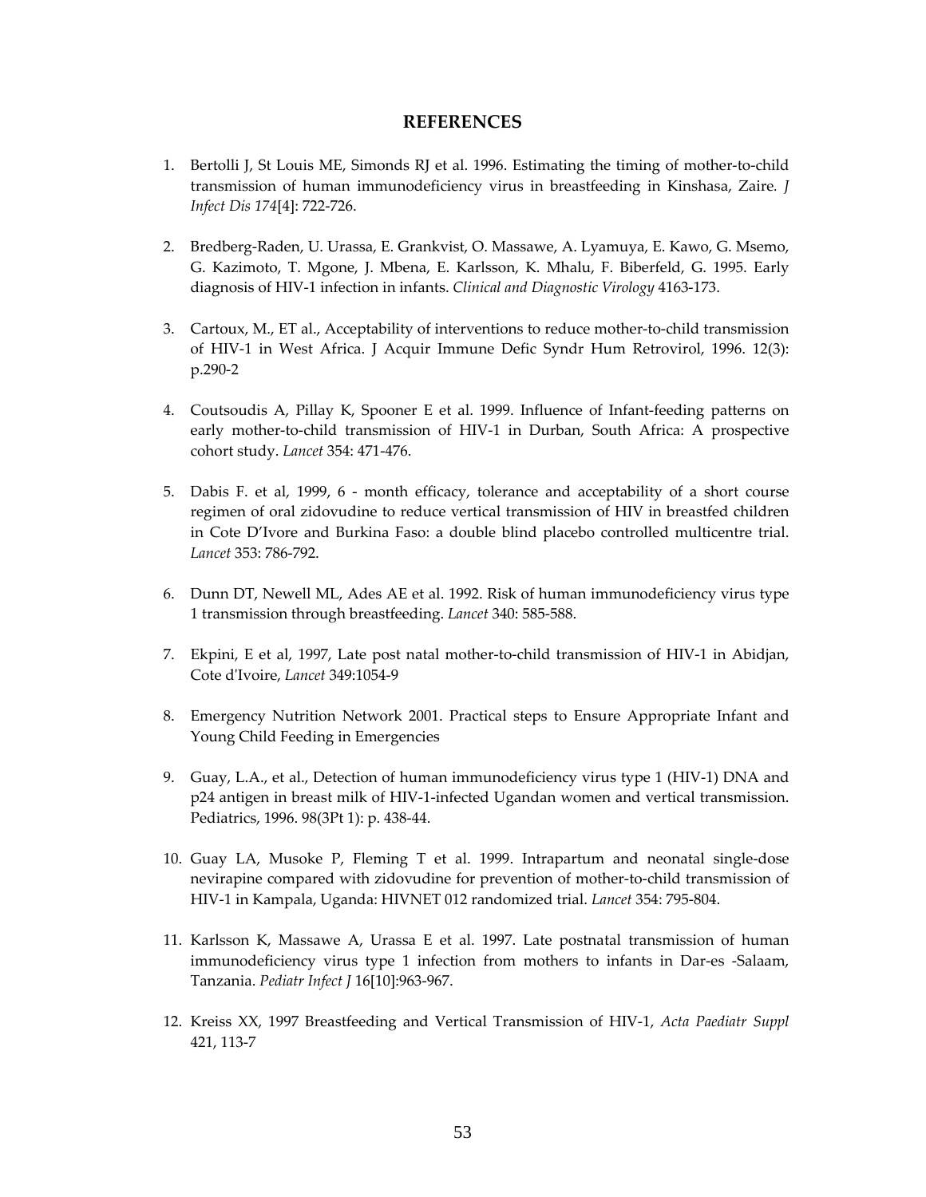## REFERENCES

1. Bertolli J, St Louis ME, Simonds RJ et al. 1996. Estimating the timing of mother-to-child transmission of human immunodeficiency virus in breastfeeding in Kinshasa, Zaire. *J Infect Dis 174*[4]: 722-726.

2. Bredberg-Raden, U. Urassa, E. Grankvist, O. Massawe, A. Lyamuya, E. Kawo, G. Msemo, G. Kazimoto, T. Mgone, J. Mbena, E. Karlsson, K. Mhalu, F. Biberfeld, G. 1995. Early diagnosis of HIV-1 infection in infants. *Clinical and Diagnostic Virology* 4163-173.

3. Cartoux, M., ET al., Acceptability of interventions to reduce mother-to-child transmission of HIV-1 in West Africa. J Acquir Immune Defic Syndr Hum Retrovirol, 1996. 12(3): p.290-2

4. Coutsoudis A, Pillay K, Spooner E et al. 1999. Influence of Infant-feeding patterns on early mother-to-child transmission of HIV-1 in Durban, South Africa: A prospective cohort study. *Lancet* 354: 471-476.

5. Dabis F. et al, 1999, 6 - month efficacy, tolerance and acceptability of a short course regimen of oral zidovudine to reduce vertical transmission of HIV in breastfed children in Cote D'Ivore and Burkina Faso: a double blind placebo controlled multicentre trial. *Lancet* 353: 786-792.

6. Dunn DT, Newell ML, Ades AE et al. 1992. Risk of human immunodeficiency virus type 1 transmission through breastfeeding. *Lancet* 340: 585-588.

7. Ekpini, E et al, 1997, Late post natal mother-to-child transmission of HIV-1 in Abidjan, Cote d'Ivoire, *Lancet* 349:1054-9

8. Emergency Nutrition Network 2001. Practical steps to Ensure Appropriate Infant and Young Child Feeding in Emergencies

9. Guay, L.A., et al., Detection of human immunodeficiency virus type 1 (HIV-1) DNA and p24 antigen in breast milk of HIV-1-infected Ugandan women and vertical transmission. Pediatrics, 1996. 98(3Pt 1): p. 438-44.

10. Guay LA, Musoke P, Fleming T et al. 1999. Intrapartum and neonatal single-dose nevirapine compared with zidovudine for prevention of mother-to-child transmission of HIV-1 in Kampala, Uganda: HIVNET 012 randomized trial. *Lancet* 354: 795-804.

11. Karlsson K, Massawe A, Urassa E et al. 1997. Late postnatal transmission of human immunodeficiency virus type 1 infection from mothers to infants in Dar-es -Salaam, Tanzania. *Pediatr Infect J* 16[10]:963-967.

12. Kreiss XX, 1997 Breastfeeding and Vertical Transmission of HIV-1, *Acta Paediatr Suppl* 421, 113-7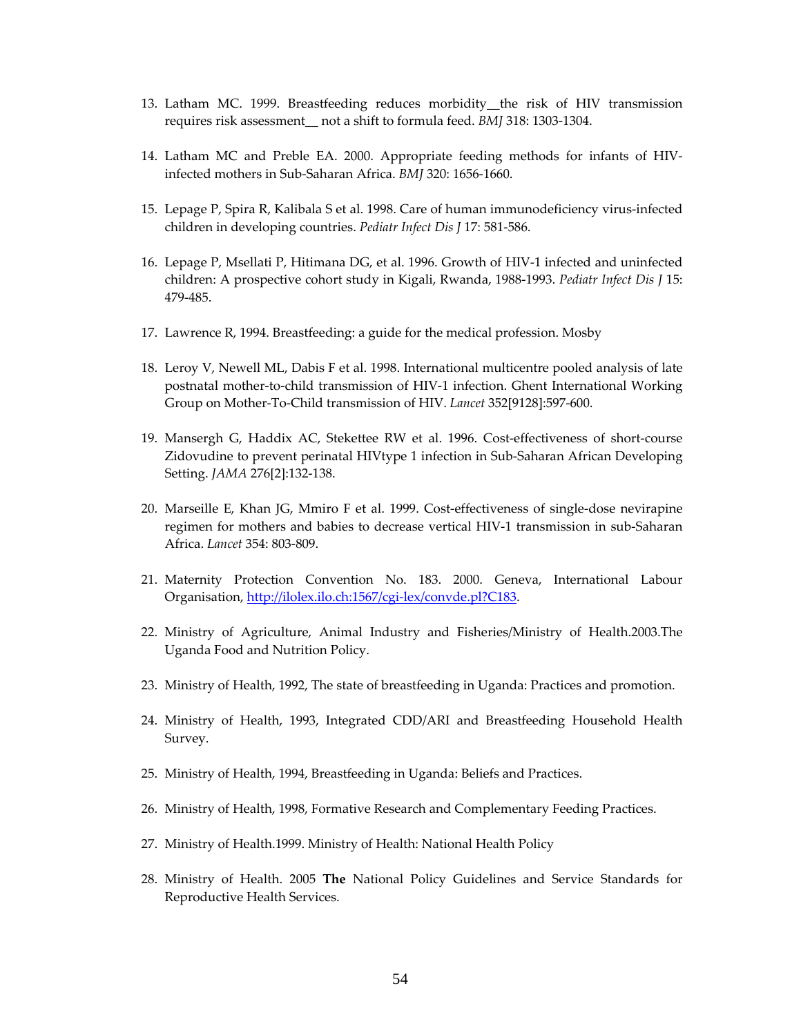13. Latham MC. 1999. Breastfeeding reduces morbidity__the risk of HIV transmission requires risk assessment__ not a shift to formula feed. *BMJ* 318: 1303-1304.

14. Latham MC and Preble EA. 2000. Appropriate feeding methods for infants of HIV-infected mothers in Sub-Saharan Africa. *BMJ* 320: 1656-1660.

15. Lepage P, Spira R, Kalibala S et al. 1998. Care of human immunodeficiency virus-infected children in developing countries. *Pediatr Infect Dis J* 17: 581-586.

16. Lepage P, Msellati P, Hitimana DG, et al. 1996. Growth of HIV-1 infected and uninfected children: A prospective cohort study in Kigali, Rwanda, 1988-1993. *Pediatr Infect Dis J* 15: 479-485.

17. Lawrence R, 1994. Breastfeeding: a guide for the medical profession. Mosby

18. Leroy V, Newell ML, Dabis F et al. 1998. International multicentre pooled analysis of late postnatal mother-to-child transmission of HIV-1 infection. Ghent International Working Group on Mother-To-Child transmission of HIV. *Lancet* 352[9128]:597-600.

19. Mansergh G, Haddix AC, Stekettee RW et al. 1996. Cost-effectiveness of short-course Zidovudine to prevent perinatal HIVtype 1 infection in Sub-Saharan African Developing Setting. *JAMA* 276[2]:132-138.

20. Marseille E, Khan JG, Mmiro F et al. 1999. Cost-effectiveness of single-dose nevirapine regimen for mothers and babies to decrease vertical HIV-1 transmission in sub-Saharan Africa. *Lancet* 354: 803-809.

21. Maternity Protection Convention No. 183. 2000. Geneva, International Labour Organisation, [http://ilolex.ilo.ch:1567/cgi-lex/convde.pl?C183](http://ilolex.ilo.ch:1567/cgi-lex/convde.pl?C183).

22. Ministry of Agriculture, Animal Industry and Fisheries/Ministry of Health.2003.The Uganda Food and Nutrition Policy.

23. Ministry of Health, 1992, The state of breastfeeding in Uganda: Practices and promotion.

24. Ministry of Health, 1993, Integrated CDD/ARI and Breastfeeding Household Health Survey.

25. Ministry of Health, 1994, Breastfeeding in Uganda: Beliefs and Practices.

26. Ministry of Health, 1998, Formative Research and Complementary Feeding Practices.

27. Ministry of Health.1999. Ministry of Health: National Health Policy

28. Ministry of Health. 2005 **The** National Policy Guidelines and Service Standards for Reproductive Health Services.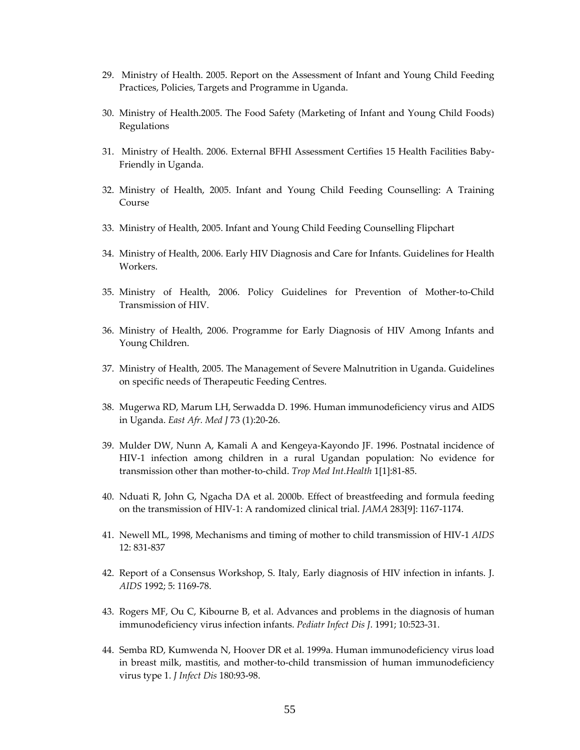29. Ministry of Health. 2005. Report on the Assessment of Infant and Young Child Feeding Practices, Policies, Targets and Programme in Uganda.

30. Ministry of Health.2005. The Food Safety (Marketing of Infant and Young Child Foods) Regulations

31. Ministry of Health. 2006. External BFHI Assessment Certifies 15 Health Facilities Baby-Friendly in Uganda.

32. Ministry of Health, 2005. Infant and Young Child Feeding Counselling: A Training Course

33. Ministry of Health, 2005. Infant and Young Child Feeding Counselling Flipchart

34. Ministry of Health, 2006. Early HIV Diagnosis and Care for Infants. Guidelines for Health Workers.

35. Ministry of Health, 2006. Policy Guidelines for Prevention of Mother-to-Child Transmission of HIV.

36. Ministry of Health, 2006. Programme for Early Diagnosis of HIV Among Infants and Young Children.

37. Ministry of Health, 2005. The Management of Severe Malnutrition in Uganda. Guidelines on specific needs of Therapeutic Feeding Centres.

38. Mugerwa RD, Marum LH, Serwadda D. 1996. Human immunodeficiency virus and AIDS in Uganda. *East Afr. Med J* 73 (1):20-26.

39. Mulder DW, Nunn A, Kamali A and Kengeya-Kayondo JF. 1996. Postnatal incidence of HIV-1 infection among children in a rural Ugandan population: No evidence for transmission other than mother-to-child. *Trop Med Int.Health* 1[1]:81-85.

40. Nduati R, John G, Ngacha DA et al. 2000b. Effect of breastfeeding and formula feeding on the transmission of HIV-1: A randomized clinical trial. *JAMA* 283[9]: 1167-1174.

41. Newell ML, 1998, Mechanisms and timing of mother to child transmission of HIV-1 *AIDS* 12: 831-837

42. Report of a Consensus Workshop, S. Italy, Early diagnosis of HIV infection in infants. J. *AIDS* 1992; 5: 1169-78.

43. Rogers MF, Ou C, Kibourne B, et al. Advances and problems in the diagnosis of human immunodeficiency virus infection infants. *Pediatr Infect Dis J*. 1991; 10:523-31.

44. Semba RD, Kumwenda N, Hoover DR et al. 1999a. Human immunodeficiency virus load in breast milk, mastitis, and mother-to-child transmission of human immunodeficiency virus type 1. *J Infect Dis* 180:93-98.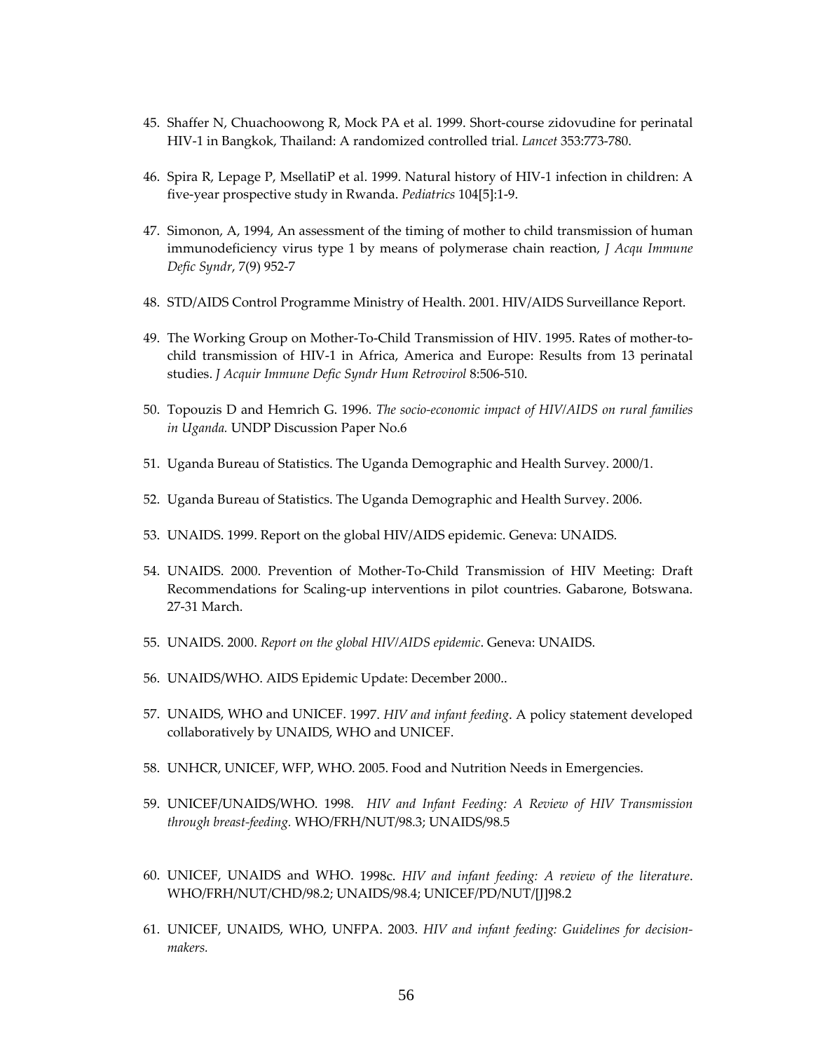45. Shaffer N, Chuachoowong R, Mock PA et al. 1999. Short-course zidovudine for perinatal HIV-1 in Bangkok, Thailand: A randomized controlled trial. *Lancet* 353:773-780.

46. Spira R, Lepage P, MsellatiP et al. 1999. Natural history of HIV-1 infection in children: A five-year prospective study in Rwanda. *Pediatrics* 104[5]:1-9.

47. Simonon, A, 1994, An assessment of the timing of mother to child transmission of human immunodeficiency virus type 1 by means of polymerase chain reaction, *J Acqu Immune Defic Syndr*, 7(9) 952-7

48. STD/AIDS Control Programme Ministry of Health. 2001. HIV/AIDS Surveillance Report.

49. The Working Group on Mother-To-Child Transmission of HIV. 1995. Rates of mother-to-child transmission of HIV-1 in Africa, America and Europe: Results from 13 perinatal studies. *J Acquir Immune Defic Syndr Hum Retrovirol* 8:506-510.

50. Topouzis D and Hemrich G. 1996. *The socio-economic impact of HIV/AIDS on rural families in Uganda.* UNDP Discussion Paper No.6

51. Uganda Bureau of Statistics. The Uganda Demographic and Health Survey. 2000/1.

52. Uganda Bureau of Statistics. The Uganda Demographic and Health Survey. 2006.

53. UNAIDS. 1999. Report on the global HIV/AIDS epidemic. Geneva: UNAIDS.

54. UNAIDS. 2000. Prevention of Mother-To-Child Transmission of HIV Meeting: Draft Recommendations for Scaling-up interventions in pilot countries. Gabarone, Botswana. 27-31 March.

55. UNAIDS. 2000. *Report on the global HIV/AIDS epidemic*. Geneva: UNAIDS.

56. UNAIDS/WHO. AIDS Epidemic Update: December 2000..

57. UNAIDS, WHO and UNICEF. 1997. *HIV and infant feeding*. A policy statement developed collaboratively by UNAIDS, WHO and UNICEF.

58. UNHCR, UNICEF, WFP, WHO. 2005. Food and Nutrition Needs in Emergencies.

59. UNICEF/UNAIDS/WHO. 1998. *HIV and Infant Feeding: A Review of HIV Transmission through breast-feeding.* WHO/FRH/NUT/98.3; UNAIDS/98.5

60. UNICEF, UNAIDS and WHO. 1998c. *HIV and infant feeding: A review of the literature*. WHO/FRH/NUT/CHD/98.2; UNAIDS/98.4; UNICEF/PD/NUT/[J]98.2

61. UNICEF, UNAIDS, WHO, UNFPA. 2003. *HIV and infant feeding: Guidelines for decision-makers.*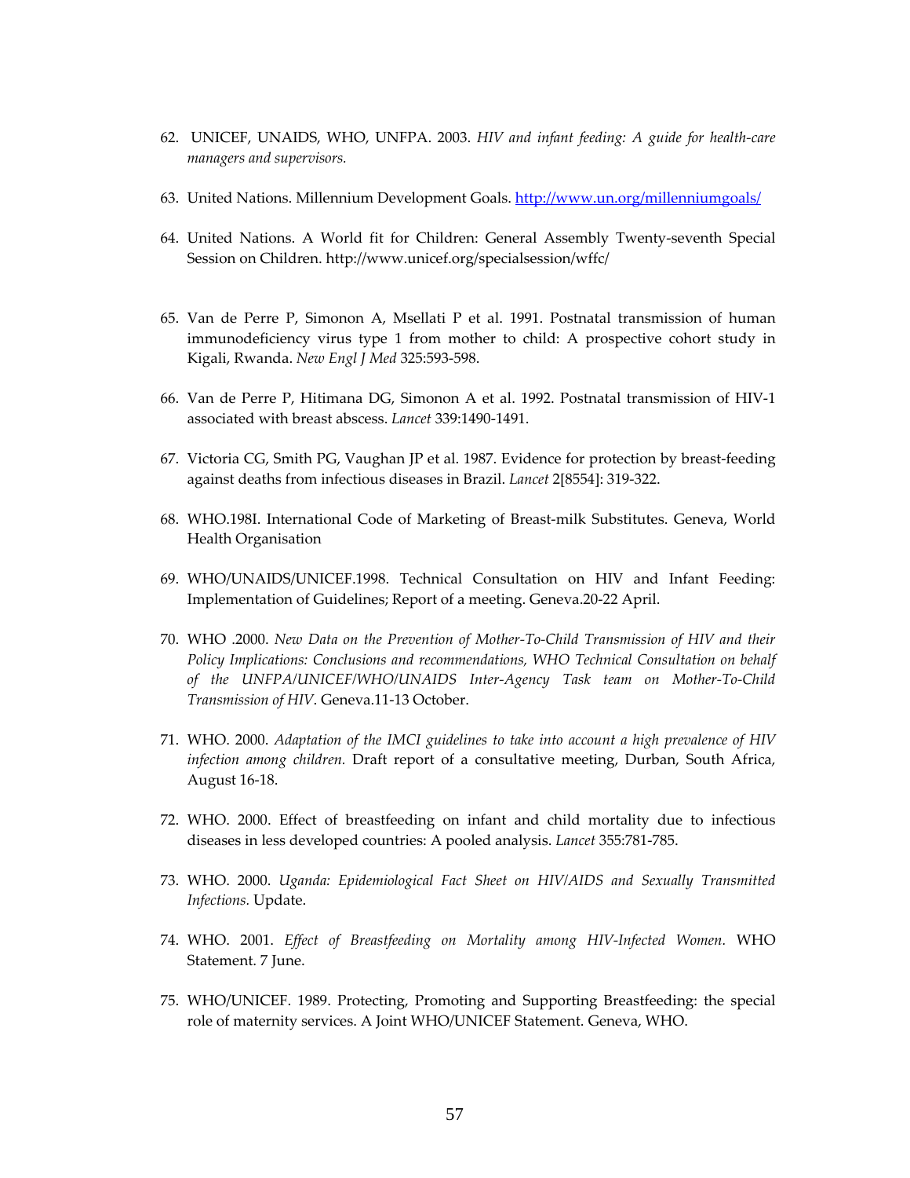62. UNICEF, UNAIDS, WHO, UNFPA. 2003. *HIV and infant feeding: A guide for health-care managers and supervisors.*

63. United Nations. Millennium Development Goals. [http://www.un.org/millenniumgoals/](http://www.un.org/millenniumgoals/)

64. United Nations. A World fit for Children: General Assembly Twenty-seventh Special Session on Children. http://www.unicef.org/specialsession/wffc/

65. Van de Perre P, Simonon A, Msellati P et al. 1991. Postnatal transmission of human immunodeficiency virus type 1 from mother to child: A prospective cohort study in Kigali, Rwanda. *New Engl J Med* 325:593-598.

66. Van de Perre P, Hitimana DG, Simonon A et al. 1992. Postnatal transmission of HIV-1 associated with breast abscess. *Lancet* 339:1490-1491.

67. Victoria CG, Smith PG, Vaughan JP et al. 1987. Evidence for protection by breast-feeding against deaths from infectious diseases in Brazil. *Lancet* 2[8554]: 319-322.

68. WHO.198I. International Code of Marketing of Breast-milk Substitutes. Geneva, World Health Organisation

69. WHO/UNAIDS/UNICEF.1998. Technical Consultation on HIV and Infant Feeding: Implementation of Guidelines; Report of a meeting. Geneva.20-22 April.

70. WHO .2000. *New Data on the Prevention of Mother-To-Child Transmission of HIV and their Policy Implications: Conclusions and recommendations, WHO Technical Consultation on behalf of the UNFPA/UNICEF/WHO/UNAIDS Inter-Agency Task team on Mother-To-Child Transmission of HIV*. Geneva.11-13 October.

71. WHO. 2000. *Adaptation of the IMCI guidelines to take into account a high prevalence of HIV infection among children.* Draft report of a consultative meeting, Durban, South Africa, August 16-18.

72. WHO. 2000. Effect of breastfeeding on infant and child mortality due to infectious diseases in less developed countries: A pooled analysis. *Lancet* 355:781-785.

73. WHO. 2000. *Uganda: Epidemiological Fact Sheet on HIV/AIDS and Sexually Transmitted Infections.* Update.

74. WHO. 2001. *Effect of Breastfeeding on Mortality among HIV-Infected Women.* WHO Statement. 7 June.

75. WHO/UNICEF. 1989. Protecting, Promoting and Supporting Breastfeeding: the special role of maternity services. A Joint WHO/UNICEF Statement. Geneva, WHO.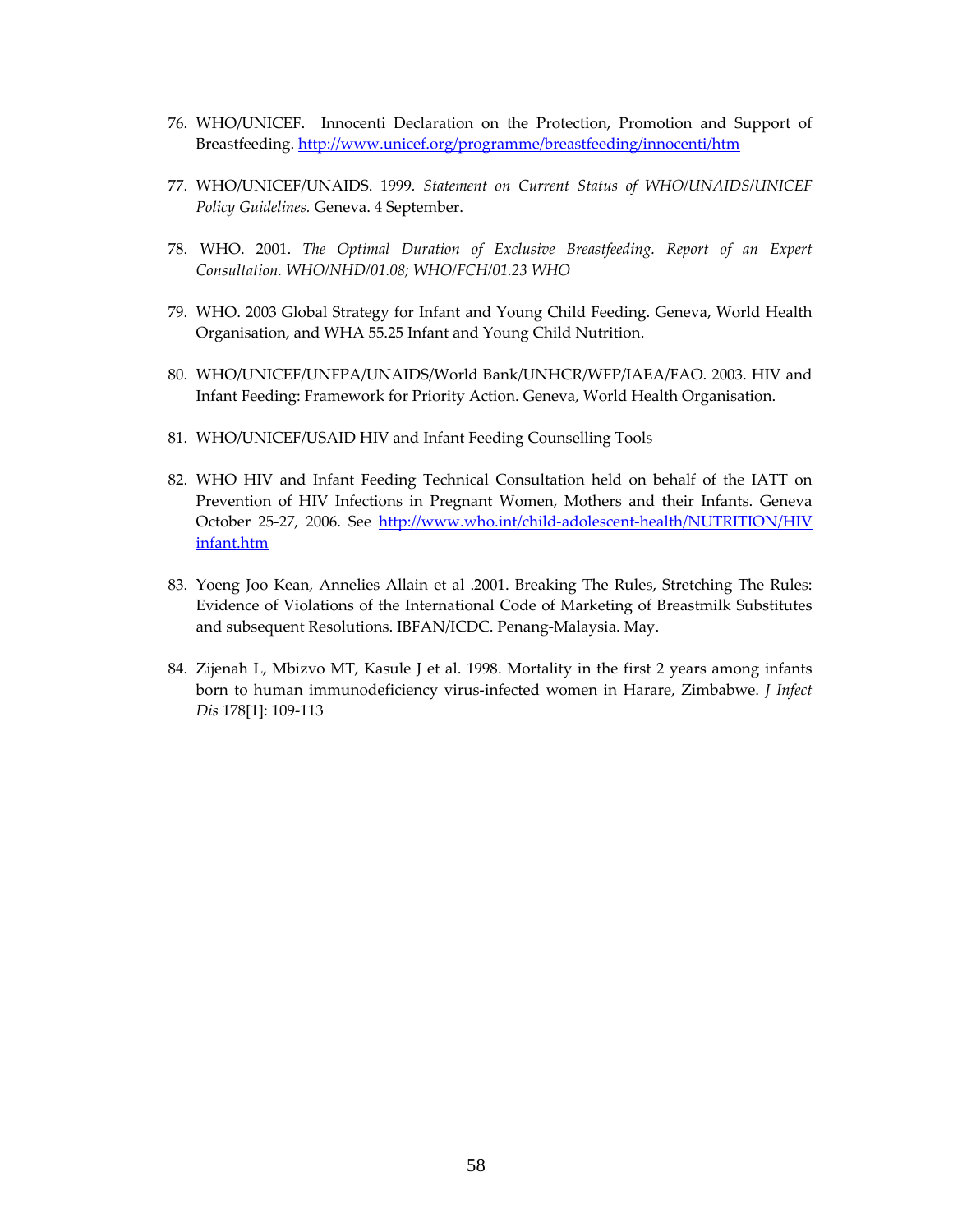76. WHO/UNICEF. Innocenti Declaration on the Protection, Promotion and Support of Breastfeeding. http://www.unicef.org/programme/breastfeeding/innocenti/htm

77. WHO/UNICEF/UNAIDS. 1999. *Statement on Current Status of WHO/UNAIDS/UNICEF Policy Guidelines.* Geneva. 4 September.

78. WHO. 2001. *The Optimal Duration of Exclusive Breastfeeding. Report of an Expert Consultation. WHO/NHD/01.08; WHO/FCH/01.23 WHO*

79. WHO. 2003 Global Strategy for Infant and Young Child Feeding. Geneva, World Health Organisation, and WHA 55.25 Infant and Young Child Nutrition.

80. WHO/UNICEF/UNFPA/UNAIDS/World Bank/UNHCR/WFP/IAEA/FAO. 2003. HIV and Infant Feeding: Framework for Priority Action. Geneva, World Health Organisation.

81. WHO/UNICEF/USAID HIV and Infant Feeding Counselling Tools

82. WHO HIV and Infant Feeding Technical Consultation held on behalf of the IATT on Prevention of HIV Infections in Pregnant Women, Mothers and their Infants. Geneva October 25-27, 2006. See http://www.who.int/child-adolescent-health/NUTRITION/HIVinfant.htm

83. Yoeng Joo Kean, Annelies Allain et al .2001. Breaking The Rules, Stretching The Rules: Evidence of Violations of the International Code of Marketing of Breastmilk Substitutes and subsequent Resolutions. IBFAN/ICDC. Penang-Malaysia. May.

84. Zijenah L, Mbizvo MT, Kasule J et al. 1998. Mortality in the first 2 years among infants born to human immunodeficiency virus-infected women in Harare, Zimbabwe. *J Infect Dis* 178[1]: 109-113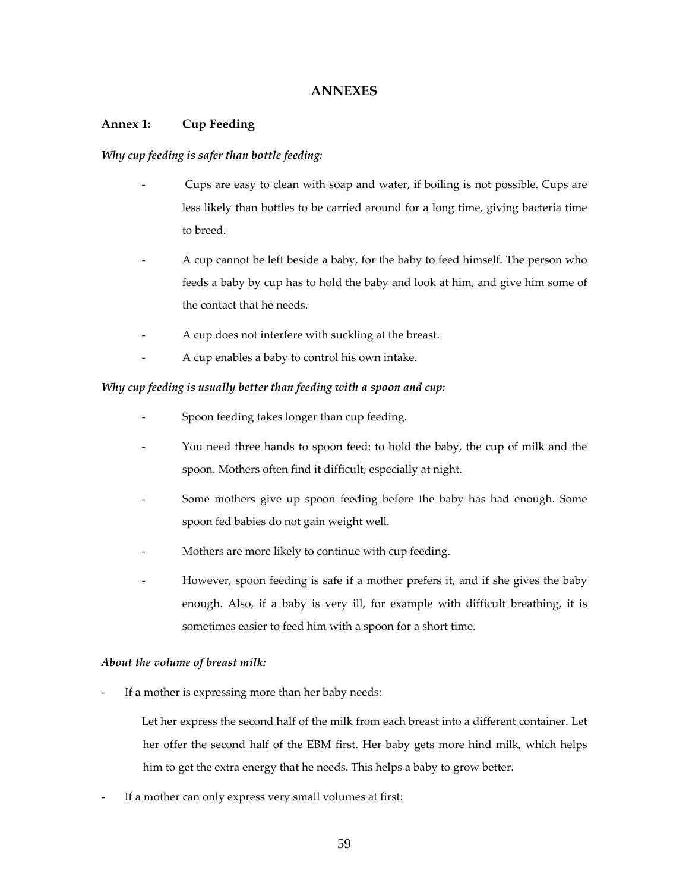# ANNEXES

## Annex 1: Cup Feeding

***Why cup feeding is safer than bottle feeding:***

- Cups are easy to clean with soap and water, if boiling is not possible. Cups are less likely than bottles to be carried around for a long time, giving bacteria time to breed.
- A cup cannot be left beside a baby, for the baby to feed himself. The person who feeds a baby by cup has to hold the baby and look at him, and give him some of the contact that he needs.
- A cup does not interfere with suckling at the breast.
- A cup enables a baby to control his own intake.

***Why cup feeding is usually better than feeding with a spoon and cup:***

- Spoon feeding takes longer than cup feeding.
- You need three hands to spoon feed: to hold the baby, the cup of milk and the spoon. Mothers often find it difficult, especially at night.
- Some mothers give up spoon feeding before the baby has had enough. Some spoon fed babies do not gain weight well.
- Mothers are more likely to continue with cup feeding.
- However, spoon feeding is safe if a mother prefers it, and if she gives the baby enough. Also, if a baby is very ill, for example with difficult breathing, it is sometimes easier to feed him with a spoon for a short time.

***About the volume of breast milk:***

- If a mother is expressing more than her baby needs:

  Let her express the second half of the milk from each breast into a different container. Let her offer the second half of the EBM first. Her baby gets more hind milk, which helps him to get the extra energy that he needs. This helps a baby to grow better.

- If a mother can only express very small volumes at first: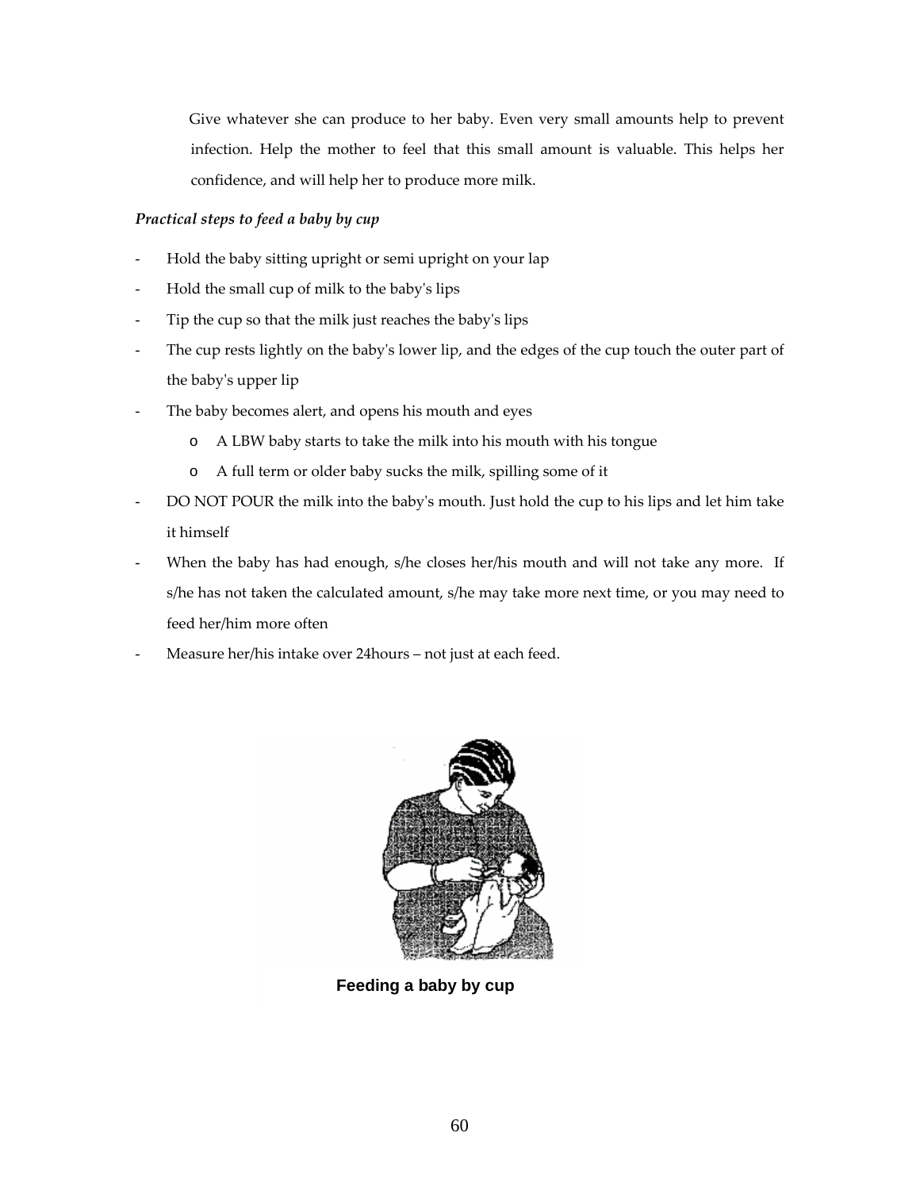Give whatever she can produce to her baby. Even very small amounts help to prevent infection. Help the mother to feel that this small amount is valuable. This helps her confidence, and will help her to produce more milk.

*Practical steps to feed a baby by cup*

- Hold the baby sitting upright or semi upright on your lap
- Hold the small cup of milk to the baby's lips
- Tip the cup so that the milk just reaches the baby's lips
- The cup rests lightly on the baby's lower lip, and the edges of the cup touch the outer part of the baby's upper lip
- The baby becomes alert, and opens his mouth and eyes
    - A LBW baby starts to take the milk into his mouth with his tongue
    - A full term or older baby sucks the milk, spilling some of it
- DO NOT POUR the milk into the baby's mouth. Just hold the cup to his lips and let him take it himself
- When the baby has had enough, s/he closes her/his mouth and will not take any more. If s/he has not taken the calculated amount, s/he may take more next time, or you may need to feed her/him more often
- Measure her/his intake over 24hours – not just at each feed.

**Feeding a baby by cup**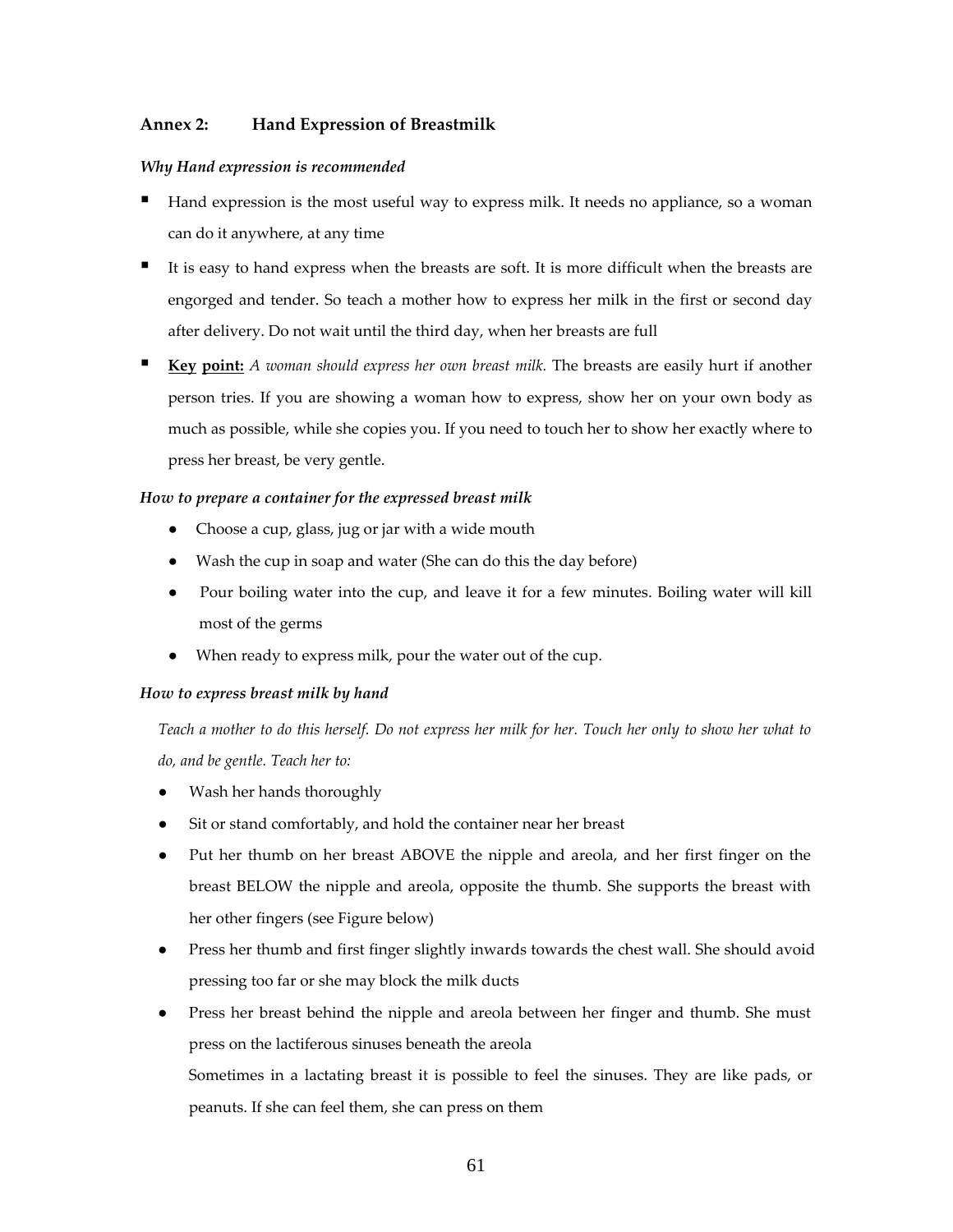## Annex 2: Hand Expression of Breastmilk

***Why Hand expression is recommended***

- Hand expression is the most useful way to express milk. It needs no appliance, so a woman can do it anywhere, at any time
- It is easy to hand express when the breasts are soft. It is more difficult when the breasts are engorged and tender. So teach a mother how to express her milk in the first or second day after delivery. Do not wait until the third day, when her breasts are full
- **Key point:** *A woman should express her own breast milk.* The breasts are easily hurt if another person tries. If you are showing a woman how to express, show her on your own body as much as possible, while she copies you. If you need to touch her to show her exactly where to press her breast, be very gentle.

***How to prepare a container for the expressed breast milk***

- Choose a cup, glass, jug or jar with a wide mouth
- Wash the cup in soap and water (She can do this the day before)
- Pour boiling water into the cup, and leave it for a few minutes. Boiling water will kill most of the germs
- When ready to express milk, pour the water out of the cup.

***How to express breast milk by hand***

*Teach a mother to do this herself. Do not express her milk for her. Touch her only to show her what to do, and be gentle. Teach her to:*

- Wash her hands thoroughly
- Sit or stand comfortably, and hold the container near her breast
- Put her thumb on her breast ABOVE the nipple and areola, and her first finger on the breast BELOW the nipple and areola, opposite the thumb. She supports the breast with her other fingers (see Figure below)
- Press her thumb and first finger slightly inwards towards the chest wall. She should avoid pressing too far or she may block the milk ducts
- Press her breast behind the nipple and areola between her finger and thumb. She must press on the lactiferous sinuses beneath the areola

  Sometimes in a lactating breast it is possible to feel the sinuses. They are like pads, or peanuts. If she can feel them, she can press on them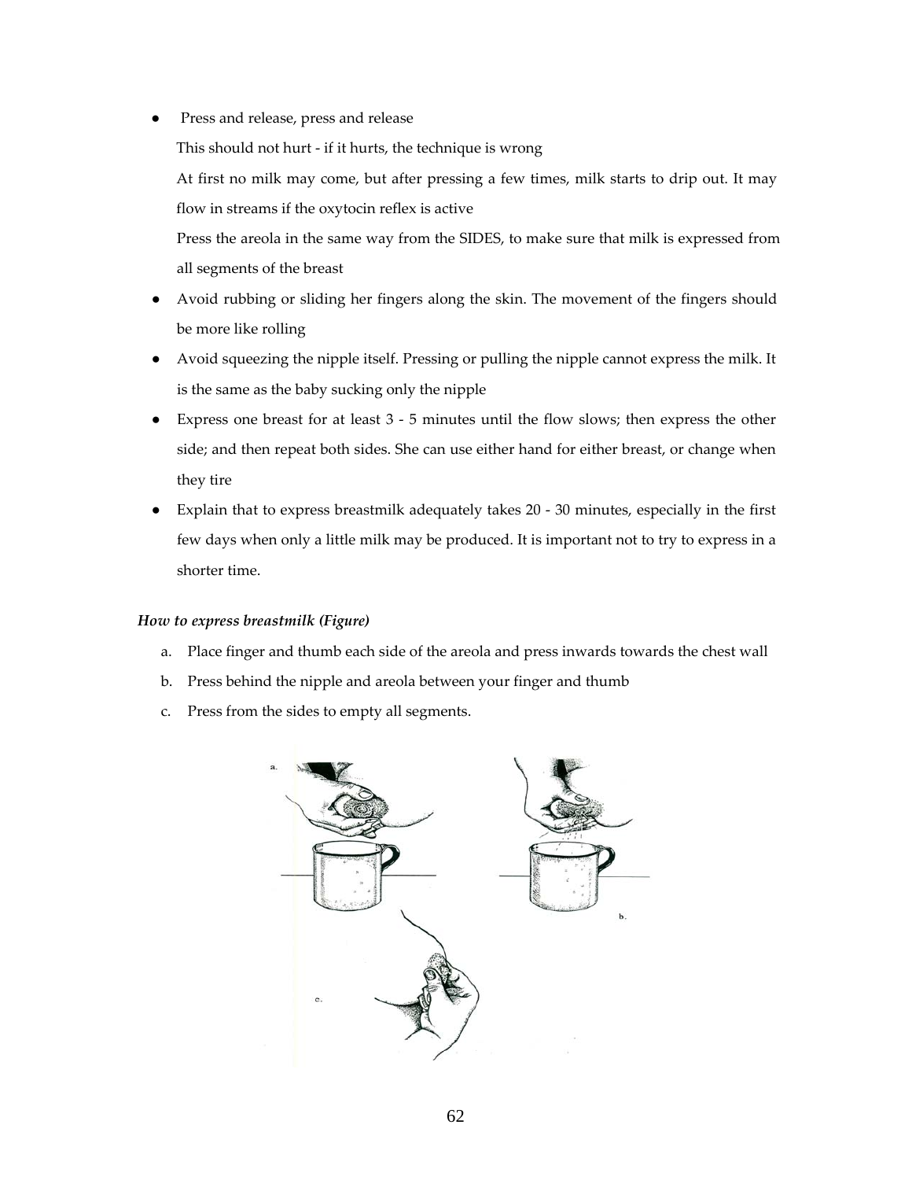- Press and release, press and release

  This should not hurt - if it hurts, the technique is wrong

  At first no milk may come, but after pressing a few times, milk starts to drip out. It may flow in streams if the oxytocin reflex is active

  Press the areola in the same way from the SIDES, to make sure that milk is expressed from all segments of the breast

- Avoid rubbing or sliding her fingers along the skin. The movement of the fingers should be more like rolling
- Avoid squeezing the nipple itself. Pressing or pulling the nipple cannot express the milk. It is the same as the baby sucking only the nipple
- Express one breast for at least 3 - 5 minutes until the flow slows; then express the other side; and then repeat both sides. She can use either hand for either breast, or change when they tire
- Explain that to express breastmilk adequately takes 20 - 30 minutes, especially in the first few days when only a little milk may be produced. It is important not to try to express in a shorter time.

***How to express breastmilk (Figure)***

a. Place finger and thumb each side of the areola and press inwards towards the chest wall
b. Press behind the nipple and areola between your finger and thumb
c. Press from the sides to empty all segments.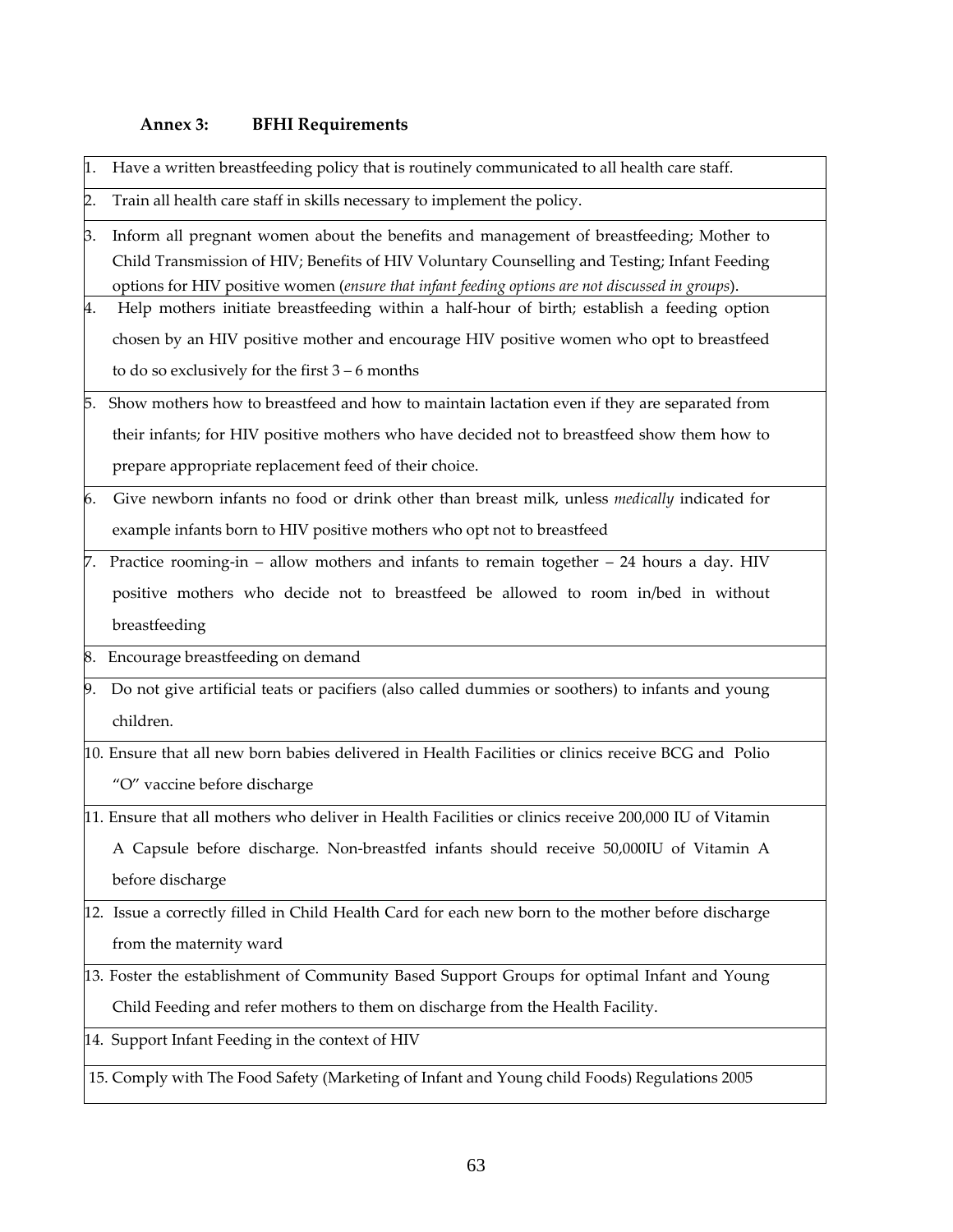## Annex 3: BFHI Requirements

| |
|---|
| 1. Have a written breastfeeding policy that is routinely communicated to all health care staff. |
| 2. Train all health care staff in skills necessary to implement the policy. |
| 3. Inform all pregnant women about the benefits and management of breastfeeding; Mother to Child Transmission of HIV; Benefits of HIV Voluntary Counselling and Testing; Infant Feeding options for HIV positive women (*ensure that infant feeding options are not discussed in groups*). |
| 4. Help mothers initiate breastfeeding within a half-hour of birth; establish a feeding option chosen by an HIV positive mother and encourage HIV positive women who opt to breastfeed to do so exclusively for the first 3 – 6 months |
| 5. Show mothers how to breastfeed and how to maintain lactation even if they are separated from their infants; for HIV positive mothers who have decided not to breastfeed show them how to prepare appropriate replacement feed of their choice. |
| 6. Give newborn infants no food or drink other than breast milk, unless *medically* indicated for example infants born to HIV positive mothers who opt not to breastfeed |
| 7. Practice rooming-in – allow mothers and infants to remain together – 24 hours a day. HIV positive mothers who decide not to breastfeed be allowed to room in/bed in without breastfeeding |
| 8. Encourage breastfeeding on demand |
| 9. Do not give artificial teats or pacifiers (also called dummies or soothers) to infants and young children. |
| 10. Ensure that all new born babies delivered in Health Facilities or clinics receive BCG and Polio "O" vaccine before discharge |
| 11. Ensure that all mothers who deliver in Health Facilities or clinics receive 200,000 IU of Vitamin A Capsule before discharge. Non-breastfed infants should receive 50,000IU of Vitamin A before discharge |
| 12. Issue a correctly filled in Child Health Card for each new born to the mother before discharge from the maternity ward |
| 13. Foster the establishment of Community Based Support Groups for optimal Infant and Young Child Feeding and refer mothers to them on discharge from the Health Facility. |
| 14. Support Infant Feeding in the context of HIV |
| 15. Comply with The Food Safety (Marketing of Infant and Young child Foods) Regulations 2005 |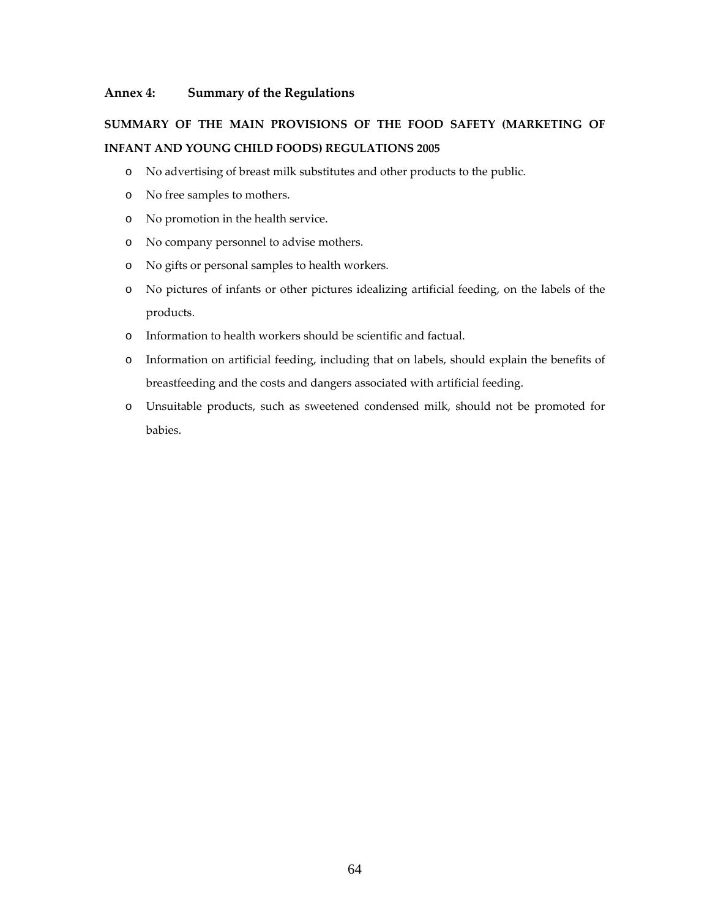## Annex 4: Summary of the Regulations

### SUMMARY OF THE MAIN PROVISIONS OF THE FOOD SAFETY (MARKETING OF INFANT AND YOUNG CHILD FOODS) REGULATIONS 2005

- No advertising of breast milk substitutes and other products to the public.
- No free samples to mothers.
- No promotion in the health service.
- No company personnel to advise mothers.
- No gifts or personal samples to health workers.
- No pictures of infants or other pictures idealizing artificial feeding, on the labels of the products.
- Information to health workers should be scientific and factual.
- Information on artificial feeding, including that on labels, should explain the benefits of breastfeeding and the costs and dangers associated with artificial feeding.
- Unsuitable products, such as sweetened condensed milk, should not be promoted for babies.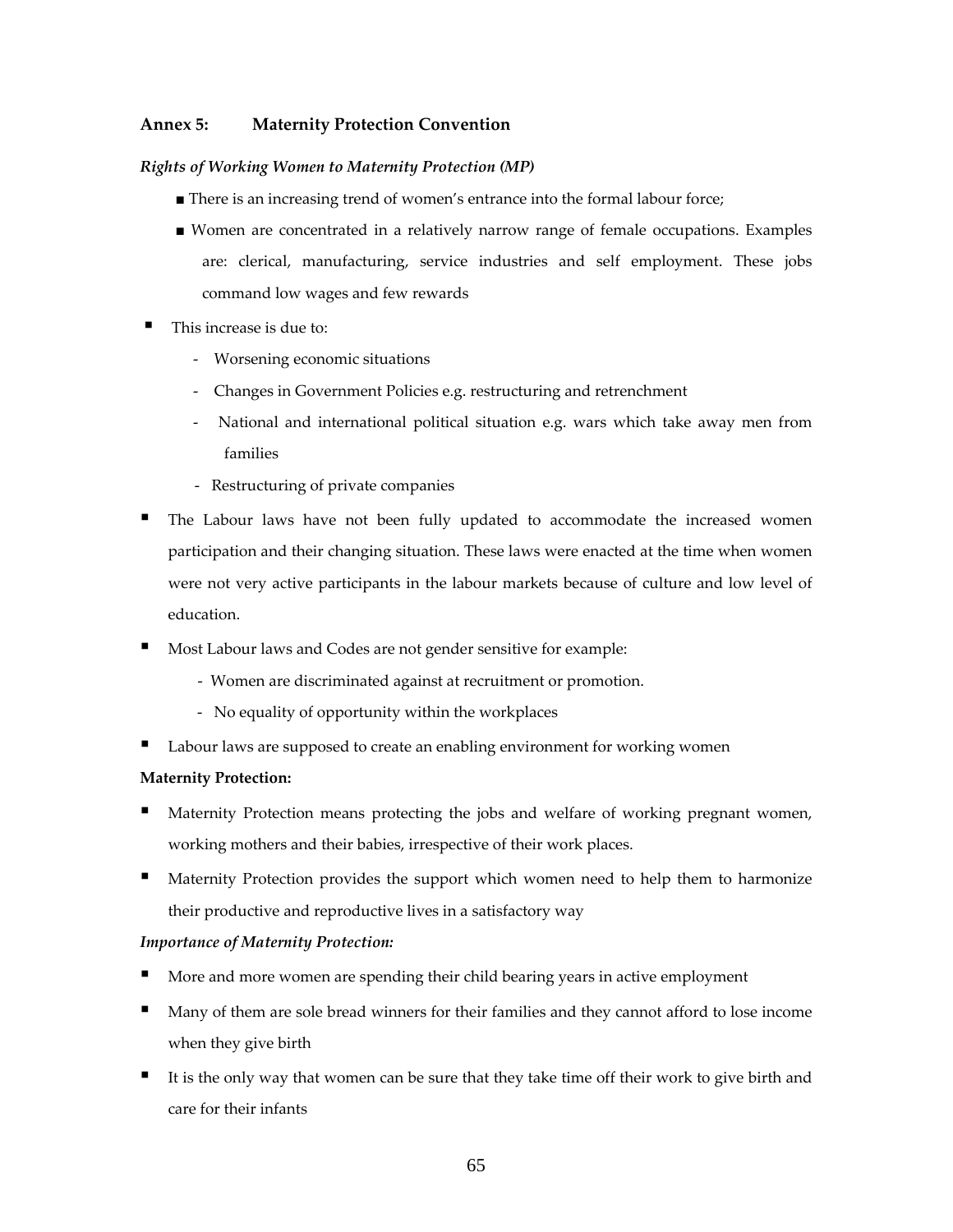## Annex 5: Maternity Protection Convention

***Rights of Working Women to Maternity Protection (MP)***

- There is an increasing trend of women's entrance into the formal labour force;
- Women are concentrated in a relatively narrow range of female occupations. Examples are: clerical, manufacturing, service industries and self employment. These jobs command low wages and few rewards

- This increase is due to:
  - Worsening economic situations
  - Changes in Government Policies e.g. restructuring and retrenchment
  - National and international political situation e.g. wars which take away men from families
  - Restructuring of private companies
- The Labour laws have not been fully updated to accommodate the increased women participation and their changing situation. These laws were enacted at the time when women were not very active participants in the labour markets because of culture and low level of education.
- Most Labour laws and Codes are not gender sensitive for example:
  - Women are discriminated against at recruitment or promotion.
  - No equality of opportunity within the workplaces
- Labour laws are supposed to create an enabling environment for working women

**Maternity Protection:**

- Maternity Protection means protecting the jobs and welfare of working pregnant women, working mothers and their babies, irrespective of their work places.
- Maternity Protection provides the support which women need to help them to harmonize their productive and reproductive lives in a satisfactory way

***Importance of Maternity Protection:***

- More and more women are spending their child bearing years in active employment
- Many of them are sole bread winners for their families and they cannot afford to lose income when they give birth
- It is the only way that women can be sure that they take time off their work to give birth and care for their infants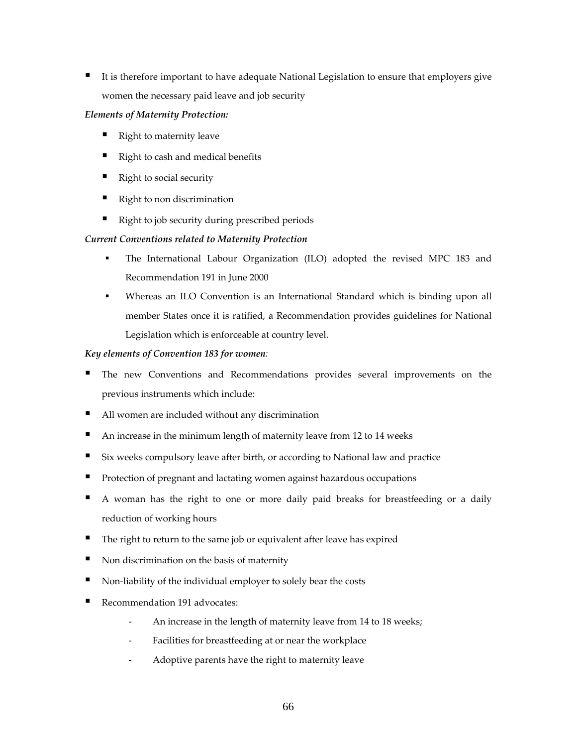- It is therefore important to have adequate National Legislation to ensure that employers give women the necessary paid leave and job security

***Elements of Maternity Protection:***

- Right to maternity leave
- Right to cash and medical benefits
- Right to social security
- Right to non discrimination
- Right to job security during prescribed periods

***Current Conventions related to Maternity Protection***

- The International Labour Organization (ILO) adopted the revised MPC 183 and Recommendation 191 in June 2000
- Whereas an ILO Convention is an International Standard which is binding upon all member States once it is ratified, a Recommendation provides guidelines for National Legislation which is enforceable at country level.

***Key elements of Convention 183 for women*:**

- The new Conventions and Recommendations provides several improvements on the previous instruments which include:
- All women are included without any discrimination
- An increase in the minimum length of maternity leave from 12 to 14 weeks
- Six weeks compulsory leave after birth, or according to National law and practice
- Protection of pregnant and lactating women against hazardous occupations
- A woman has the right to one or more daily paid breaks for breastfeeding or a daily reduction of working hours
- The right to return to the same job or equivalent after leave has expired
- Non discrimination on the basis of maternity
- Non-liability of the individual employer to solely bear the costs
- Recommendation 191 advocates:
  - An increase in the length of maternity leave from 14 to 18 weeks;
  - Facilities for breastfeeding at or near the workplace
  - Adoptive parents have the right to maternity leave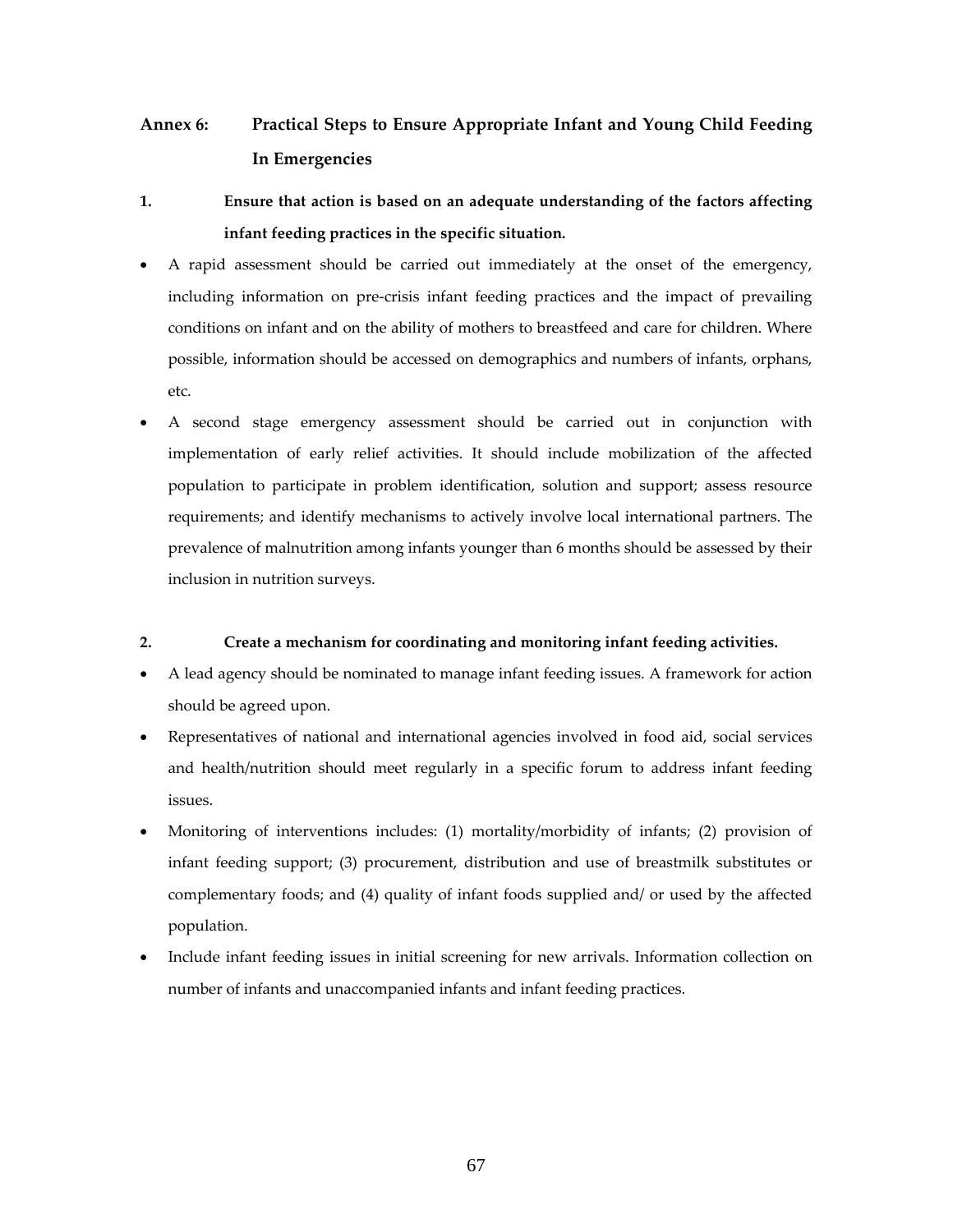## Annex 6: Practical Steps to Ensure Appropriate Infant and Young Child Feeding In Emergencies

### 1. Ensure that action is based on an adequate understanding of the factors affecting infant feeding practices in the specific situation.

- A rapid assessment should be carried out immediately at the onset of the emergency, including information on pre-crisis infant feeding practices and the impact of prevailing conditions on infant and on the ability of mothers to breastfeed and care for children. Where possible, information should be accessed on demographics and numbers of infants, orphans, etc.
- A second stage emergency assessment should be carried out in conjunction with implementation of early relief activities. It should include mobilization of the affected population to participate in problem identification, solution and support; assess resource requirements; and identify mechanisms to actively involve local international partners. The prevalence of malnutrition among infants younger than 6 months should be assessed by their inclusion in nutrition surveys.

### 2. Create a mechanism for coordinating and monitoring infant feeding activities.

- A lead agency should be nominated to manage infant feeding issues. A framework for action should be agreed upon.
- Representatives of national and international agencies involved in food aid, social services and health/nutrition should meet regularly in a specific forum to address infant feeding issues.
- Monitoring of interventions includes: (1) mortality/morbidity of infants; (2) provision of infant feeding support; (3) procurement, distribution and use of breastmilk substitutes or complementary foods; and (4) quality of infant foods supplied and/ or used by the affected population.
- Include infant feeding issues in initial screening for new arrivals. Information collection on number of infants and unaccompanied infants and infant feeding practices.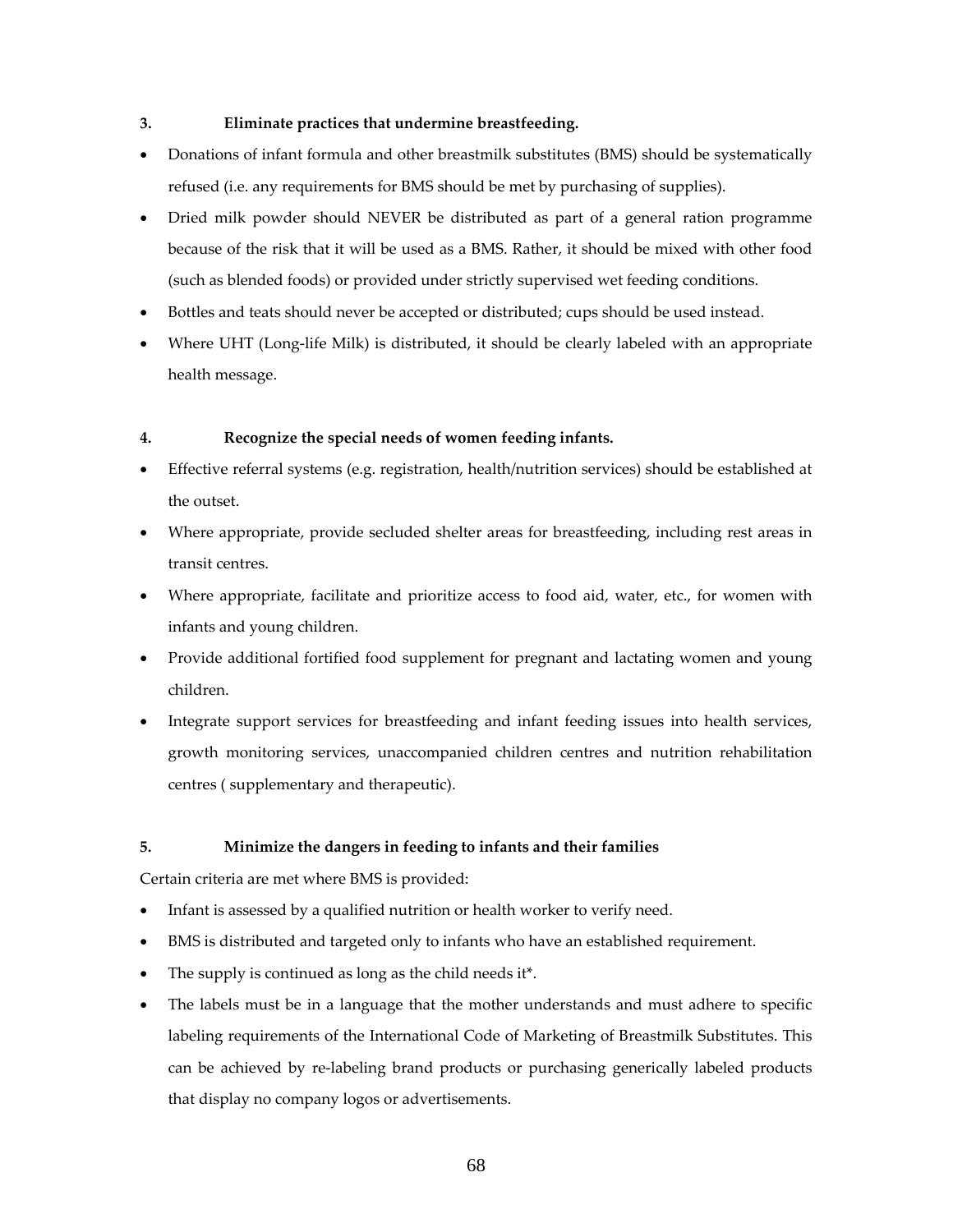**3. Eliminate practices that undermine breastfeeding.**

- Donations of infant formula and other breastmilk substitutes (BMS) should be systematically refused (i.e. any requirements for BMS should be met by purchasing of supplies).
- Dried milk powder should NEVER be distributed as part of a general ration programme because of the risk that it will be used as a BMS. Rather, it should be mixed with other food (such as blended foods) or provided under strictly supervised wet feeding conditions.
- Bottles and teats should never be accepted or distributed; cups should be used instead.
- Where UHT (Long-life Milk) is distributed, it should be clearly labeled with an appropriate health message.

**4. Recognize the special needs of women feeding infants.**

- Effective referral systems (e.g. registration, health/nutrition services) should be established at the outset.
- Where appropriate, provide secluded shelter areas for breastfeeding, including rest areas in transit centres.
- Where appropriate, facilitate and prioritize access to food aid, water, etc., for women with infants and young children.
- Provide additional fortified food supplement for pregnant and lactating women and young children.
- Integrate support services for breastfeeding and infant feeding issues into health services, growth monitoring services, unaccompanied children centres and nutrition rehabilitation centres ( supplementary and therapeutic).

**5. Minimize the dangers in feeding to infants and their families**

Certain criteria are met where BMS is provided:

- Infant is assessed by a qualified nutrition or health worker to verify need.
- BMS is distributed and targeted only to infants who have an established requirement.
- The supply is continued as long as the child needs it*.
- The labels must be in a language that the mother understands and must adhere to specific labeling requirements of the International Code of Marketing of Breastmilk Substitutes. This can be achieved by re-labeling brand products or purchasing generically labeled products that display no company logos or advertisements.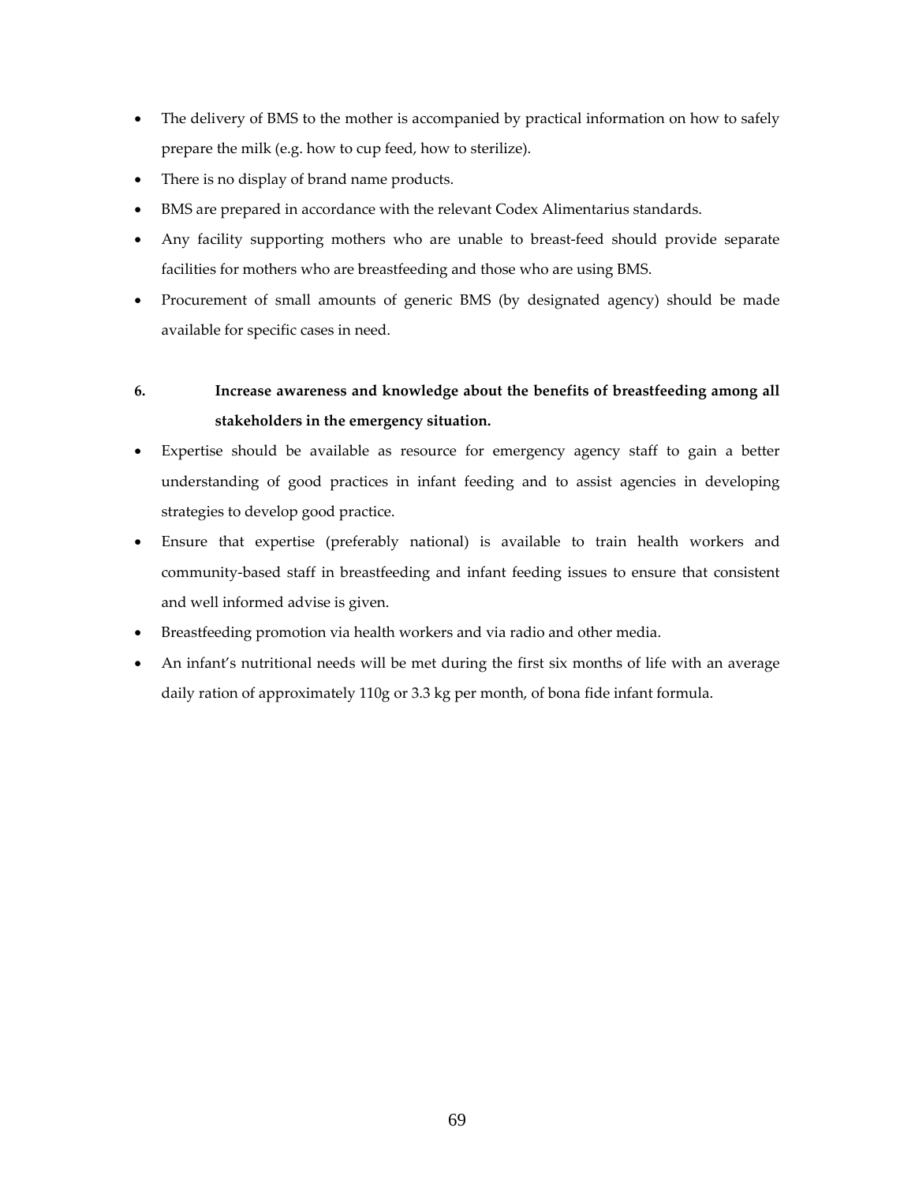- The delivery of BMS to the mother is accompanied by practical information on how to safely prepare the milk (e.g. how to cup feed, how to sterilize).
- There is no display of brand name products.
- BMS are prepared in accordance with the relevant Codex Alimentarius standards.
- Any facility supporting mothers who are unable to breast-feed should provide separate facilities for mothers who are breastfeeding and those who are using BMS.
- Procurement of small amounts of generic BMS (by designated agency) should be made available for specific cases in need.

**6. Increase awareness and knowledge about the benefits of breastfeeding among all stakeholders in the emergency situation.**

- Expertise should be available as resource for emergency agency staff to gain a better understanding of good practices in infant feeding and to assist agencies in developing strategies to develop good practice.
- Ensure that expertise (preferably national) is available to train health workers and community-based staff in breastfeeding and infant feeding issues to ensure that consistent and well informed advise is given.
- Breastfeeding promotion via health workers and via radio and other media.
- An infant's nutritional needs will be met during the first six months of life with an average daily ration of approximately 110g or 3.3 kg per month, of bona fide infant formula.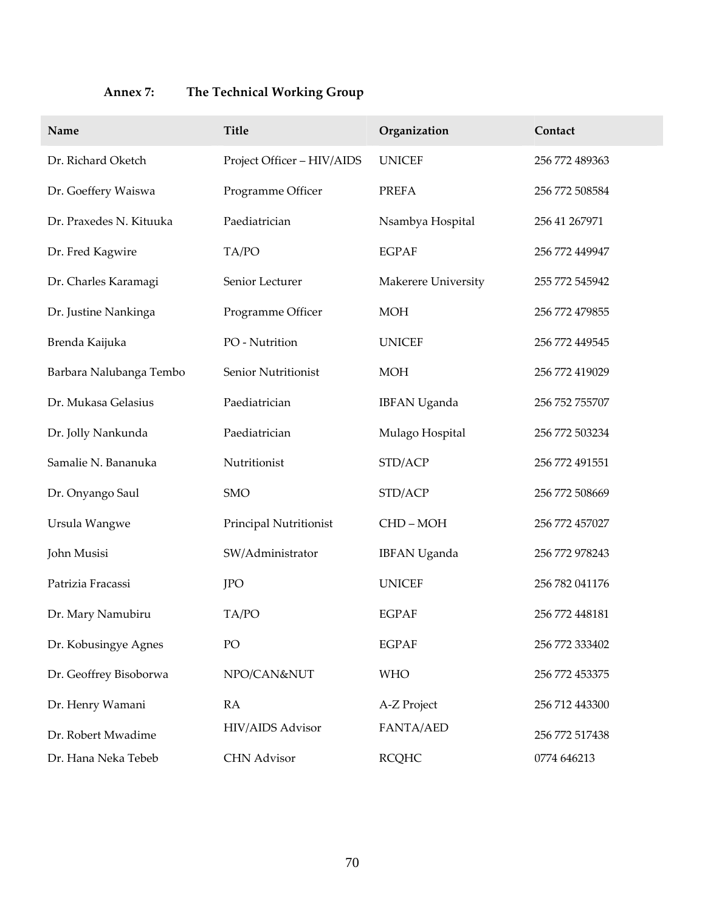## Annex 7: The Technical Working Group

| Name | Title | Organization | Contact |
|---|---|---|---|
| Dr. Richard Oketch | Project Officer – HIV/AIDS | UNICEF | 256 772 489363 |
| Dr. Goeffery Waiswa | Programme Officer | PREFA | 256 772 508584 |
| Dr. Praxedes N. Kituuka | Paediatrician | Nsambya Hospital | 256 41 267971 |
| Dr. Fred Kagwire | TA/PO | EGPAF | 256 772 449947 |
| Dr. Charles Karamagi | Senior Lecturer | Makerere University | 255 772 545942 |
| Dr. Justine Nankinga | Programme Officer | MOH | 256 772 479855 |
| Brenda Kaijuka | PO - Nutrition | UNICEF | 256 772 449545 |
| Barbara Nalubanga Tembo | Senior Nutritionist | MOH | 256 772 419029 |
| Dr. Mukasa Gelasius | Paediatrician | IBFAN Uganda | 256 752 755707 |
| Dr. Jolly Nankunda | Paediatrician | Mulago Hospital | 256 772 503234 |
| Samalie N. Bananuka | Nutritionist | STD/ACP | 256 772 491551 |
| Dr. Onyango Saul | SMO | STD/ACP | 256 772 508669 |
| Ursula Wangwe | Principal Nutritionist | CHD – MOH | 256 772 457027 |
| John Musisi | SW/Administrator | IBFAN Uganda | 256 772 978243 |
| Patrizia Fracassi | JPO | UNICEF | 256 782 041176 |
| Dr. Mary Namubiru | TA/PO | EGPAF | 256 772 448181 |
| Dr. Kobusingye Agnes | PO | EGPAF | 256 772 333402 |
| Dr. Geoffrey Bisoborwa | NPO/CAN&NUT | WHO | 256 772 453375 |
| Dr. Henry Wamani | RA | A-Z Project | 256 712 443300 |
| Dr. Robert Mwadime | HIV/AIDS Advisor | FANTA/AED | 256 772 517438 |
| Dr. Hana Neka Tebeb | CHN Advisor | RCQHC | 0774 646213 |